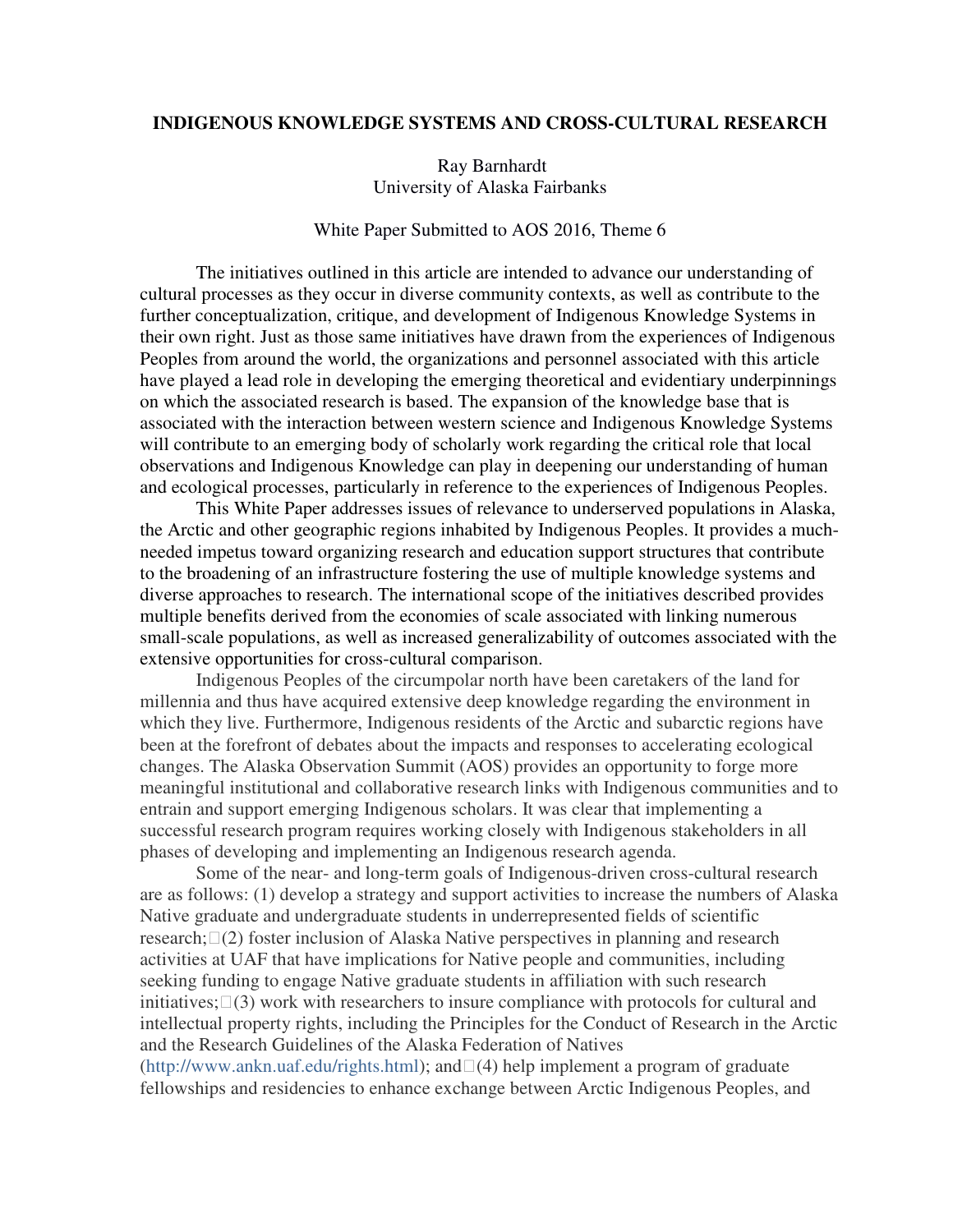# INDIGENOUS KNOWLEDGE SYSTEMS AND CROSS-CULTURAL RESEARCH

Ray Barnhardt
University of Alaska Fairbanks

White Paper Submitted to AOS 2016, Theme 6

The initiatives outlined in this article are intended to advance our understanding of cultural processes as they occur in diverse community contexts, as well as contribute to the further conceptualization, critique, and development of Indigenous Knowledge Systems in their own right. Just as those same initiatives have drawn from the experiences of Indigenous Peoples from around the world, the organizations and personnel associated with this article have played a lead role in developing the emerging theoretical and evidentiary underpinnings on which the associated research is based. The expansion of the knowledge base that is associated with the interaction between western science and Indigenous Knowledge Systems will contribute to an emerging body of scholarly work regarding the critical role that local observations and Indigenous Knowledge can play in deepening our understanding of human and ecological processes, particularly in reference to the experiences of Indigenous Peoples.

This White Paper addresses issues of relevance to underserved populations in Alaska, the Arctic and other geographic regions inhabited by Indigenous Peoples. It provides a much-needed impetus toward organizing research and education support structures that contribute to the broadening of an infrastructure fostering the use of multiple knowledge systems and diverse approaches to research. The international scope of the initiatives described provides multiple benefits derived from the economies of scale associated with linking numerous small-scale populations, as well as increased generalizability of outcomes associated with the extensive opportunities for cross-cultural comparison.

Indigenous Peoples of the circumpolar north have been caretakers of the land for millennia and thus have acquired extensive deep knowledge regarding the environment in which they live. Furthermore, Indigenous residents of the Arctic and subarctic regions have been at the forefront of debates about the impacts and responses to accelerating ecological changes. The Alaska Observation Summit (AOS) provides an opportunity to forge more meaningful institutional and collaborative research links with Indigenous communities and to entrain and support emerging Indigenous scholars. It was clear that implementing a successful research program requires working closely with Indigenous stakeholders in all phases of developing and implementing an Indigenous research agenda.

Some of the near- and long-term goals of Indigenous-driven cross-cultural research are as follows: (1) develop a strategy and support activities to increase the numbers of Alaska Native graduate and undergraduate students in underrepresented fields of scientific research; (2) foster inclusion of Alaska Native perspectives in planning and research activities at UAF that have implications for Native people and communities, including seeking funding to engage Native graduate students in affiliation with such research initiatives; (3) work with researchers to insure compliance with protocols for cultural and intellectual property rights, including the Principles for the Conduct of Research in the Arctic and the Research Guidelines of the Alaska Federation of Natives (http://www.ankn.uaf.edu/rights.html); and (4) help implement a program of graduate fellowships and residencies to enhance exchange between Arctic Indigenous Peoples, and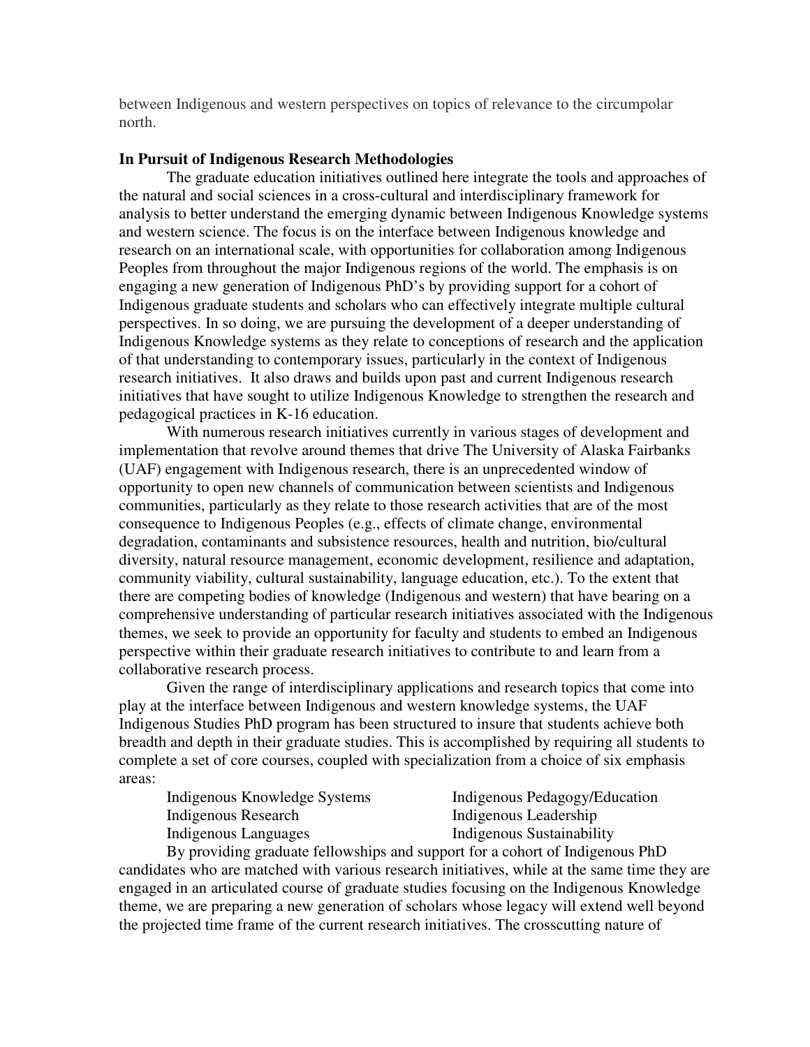between Indigenous and western perspectives on topics of relevance to the circumpolar north.

**In Pursuit of Indigenous Research Methodologies**

The graduate education initiatives outlined here integrate the tools and approaches of the natural and social sciences in a cross-cultural and interdisciplinary framework for analysis to better understand the emerging dynamic between Indigenous Knowledge systems and western science. The focus is on the interface between Indigenous knowledge and research on an international scale, with opportunities for collaboration among Indigenous Peoples from throughout the major Indigenous regions of the world. The emphasis is on engaging a new generation of Indigenous PhD's by providing support for a cohort of Indigenous graduate students and scholars who can effectively integrate multiple cultural perspectives. In so doing, we are pursuing the development of a deeper understanding of Indigenous Knowledge systems as they relate to conceptions of research and the application of that understanding to contemporary issues, particularly in the context of Indigenous research initiatives. It also draws and builds upon past and current Indigenous research initiatives that have sought to utilize Indigenous Knowledge to strengthen the research and pedagogical practices in K-16 education.

With numerous research initiatives currently in various stages of development and implementation that revolve around themes that drive The University of Alaska Fairbanks (UAF) engagement with Indigenous research, there is an unprecedented window of opportunity to open new channels of communication between scientists and Indigenous communities, particularly as they relate to those research activities that are of the most consequence to Indigenous Peoples (e.g., effects of climate change, environmental degradation, contaminants and subsistence resources, health and nutrition, bio/cultural diversity, natural resource management, economic development, resilience and adaptation, community viability, cultural sustainability, language education, etc.). To the extent that there are competing bodies of knowledge (Indigenous and western) that have bearing on a comprehensive understanding of particular research initiatives associated with the Indigenous themes, we seek to provide an opportunity for faculty and students to embed an Indigenous perspective within their graduate research initiatives to contribute to and learn from a collaborative research process.

Given the range of interdisciplinary applications and research topics that come into play at the interface between Indigenous and western knowledge systems, the UAF Indigenous Studies PhD program has been structured to insure that students achieve both breadth and depth in their graduate studies. This is accomplished by requiring all students to complete a set of core courses, coupled with specialization from a choice of six emphasis areas:

- Indigenous Knowledge Systems
- Indigenous Pedagogy/Education
- Indigenous Research
- Indigenous Leadership
- Indigenous Languages
- Indigenous Sustainability

By providing graduate fellowships and support for a cohort of Indigenous PhD candidates who are matched with various research initiatives, while at the same time they are engaged in an articulated course of graduate studies focusing on the Indigenous Knowledge theme, we are preparing a new generation of scholars whose legacy will extend well beyond the projected time frame of the current research initiatives. The crosscutting nature of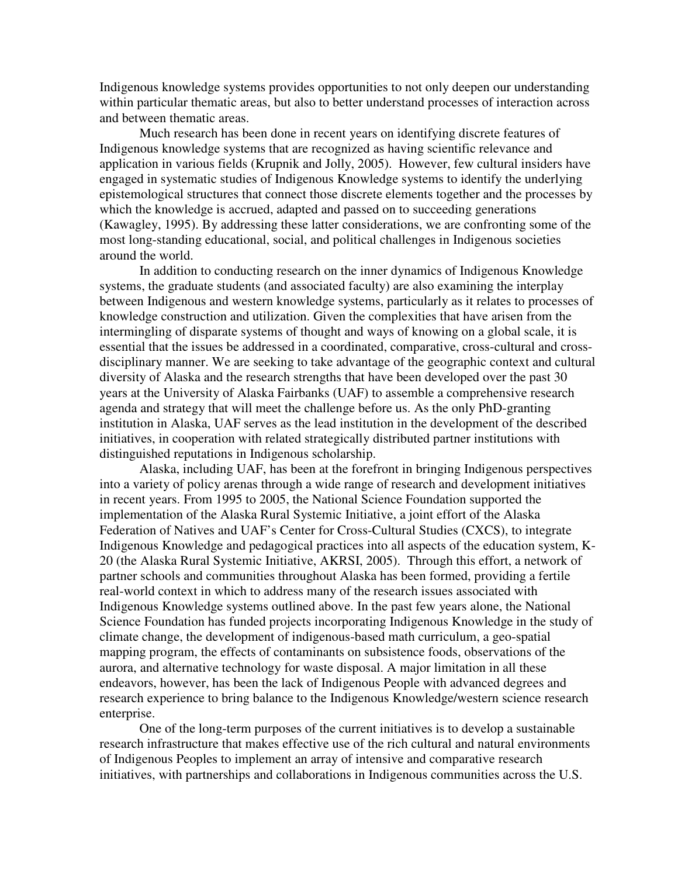Indigenous knowledge systems provides opportunities to not only deepen our understanding within particular thematic areas, but also to better understand processes of interaction across and between thematic areas.

Much research has been done in recent years on identifying discrete features of Indigenous knowledge systems that are recognized as having scientific relevance and application in various fields (Krupnik and Jolly, 2005). However, few cultural insiders have engaged in systematic studies of Indigenous Knowledge systems to identify the underlying epistemological structures that connect those discrete elements together and the processes by which the knowledge is accrued, adapted and passed on to succeeding generations (Kawagley, 1995). By addressing these latter considerations, we are confronting some of the most long-standing educational, social, and political challenges in Indigenous societies around the world.

In addition to conducting research on the inner dynamics of Indigenous Knowledge systems, the graduate students (and associated faculty) are also examining the interplay between Indigenous and western knowledge systems, particularly as it relates to processes of knowledge construction and utilization. Given the complexities that have arisen from the intermingling of disparate systems of thought and ways of knowing on a global scale, it is essential that the issues be addressed in a coordinated, comparative, cross-cultural and cross-disciplinary manner. We are seeking to take advantage of the geographic context and cultural diversity of Alaska and the research strengths that have been developed over the past 30 years at the University of Alaska Fairbanks (UAF) to assemble a comprehensive research agenda and strategy that will meet the challenge before us. As the only PhD-granting institution in Alaska, UAF serves as the lead institution in the development of the described initiatives, in cooperation with related strategically distributed partner institutions with distinguished reputations in Indigenous scholarship.

Alaska, including UAF, has been at the forefront in bringing Indigenous perspectives into a variety of policy arenas through a wide range of research and development initiatives in recent years. From 1995 to 2005, the National Science Foundation supported the implementation of the Alaska Rural Systemic Initiative, a joint effort of the Alaska Federation of Natives and UAF's Center for Cross-Cultural Studies (CXCS), to integrate Indigenous Knowledge and pedagogical practices into all aspects of the education system, K-20 (the Alaska Rural Systemic Initiative, AKRSI, 2005). Through this effort, a network of partner schools and communities throughout Alaska has been formed, providing a fertile real-world context in which to address many of the research issues associated with Indigenous Knowledge systems outlined above. In the past few years alone, the National Science Foundation has funded projects incorporating Indigenous Knowledge in the study of climate change, the development of indigenous-based math curriculum, a geo-spatial mapping program, the effects of contaminants on subsistence foods, observations of the aurora, and alternative technology for waste disposal. A major limitation in all these endeavors, however, has been the lack of Indigenous People with advanced degrees and research experience to bring balance to the Indigenous Knowledge/western science research enterprise.

One of the long-term purposes of the current initiatives is to develop a sustainable research infrastructure that makes effective use of the rich cultural and natural environments of Indigenous Peoples to implement an array of intensive and comparative research initiatives, with partnerships and collaborations in Indigenous communities across the U.S.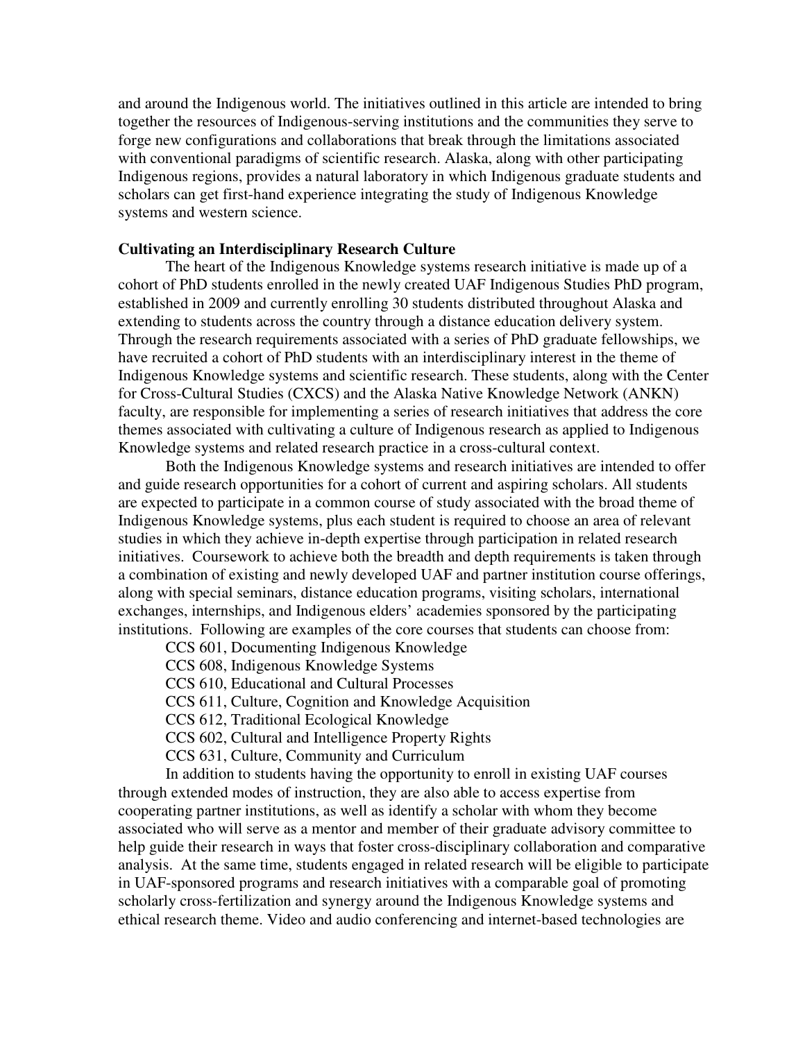and around the Indigenous world. The initiatives outlined in this article are intended to bring together the resources of Indigenous-serving institutions and the communities they serve to forge new configurations and collaborations that break through the limitations associated with conventional paradigms of scientific research. Alaska, along with other participating Indigenous regions, provides a natural laboratory in which Indigenous graduate students and scholars can get first-hand experience integrating the study of Indigenous Knowledge systems and western science.

**Cultivating an Interdisciplinary Research Culture**

The heart of the Indigenous Knowledge systems research initiative is made up of a cohort of PhD students enrolled in the newly created UAF Indigenous Studies PhD program, established in 2009 and currently enrolling 30 students distributed throughout Alaska and extending to students across the country through a distance education delivery system. Through the research requirements associated with a series of PhD graduate fellowships, we have recruited a cohort of PhD students with an interdisciplinary interest in the theme of Indigenous Knowledge systems and scientific research. These students, along with the Center for Cross-Cultural Studies (CXCS) and the Alaska Native Knowledge Network (ANKN) faculty, are responsible for implementing a series of research initiatives that address the core themes associated with cultivating a culture of Indigenous research as applied to Indigenous Knowledge systems and related research practice in a cross-cultural context.

Both the Indigenous Knowledge systems and research initiatives are intended to offer and guide research opportunities for a cohort of current and aspiring scholars. All students are expected to participate in a common course of study associated with the broad theme of Indigenous Knowledge systems, plus each student is required to choose an area of relevant studies in which they achieve in-depth expertise through participation in related research initiatives. Coursework to achieve both the breadth and depth requirements is taken through a combination of existing and newly developed UAF and partner institution course offerings, along with special seminars, distance education programs, visiting scholars, international exchanges, internships, and Indigenous elders' academies sponsored by the participating institutions. Following are examples of the core courses that students can choose from:

CCS 601, Documenting Indigenous Knowledge
CCS 608, Indigenous Knowledge Systems
CCS 610, Educational and Cultural Processes
CCS 611, Culture, Cognition and Knowledge Acquisition
CCS 612, Traditional Ecological Knowledge
CCS 602, Cultural and Intelligence Property Rights
CCS 631, Culture, Community and Curriculum

In addition to students having the opportunity to enroll in existing UAF courses through extended modes of instruction, they are also able to access expertise from cooperating partner institutions, as well as identify a scholar with whom they become associated who will serve as a mentor and member of their graduate advisory committee to help guide their research in ways that foster cross-disciplinary collaboration and comparative analysis. At the same time, students engaged in related research will be eligible to participate in UAF-sponsored programs and research initiatives with a comparable goal of promoting scholarly cross-fertilization and synergy around the Indigenous Knowledge systems and ethical research theme. Video and audio conferencing and internet-based technologies are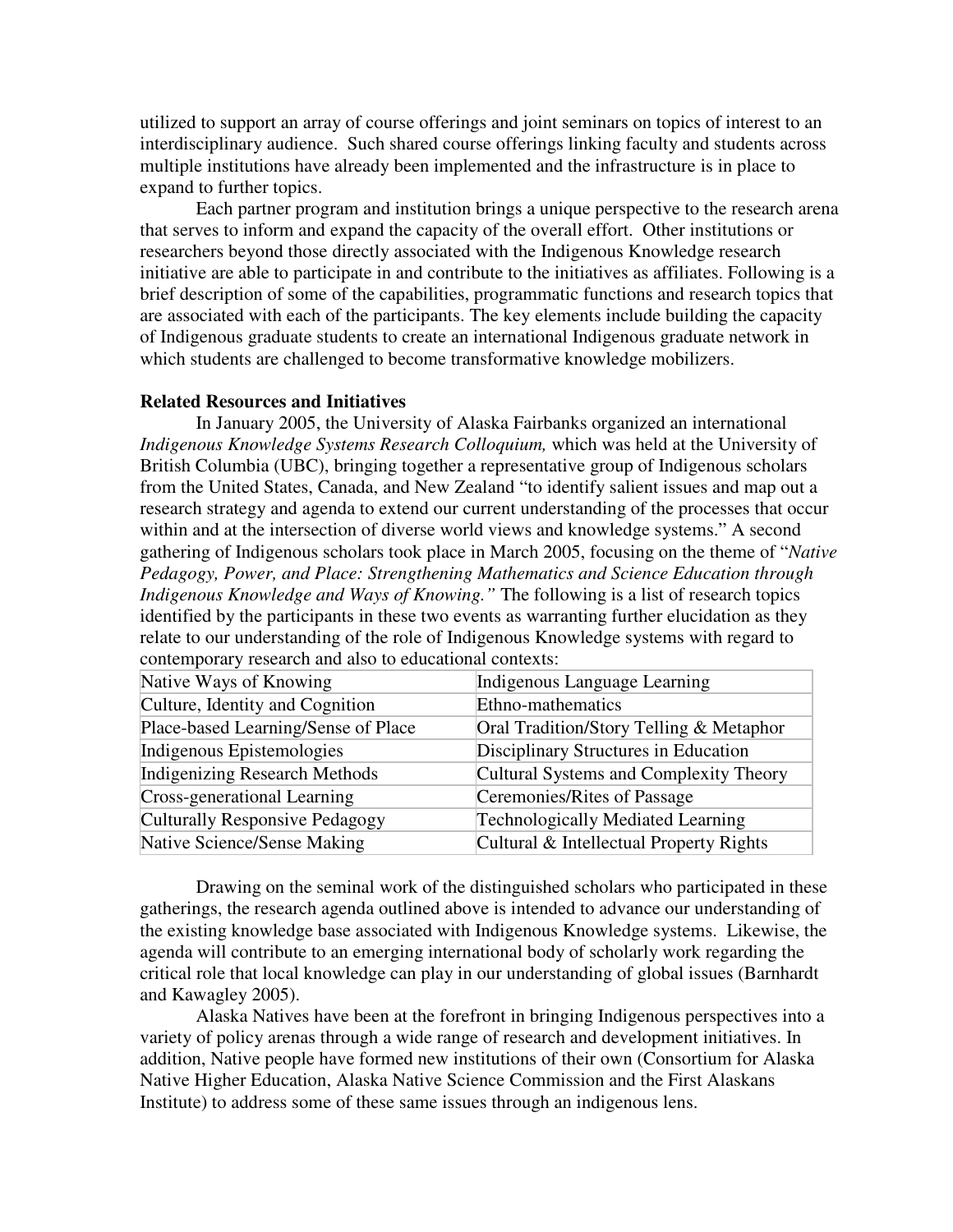utilized to support an array of course offerings and joint seminars on topics of interest to an interdisciplinary audience. Such shared course offerings linking faculty and students across multiple institutions have already been implemented and the infrastructure is in place to expand to further topics.

Each partner program and institution brings a unique perspective to the research arena that serves to inform and expand the capacity of the overall effort. Other institutions or researchers beyond those directly associated with the Indigenous Knowledge research initiative are able to participate in and contribute to the initiatives as affiliates. Following is a brief description of some of the capabilities, programmatic functions and research topics that are associated with each of the participants. The key elements include building the capacity of Indigenous graduate students to create an international Indigenous graduate network in which students are challenged to become transformative knowledge mobilizers.

**Related Resources and Initiatives**

In January 2005, the University of Alaska Fairbanks organized an international *Indigenous Knowledge Systems Research Colloquium,* which was held at the University of British Columbia (UBC), bringing together a representative group of Indigenous scholars from the United States, Canada, and New Zealand "to identify salient issues and map out a research strategy and agenda to extend our current understanding of the processes that occur within and at the intersection of diverse world views and knowledge systems." A second gathering of Indigenous scholars took place in March 2005, focusing on the theme of "*Native Pedagogy, Power, and Place: Strengthening Mathematics and Science Education through Indigenous Knowledge and Ways of Knowing."* The following is a list of research topics identified by the participants in these two events as warranting further elucidation as they relate to our understanding of the role of Indigenous Knowledge systems with regard to contemporary research and also to educational contexts:

| | |
|---|---|
| Native Ways of Knowing | Indigenous Language Learning |
| Culture, Identity and Cognition | Ethno-mathematics |
| Place-based Learning/Sense of Place | Oral Tradition/Story Telling & Metaphor |
| Indigenous Epistemologies | Disciplinary Structures in Education |
| Indigenizing Research Methods | Cultural Systems and Complexity Theory |
| Cross-generational Learning | Ceremonies/Rites of Passage |
| Culturally Responsive Pedagogy | Technologically Mediated Learning |
| Native Science/Sense Making | Cultural & Intellectual Property Rights |

Drawing on the seminal work of the distinguished scholars who participated in these gatherings, the research agenda outlined above is intended to advance our understanding of the existing knowledge base associated with Indigenous Knowledge systems. Likewise, the agenda will contribute to an emerging international body of scholarly work regarding the critical role that local knowledge can play in our understanding of global issues (Barnhardt and Kawagley 2005).

Alaska Natives have been at the forefront in bringing Indigenous perspectives into a variety of policy arenas through a wide range of research and development initiatives. In addition, Native people have formed new institutions of their own (Consortium for Alaska Native Higher Education, Alaska Native Science Commission and the First Alaskans Institute) to address some of these same issues through an indigenous lens.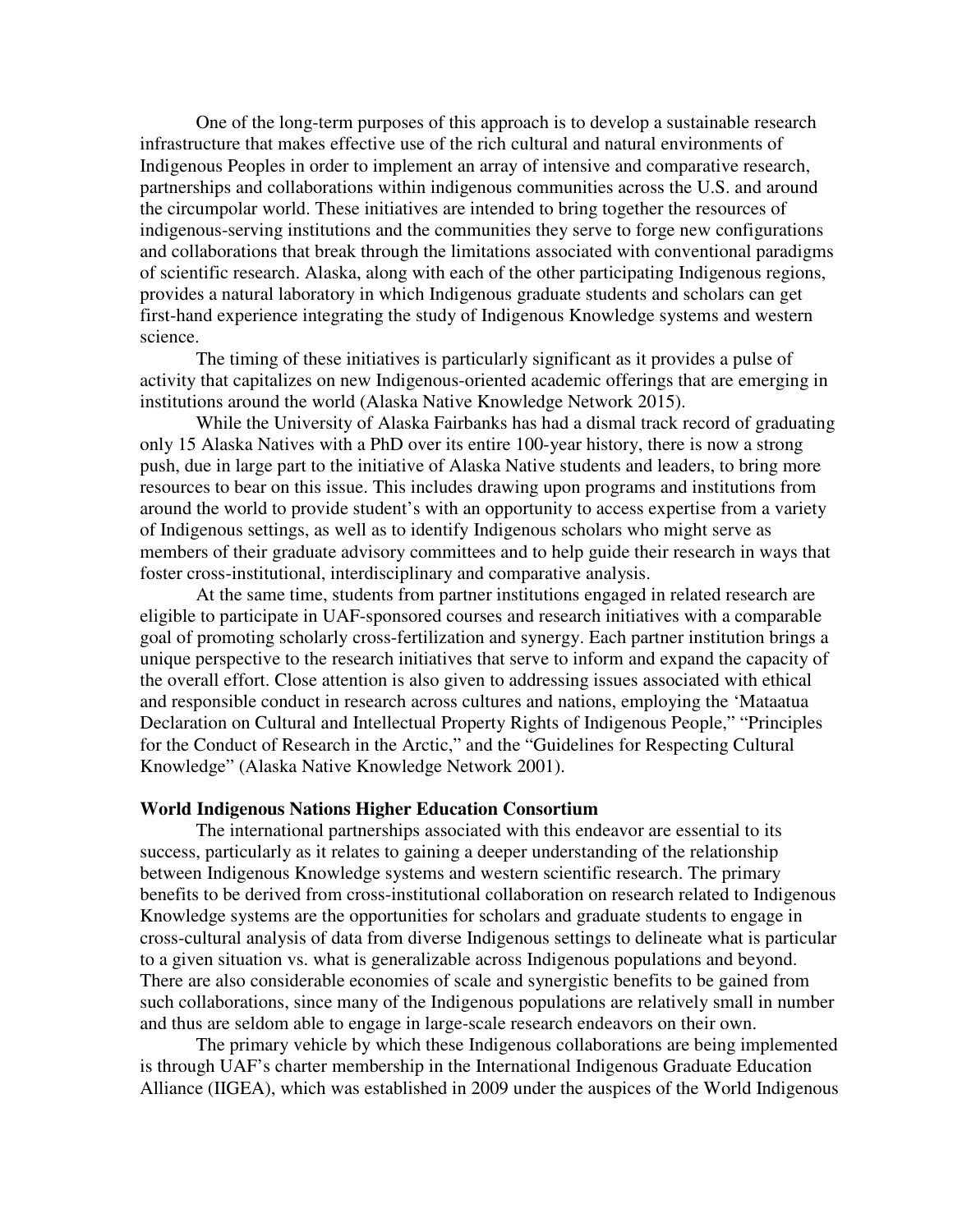One of the long-term purposes of this approach is to develop a sustainable research infrastructure that makes effective use of the rich cultural and natural environments of Indigenous Peoples in order to implement an array of intensive and comparative research, partnerships and collaborations within indigenous communities across the U.S. and around the circumpolar world. These initiatives are intended to bring together the resources of indigenous-serving institutions and the communities they serve to forge new configurations and collaborations that break through the limitations associated with conventional paradigms of scientific research. Alaska, along with each of the other participating Indigenous regions, provides a natural laboratory in which Indigenous graduate students and scholars can get first-hand experience integrating the study of Indigenous Knowledge systems and western science.

The timing of these initiatives is particularly significant as it provides a pulse of activity that capitalizes on new Indigenous-oriented academic offerings that are emerging in institutions around the world (Alaska Native Knowledge Network 2015).

While the University of Alaska Fairbanks has had a dismal track record of graduating only 15 Alaska Natives with a PhD over its entire 100-year history, there is now a strong push, due in large part to the initiative of Alaska Native students and leaders, to bring more resources to bear on this issue. This includes drawing upon programs and institutions from around the world to provide student's with an opportunity to access expertise from a variety of Indigenous settings, as well as to identify Indigenous scholars who might serve as members of their graduate advisory committees and to help guide their research in ways that foster cross-institutional, interdisciplinary and comparative analysis.

At the same time, students from partner institutions engaged in related research are eligible to participate in UAF-sponsored courses and research initiatives with a comparable goal of promoting scholarly cross-fertilization and synergy. Each partner institution brings a unique perspective to the research initiatives that serve to inform and expand the capacity of the overall effort. Close attention is also given to addressing issues associated with ethical and responsible conduct in research across cultures and nations, employing the 'Mataatua Declaration on Cultural and Intellectual Property Rights of Indigenous People," "Principles for the Conduct of Research in the Arctic," and the "Guidelines for Respecting Cultural Knowledge" (Alaska Native Knowledge Network 2001).

**World Indigenous Nations Higher Education Consortium**

The international partnerships associated with this endeavor are essential to its success, particularly as it relates to gaining a deeper understanding of the relationship between Indigenous Knowledge systems and western scientific research. The primary benefits to be derived from cross-institutional collaboration on research related to Indigenous Knowledge systems are the opportunities for scholars and graduate students to engage in cross-cultural analysis of data from diverse Indigenous settings to delineate what is particular to a given situation vs. what is generalizable across Indigenous populations and beyond. There are also considerable economies of scale and synergistic benefits to be gained from such collaborations, since many of the Indigenous populations are relatively small in number and thus are seldom able to engage in large-scale research endeavors on their own.

The primary vehicle by which these Indigenous collaborations are being implemented is through UAF's charter membership in the International Indigenous Graduate Education Alliance (IIGEA), which was established in 2009 under the auspices of the World Indigenous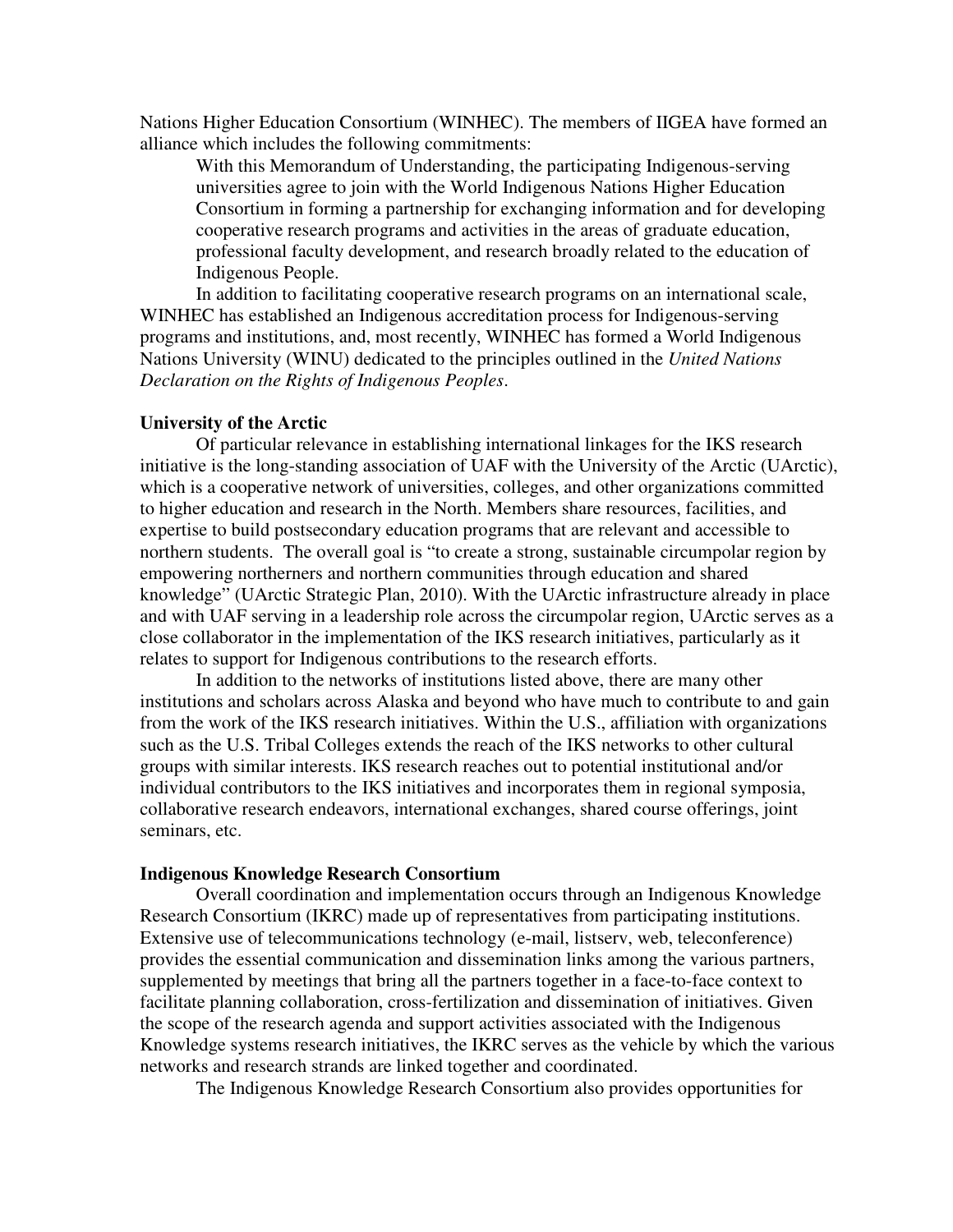Nations Higher Education Consortium (WINHEC). The members of IIGEA have formed an alliance which includes the following commitments:

> With this Memorandum of Understanding, the participating Indigenous-serving universities agree to join with the World Indigenous Nations Higher Education Consortium in forming a partnership for exchanging information and for developing cooperative research programs and activities in the areas of graduate education, professional faculty development, and research broadly related to the education of Indigenous People.

In addition to facilitating cooperative research programs on an international scale, WINHEC has established an Indigenous accreditation process for Indigenous-serving programs and institutions, and, most recently, WINHEC has formed a World Indigenous Nations University (WINU) dedicated to the principles outlined in the *United Nations Declaration on the Rights of Indigenous Peoples*.

**University of the Arctic**

Of particular relevance in establishing international linkages for the IKS research initiative is the long-standing association of UAF with the University of the Arctic (UArctic), which is a cooperative network of universities, colleges, and other organizations committed to higher education and research in the North. Members share resources, facilities, and expertise to build postsecondary education programs that are relevant and accessible to northern students. The overall goal is "to create a strong, sustainable circumpolar region by empowering northerners and northern communities through education and shared knowledge" (UArctic Strategic Plan, 2010). With the UArctic infrastructure already in place and with UAF serving in a leadership role across the circumpolar region, UArctic serves as a close collaborator in the implementation of the IKS research initiatives, particularly as it relates to support for Indigenous contributions to the research efforts.

In addition to the networks of institutions listed above, there are many other institutions and scholars across Alaska and beyond who have much to contribute to and gain from the work of the IKS research initiatives. Within the U.S., affiliation with organizations such as the U.S. Tribal Colleges extends the reach of the IKS networks to other cultural groups with similar interests. IKS research reaches out to potential institutional and/or individual contributors to the IKS initiatives and incorporates them in regional symposia, collaborative research endeavors, international exchanges, shared course offerings, joint seminars, etc.

**Indigenous Knowledge Research Consortium**

Overall coordination and implementation occurs through an Indigenous Knowledge Research Consortium (IKRC) made up of representatives from participating institutions. Extensive use of telecommunications technology (e-mail, listserv, web, teleconference) provides the essential communication and dissemination links among the various partners, supplemented by meetings that bring all the partners together in a face-to-face context to facilitate planning collaboration, cross-fertilization and dissemination of initiatives. Given the scope of the research agenda and support activities associated with the Indigenous Knowledge systems research initiatives, the IKRC serves as the vehicle by which the various networks and research strands are linked together and coordinated.

The Indigenous Knowledge Research Consortium also provides opportunities for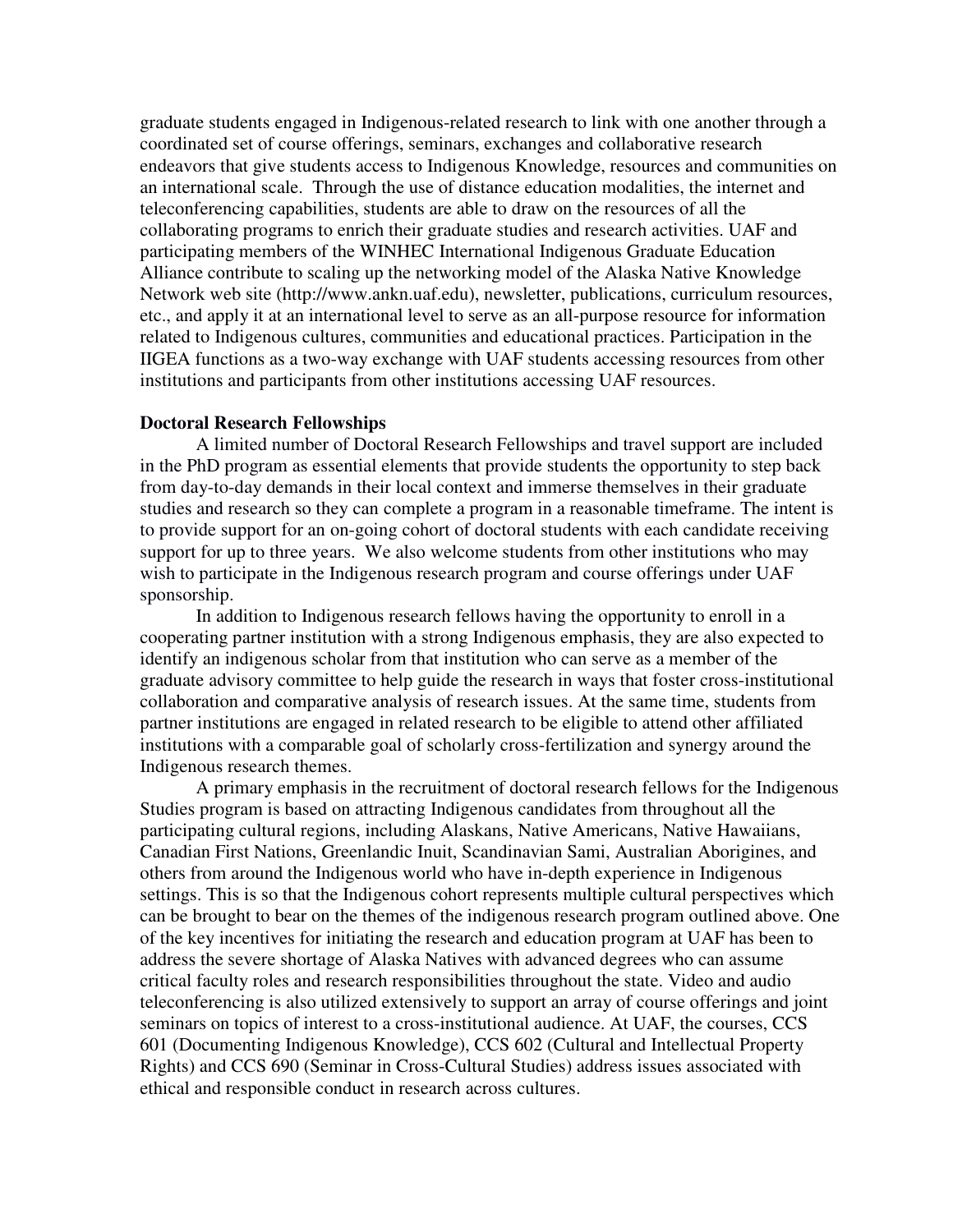graduate students engaged in Indigenous-related research to link with one another through a coordinated set of course offerings, seminars, exchanges and collaborative research endeavors that give students access to Indigenous Knowledge, resources and communities on an international scale. Through the use of distance education modalities, the internet and teleconferencing capabilities, students are able to draw on the resources of all the collaborating programs to enrich their graduate studies and research activities. UAF and participating members of the WINHEC International Indigenous Graduate Education Alliance contribute to scaling up the networking model of the Alaska Native Knowledge Network web site (http://www.ankn.uaf.edu), newsletter, publications, curriculum resources, etc., and apply it at an international level to serve as an all-purpose resource for information related to Indigenous cultures, communities and educational practices. Participation in the IIGEA functions as a two-way exchange with UAF students accessing resources from other institutions and participants from other institutions accessing UAF resources.

**Doctoral Research Fellowships**

A limited number of Doctoral Research Fellowships and travel support are included in the PhD program as essential elements that provide students the opportunity to step back from day-to-day demands in their local context and immerse themselves in their graduate studies and research so they can complete a program in a reasonable timeframe. The intent is to provide support for an on-going cohort of doctoral students with each candidate receiving support for up to three years. We also welcome students from other institutions who may wish to participate in the Indigenous research program and course offerings under UAF sponsorship.

In addition to Indigenous research fellows having the opportunity to enroll in a cooperating partner institution with a strong Indigenous emphasis, they are also expected to identify an indigenous scholar from that institution who can serve as a member of the graduate advisory committee to help guide the research in ways that foster cross-institutional collaboration and comparative analysis of research issues. At the same time, students from partner institutions are engaged in related research to be eligible to attend other affiliated institutions with a comparable goal of scholarly cross-fertilization and synergy around the Indigenous research themes.

A primary emphasis in the recruitment of doctoral research fellows for the Indigenous Studies program is based on attracting Indigenous candidates from throughout all the participating cultural regions, including Alaskans, Native Americans, Native Hawaiians, Canadian First Nations, Greenlandic Inuit, Scandinavian Sami, Australian Aborigines, and others from around the Indigenous world who have in-depth experience in Indigenous settings. This is so that the Indigenous cohort represents multiple cultural perspectives which can be brought to bear on the themes of the indigenous research program outlined above. One of the key incentives for initiating the research and education program at UAF has been to address the severe shortage of Alaska Natives with advanced degrees who can assume critical faculty roles and research responsibilities throughout the state. Video and audio teleconferencing is also utilized extensively to support an array of course offerings and joint seminars on topics of interest to a cross-institutional audience. At UAF, the courses, CCS 601 (Documenting Indigenous Knowledge), CCS 602 (Cultural and Intellectual Property Rights) and CCS 690 (Seminar in Cross-Cultural Studies) address issues associated with ethical and responsible conduct in research across cultures.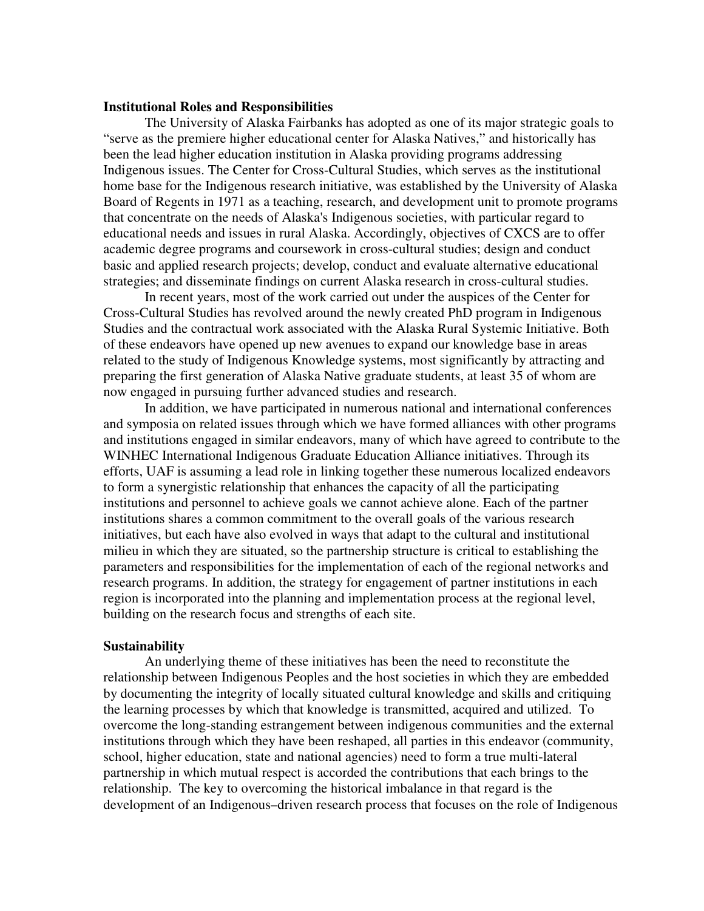**Institutional Roles and Responsibilities**

The University of Alaska Fairbanks has adopted as one of its major strategic goals to "serve as the premiere higher educational center for Alaska Natives," and historically has been the lead higher education institution in Alaska providing programs addressing Indigenous issues. The Center for Cross-Cultural Studies, which serves as the institutional home base for the Indigenous research initiative, was established by the University of Alaska Board of Regents in 1971 as a teaching, research, and development unit to promote programs that concentrate on the needs of Alaska's Indigenous societies, with particular regard to educational needs and issues in rural Alaska. Accordingly, objectives of CXCS are to offer academic degree programs and coursework in cross-cultural studies; design and conduct basic and applied research projects; develop, conduct and evaluate alternative educational strategies; and disseminate findings on current Alaska research in cross-cultural studies.

In recent years, most of the work carried out under the auspices of the Center for Cross-Cultural Studies has revolved around the newly created PhD program in Indigenous Studies and the contractual work associated with the Alaska Rural Systemic Initiative. Both of these endeavors have opened up new avenues to expand our knowledge base in areas related to the study of Indigenous Knowledge systems, most significantly by attracting and preparing the first generation of Alaska Native graduate students, at least 35 of whom are now engaged in pursuing further advanced studies and research.

In addition, we have participated in numerous national and international conferences and symposia on related issues through which we have formed alliances with other programs and institutions engaged in similar endeavors, many of which have agreed to contribute to the WINHEC International Indigenous Graduate Education Alliance initiatives. Through its efforts, UAF is assuming a lead role in linking together these numerous localized endeavors to form a synergistic relationship that enhances the capacity of all the participating institutions and personnel to achieve goals we cannot achieve alone. Each of the partner institutions shares a common commitment to the overall goals of the various research initiatives, but each have also evolved in ways that adapt to the cultural and institutional milieu in which they are situated, so the partnership structure is critical to establishing the parameters and responsibilities for the implementation of each of the regional networks and research programs. In addition, the strategy for engagement of partner institutions in each region is incorporated into the planning and implementation process at the regional level, building on the research focus and strengths of each site.

**Sustainability**

An underlying theme of these initiatives has been the need to reconstitute the relationship between Indigenous Peoples and the host societies in which they are embedded by documenting the integrity of locally situated cultural knowledge and skills and critiquing the learning processes by which that knowledge is transmitted, acquired and utilized. To overcome the long-standing estrangement between indigenous communities and the external institutions through which they have been reshaped, all parties in this endeavor (community, school, higher education, state and national agencies) need to form a true multi-lateral partnership in which mutual respect is accorded the contributions that each brings to the relationship. The key to overcoming the historical imbalance in that regard is the development of an Indigenous–driven research process that focuses on the role of Indigenous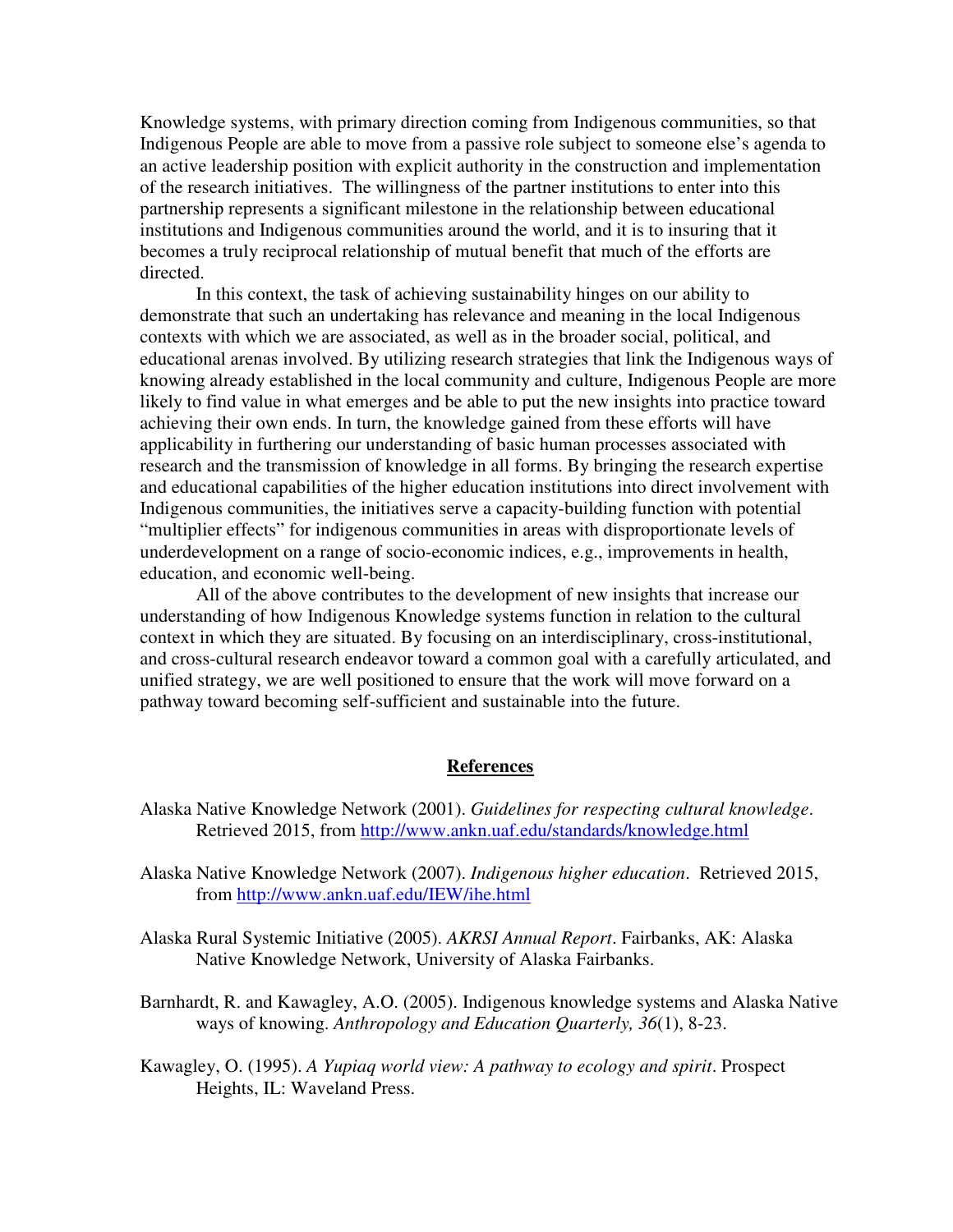Knowledge systems, with primary direction coming from Indigenous communities, so that Indigenous People are able to move from a passive role subject to someone else's agenda to an active leadership position with explicit authority in the construction and implementation of the research initiatives. The willingness of the partner institutions to enter into this partnership represents a significant milestone in the relationship between educational institutions and Indigenous communities around the world, and it is to insuring that it becomes a truly reciprocal relationship of mutual benefit that much of the efforts are directed.

In this context, the task of achieving sustainability hinges on our ability to demonstrate that such an undertaking has relevance and meaning in the local Indigenous contexts with which we are associated, as well as in the broader social, political, and educational arenas involved. By utilizing research strategies that link the Indigenous ways of knowing already established in the local community and culture, Indigenous People are more likely to find value in what emerges and be able to put the new insights into practice toward achieving their own ends. In turn, the knowledge gained from these efforts will have applicability in furthering our understanding of basic human processes associated with research and the transmission of knowledge in all forms. By bringing the research expertise and educational capabilities of the higher education institutions into direct involvement with Indigenous communities, the initiatives serve a capacity-building function with potential "multiplier effects" for indigenous communities in areas with disproportionate levels of underdevelopment on a range of socio-economic indices, e.g., improvements in health, education, and economic well-being.

All of the above contributes to the development of new insights that increase our understanding of how Indigenous Knowledge systems function in relation to the cultural context in which they are situated. By focusing on an interdisciplinary, cross-institutional, and cross-cultural research endeavor toward a common goal with a carefully articulated, and unified strategy, we are well positioned to ensure that the work will move forward on a pathway toward becoming self-sufficient and sustainable into the future.

## References

Alaska Native Knowledge Network (2001). *Guidelines for respecting cultural knowledge*. Retrieved 2015, from http://www.ankn.uaf.edu/standards/knowledge.html

Alaska Native Knowledge Network (2007). *Indigenous higher education*. Retrieved 2015, from http://www.ankn.uaf.edu/IEW/ihe.html

Alaska Rural Systemic Initiative (2005). *AKRSI Annual Report*. Fairbanks, AK: Alaska Native Knowledge Network, University of Alaska Fairbanks.

Barnhardt, R. and Kawagley, A.O. (2005). Indigenous knowledge systems and Alaska Native ways of knowing. *Anthropology and Education Quarterly, 36*(1), 8-23.

Kawagley, O. (1995). *A Yupiaq world view: A pathway to ecology and spirit*. Prospect Heights, IL: Waveland Press.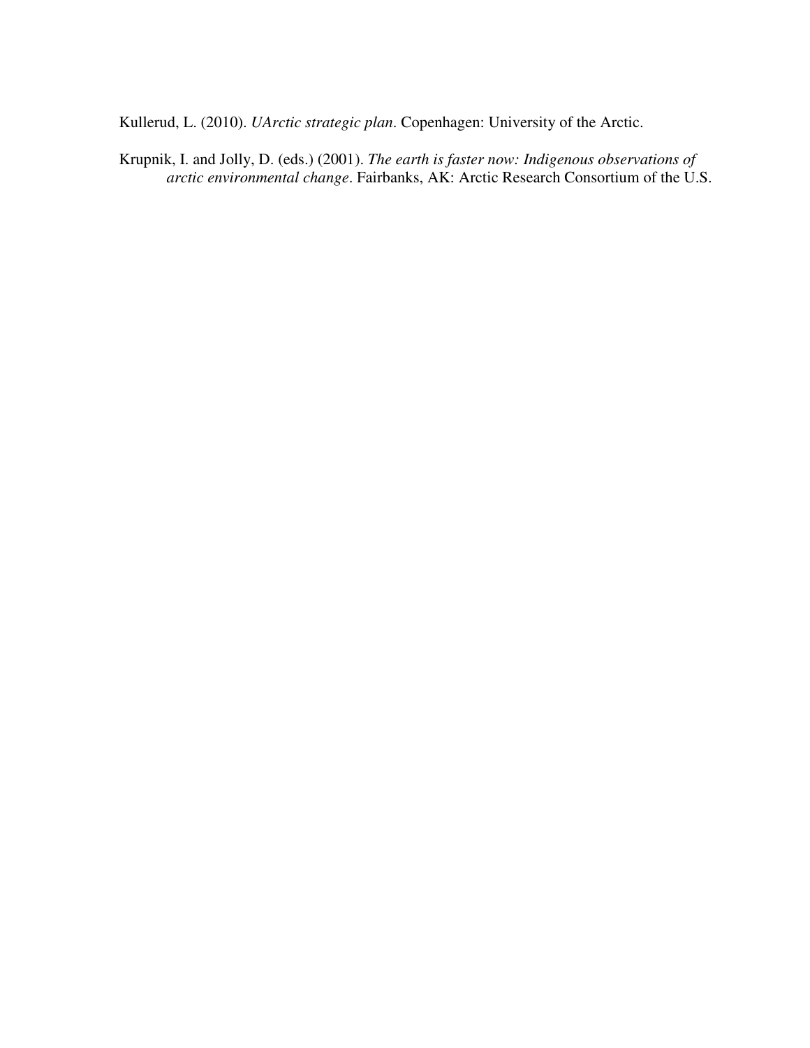Kullerud, L. (2010). *UArctic strategic plan*. Copenhagen: University of the Arctic.

Krupnik, I. and Jolly, D. (eds.) (2001). *The earth is faster now: Indigenous observations of arctic environmental change*. Fairbanks, AK: Arctic Research Consortium of the U.S.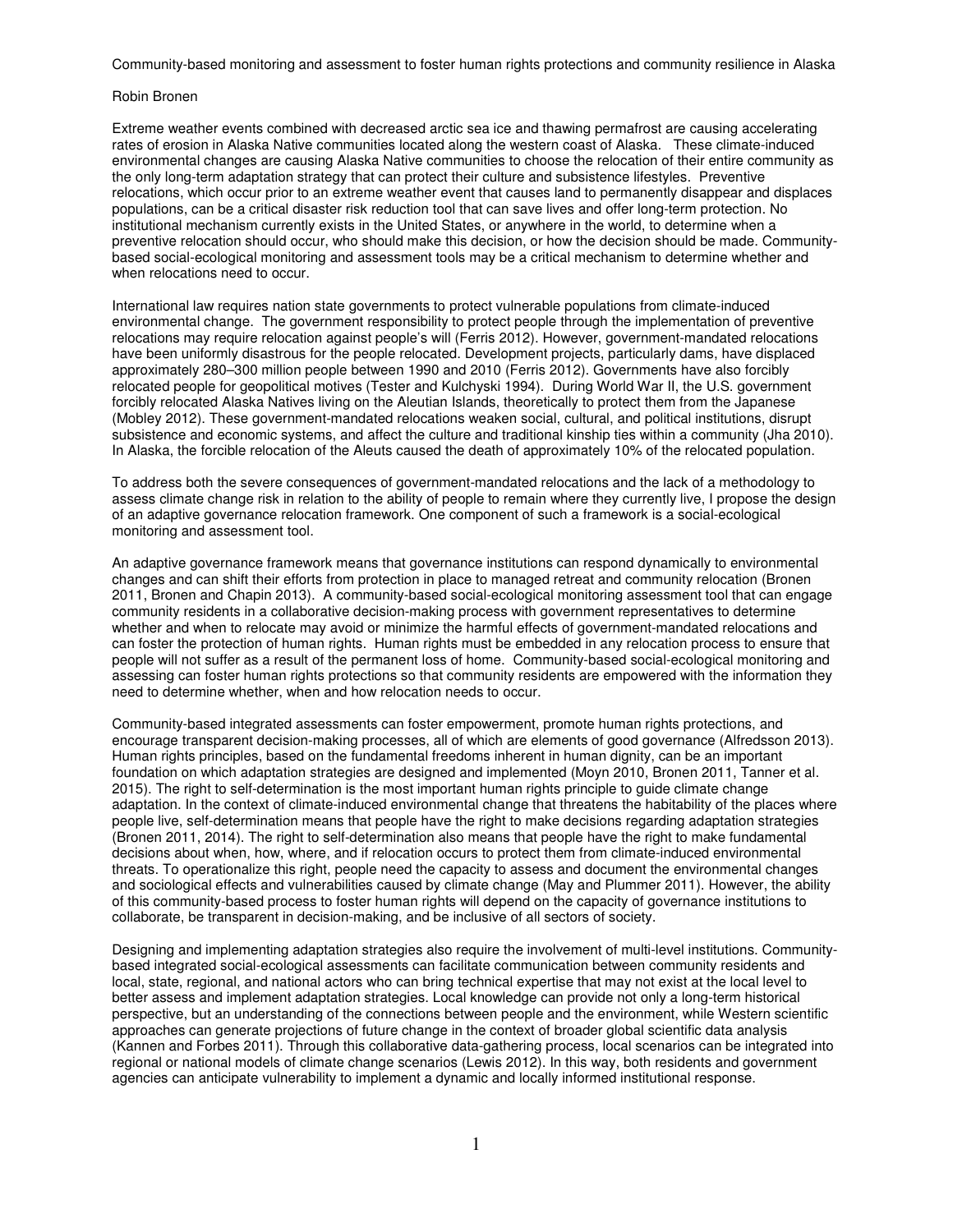Community-based monitoring and assessment to foster human rights protections and community resilience in Alaska

Robin Bronen

Extreme weather events combined with decreased arctic sea ice and thawing permafrost are causing accelerating rates of erosion in Alaska Native communities located along the western coast of Alaska. These climate-induced environmental changes are causing Alaska Native communities to choose the relocation of their entire community as the only long-term adaptation strategy that can protect their culture and subsistence lifestyles. Preventive relocations, which occur prior to an extreme weather event that causes land to permanently disappear and displaces populations, can be a critical disaster risk reduction tool that can save lives and offer long-term protection. No institutional mechanism currently exists in the United States, or anywhere in the world, to determine when a preventive relocation should occur, who should make this decision, or how the decision should be made. Community-based social-ecological monitoring and assessment tools may be a critical mechanism to determine whether and when relocations need to occur.

International law requires nation state governments to protect vulnerable populations from climate-induced environmental change. The government responsibility to protect people through the implementation of preventive relocations may require relocation against people's will (Ferris 2012). However, government-mandated relocations have been uniformly disastrous for the people relocated. Development projects, particularly dams, have displaced approximately 280–300 million people between 1990 and 2010 (Ferris 2012). Governments have also forcibly relocated people for geopolitical motives (Tester and Kulchyski 1994). During World War II, the U.S. government forcibly relocated Alaska Natives living on the Aleutian Islands, theoretically to protect them from the Japanese (Mobley 2012). These government-mandated relocations weaken social, cultural, and political institutions, disrupt subsistence and economic systems, and affect the culture and traditional kinship ties within a community (Jha 2010). In Alaska, the forcible relocation of the Aleuts caused the death of approximately 10% of the relocated population.

To address both the severe consequences of government-mandated relocations and the lack of a methodology to assess climate change risk in relation to the ability of people to remain where they currently live, I propose the design of an adaptive governance relocation framework. One component of such a framework is a social-ecological monitoring and assessment tool.

An adaptive governance framework means that governance institutions can respond dynamically to environmental changes and can shift their efforts from protection in place to managed retreat and community relocation (Bronen 2011, Bronen and Chapin 2013). A community-based social-ecological monitoring assessment tool that can engage community residents in a collaborative decision-making process with government representatives to determine whether and when to relocate may avoid or minimize the harmful effects of government-mandated relocations and can foster the protection of human rights. Human rights must be embedded in any relocation process to ensure that people will not suffer as a result of the permanent loss of home. Community-based social-ecological monitoring and assessing can foster human rights protections so that community residents are empowered with the information they need to determine whether, when and how relocation needs to occur.

Community-based integrated assessments can foster empowerment, promote human rights protections, and encourage transparent decision-making processes, all of which are elements of good governance (Alfredsson 2013). Human rights principles, based on the fundamental freedoms inherent in human dignity, can be an important foundation on which adaptation strategies are designed and implemented (Moyn 2010, Bronen 2011, Tanner et al. 2015). The right to self-determination is the most important human rights principle to guide climate change adaptation. In the context of climate-induced environmental change that threatens the habitability of the places where people live, self-determination means that people have the right to make decisions regarding adaptation strategies (Bronen 2011, 2014). The right to self-determination also means that people have the right to make fundamental decisions about when, how, where, and if relocation occurs to protect them from climate-induced environmental threats. To operationalize this right, people need the capacity to assess and document the environmental changes and sociological effects and vulnerabilities caused by climate change (May and Plummer 2011). However, the ability of this community-based process to foster human rights will depend on the capacity of governance institutions to collaborate, be transparent in decision-making, and be inclusive of all sectors of society.

Designing and implementing adaptation strategies also require the involvement of multi-level institutions. Community-based integrated social-ecological assessments can facilitate communication between community residents and local, state, regional, and national actors who can bring technical expertise that may not exist at the local level to better assess and implement adaptation strategies. Local knowledge can provide not only a long-term historical perspective, but an understanding of the connections between people and the environment, while Western scientific approaches can generate projections of future change in the context of broader global scientific data analysis (Kannen and Forbes 2011). Through this collaborative data-gathering process, local scenarios can be integrated into regional or national models of climate change scenarios (Lewis 2012). In this way, both residents and government agencies can anticipate vulnerability to implement a dynamic and locally informed institutional response.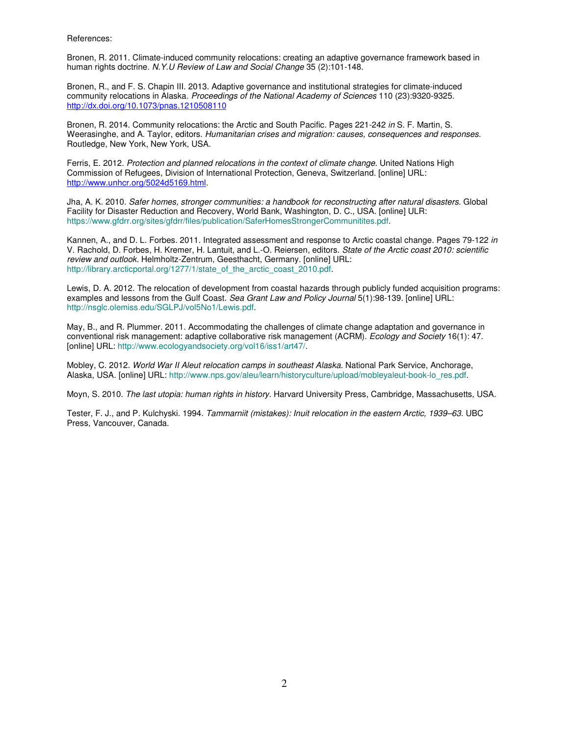References:

Bronen, R. 2011. Climate-induced community relocations: creating an adaptive governance framework based in human rights doctrine. *N.Y.U Review of Law and Social Change* 35 (2):101-148.

Bronen, R., and F. S. Chapin III. 2013. Adaptive governance and institutional strategies for climate-induced community relocations in Alaska. *Proceedings of the National Academy of Sciences* 110 (23):9320-9325. http://dx.doi.org/10.1073/pnas.1210508110

Bronen, R. 2014. Community relocations: the Arctic and South Pacific. Pages 221-242 *in* S. F. Martin, S. Weerasinghe, and A. Taylor, editors. *Humanitarian crises and migration: causes, consequences and responses.* Routledge, New York, New York, USA.

Ferris, E. 2012. *Protection and planned relocations in the context of climate change.* United Nations High Commission of Refugees, Division of International Protection, Geneva, Switzerland. [online] URL: http://www.unhcr.org/5024d5169.html.

Jha, A. K. 2010. *Safer homes, stronger communities: a handbook for reconstructing after natural disasters.* Global Facility for Disaster Reduction and Recovery, World Bank, Washington, D. C., USA. [online] ULR: https://www.gfdrr.org/sites/gfdrr/files/publication/SaferHomesStrongerCommunitites.pdf.

Kannen, A., and D. L. Forbes. 2011. Integrated assessment and response to Arctic coastal change. Pages 79-122 *in* V. Rachold, D. Forbes, H. Kremer, H. Lantuit, and L.-O. Reiersen, editors. *State of the Arctic coast 2010: scientific review and outlook.* Helmholtz-Zentrum, Geesthacht, Germany. [online] URL: http://library.arcticportal.org/1277/1/state_of_the_arctic_coast_2010.pdf.

Lewis, D. A. 2012. The relocation of development from coastal hazards through publicly funded acquisition programs: examples and lessons from the Gulf Coast. *Sea Grant Law and Policy Journal* 5(1):98-139. [online] URL: http://nsglc.olemiss.edu/SGLPJ/vol5No1/Lewis.pdf.

May, B., and R. Plummer. 2011. Accommodating the challenges of climate change adaptation and governance in conventional risk management: adaptive collaborative risk management (ACRM). *Ecology and Society* 16(1): 47. [online] URL: http://www.ecologyandsociety.org/vol16/iss1/art47/.

Mobley, C. 2012. *World War II Aleut relocation camps in southeast Alaska.* National Park Service, Anchorage, Alaska, USA. [online] URL: http://www.nps.gov/aleu/learn/historyculture/upload/mobleyaleut-book-lo_res.pdf.

Moyn, S. 2010. *The last utopia: human rights in history.* Harvard University Press, Cambridge, Massachusetts, USA.

Tester, F. J., and P. Kulchyski. 1994. *Tammarniit (mistakes): Inuit relocation in the eastern Arctic, 1939–63.* UBC Press, Vancouver, Canada.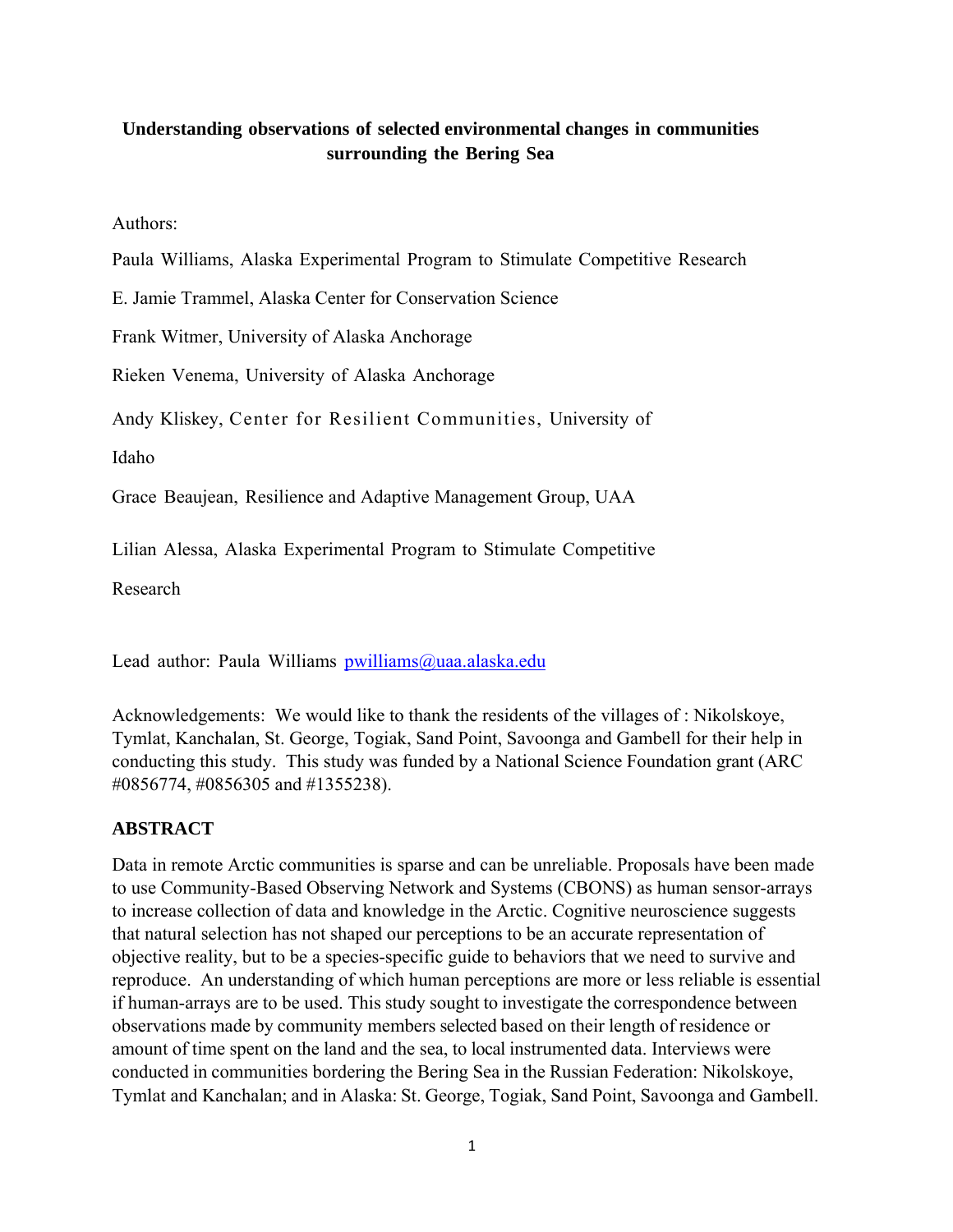**Understanding observations of selected environmental changes in communities surrounding the Bering Sea**

Authors:

Paula Williams, Alaska Experimental Program to Stimulate Competitive Research

E. Jamie Trammel, Alaska Center for Conservation Science

Frank Witmer, University of Alaska Anchorage

Rieken Venema, University of Alaska Anchorage

Andy Kliskey, Center for Resilient Communities, University of Idaho

Grace Beaujean, Resilience and Adaptive Management Group, UAA

Lilian Alessa, Alaska Experimental Program to Stimulate Competitive Research

Lead author: Paula Williams pwilliams@uaa.alaska.edu

Acknowledgements: We would like to thank the residents of the villages of : Nikolskoye, Tymlat, Kanchalan, St. George, Togiak, Sand Point, Savoonga and Gambell for their help in conducting this study. This study was funded by a National Science Foundation grant (ARC #0856774, #0856305 and #1355238).

## ABSTRACT

Data in remote Arctic communities is sparse and can be unreliable. Proposals have been made to use Community-Based Observing Network and Systems (CBONS) as human sensor-arrays to increase collection of data and knowledge in the Arctic. Cognitive neuroscience suggests that natural selection has not shaped our perceptions to be an accurate representation of objective reality, but to be a species-specific guide to behaviors that we need to survive and reproduce. An understanding of which human perceptions are more or less reliable is essential if human-arrays are to be used. This study sought to investigate the correspondence between observations made by community members selected based on their length of residence or amount of time spent on the land and the sea, to local instrumented data. Interviews were conducted in communities bordering the Bering Sea in the Russian Federation: Nikolskoye, Tymlat and Kanchalan; and in Alaska: St. George, Togiak, Sand Point, Savoonga and Gambell.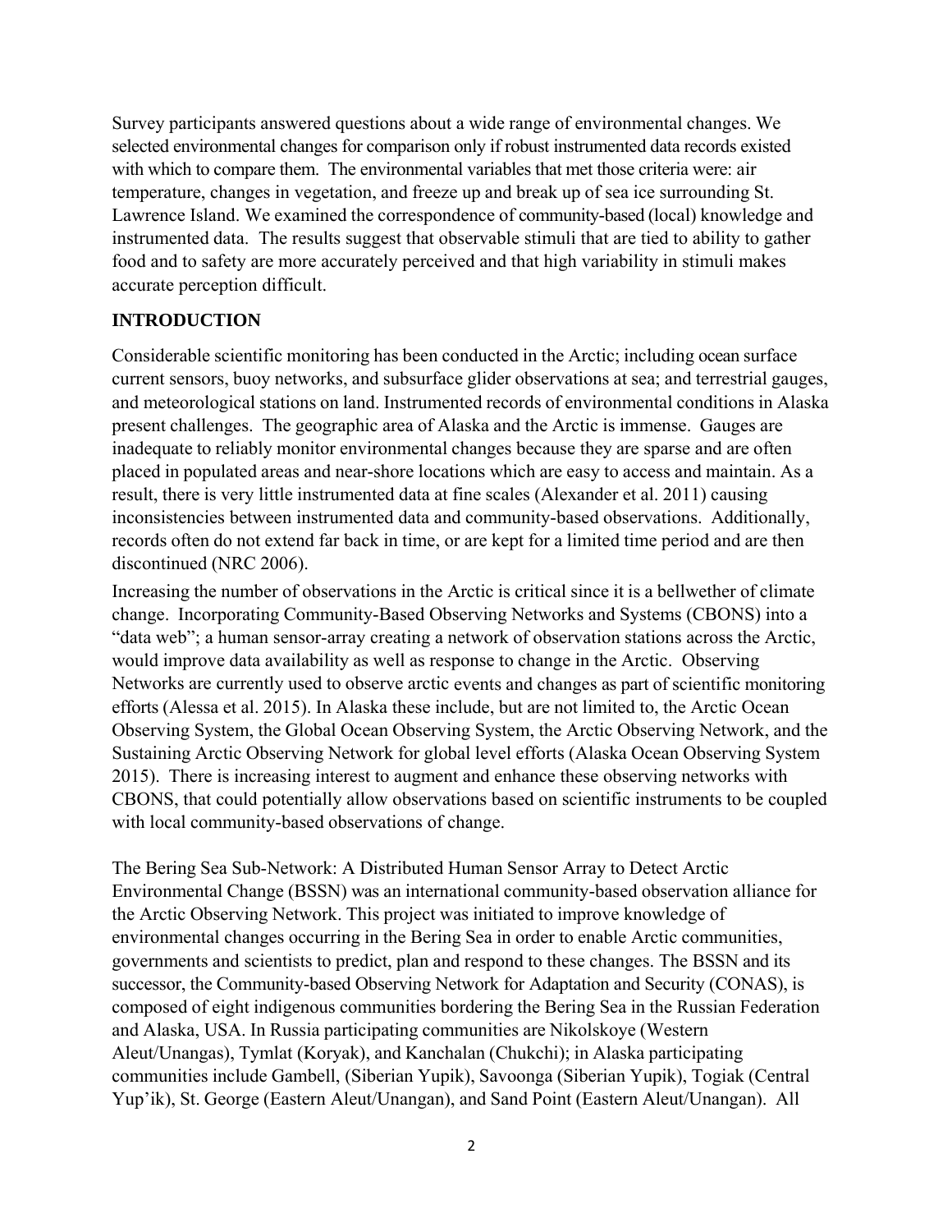Survey participants answered questions about a wide range of environmental changes. We selected environmental changes for comparison only if robust instrumented data records existed with which to compare them. The environmental variables that met those criteria were: air temperature, changes in vegetation, and freeze up and break up of sea ice surrounding St. Lawrence Island. We examined the correspondence of community-based (local) knowledge and instrumented data. The results suggest that observable stimuli that are tied to ability to gather food and to safety are more accurately perceived and that high variability in stimuli makes accurate perception difficult.

## INTRODUCTION

Considerable scientific monitoring has been conducted in the Arctic; including ocean surface current sensors, buoy networks, and subsurface glider observations at sea; and terrestrial gauges, and meteorological stations on land. Instrumented records of environmental conditions in Alaska present challenges. The geographic area of Alaska and the Arctic is immense. Gauges are inadequate to reliably monitor environmental changes because they are sparse and are often placed in populated areas and near-shore locations which are easy to access and maintain. As a result, there is very little instrumented data at fine scales (Alexander et al. 2011) causing inconsistencies between instrumented data and community-based observations. Additionally, records often do not extend far back in time, or are kept for a limited time period and are then discontinued (NRC 2006).

Increasing the number of observations in the Arctic is critical since it is a bellwether of climate change. Incorporating Community-Based Observing Networks and Systems (CBONS) into a "data web"; a human sensor-array creating a network of observation stations across the Arctic, would improve data availability as well as response to change in the Arctic. Observing Networks are currently used to observe arctic events and changes as part of scientific monitoring efforts (Alessa et al. 2015). In Alaska these include, but are not limited to, the Arctic Ocean Observing System, the Global Ocean Observing System, the Arctic Observing Network, and the Sustaining Arctic Observing Network for global level efforts (Alaska Ocean Observing System 2015). There is increasing interest to augment and enhance these observing networks with CBONS, that could potentially allow observations based on scientific instruments to be coupled with local community-based observations of change.

The Bering Sea Sub-Network: A Distributed Human Sensor Array to Detect Arctic Environmental Change (BSSN) was an international community-based observation alliance for the Arctic Observing Network. This project was initiated to improve knowledge of environmental changes occurring in the Bering Sea in order to enable Arctic communities, governments and scientists to predict, plan and respond to these changes. The BSSN and its successor, the Community-based Observing Network for Adaptation and Security (CONAS), is composed of eight indigenous communities bordering the Bering Sea in the Russian Federation and Alaska, USA. In Russia participating communities are Nikolskoye (Western Aleut/Unangas), Tymlat (Koryak), and Kanchalan (Chukchi); in Alaska participating communities include Gambell, (Siberian Yupik), Savoonga (Siberian Yupik), Togiak (Central Yup'ik), St. George (Eastern Aleut/Unangan), and Sand Point (Eastern Aleut/Unangan). All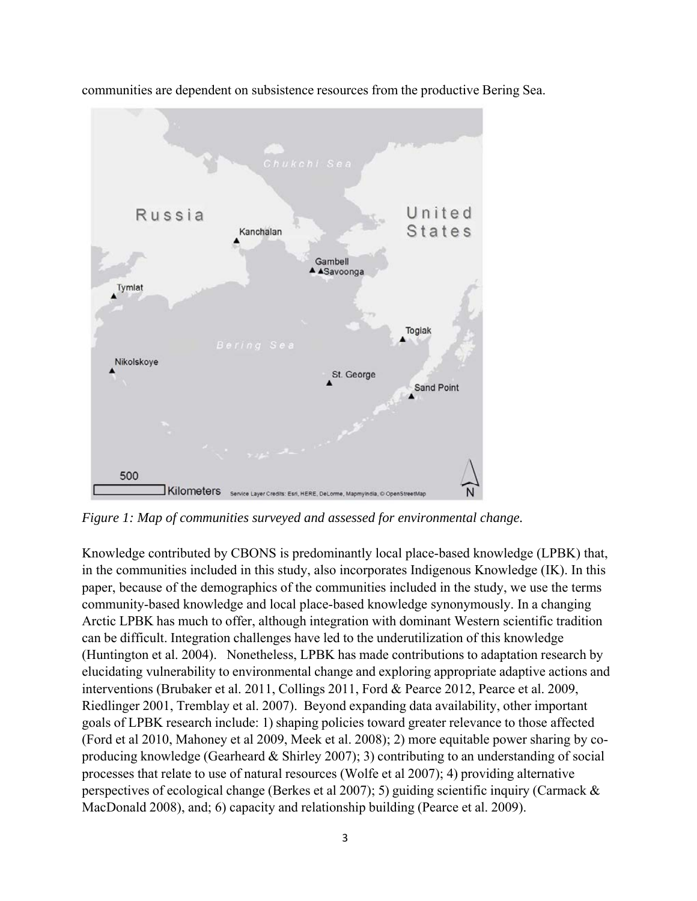communities are dependent on subsistence resources from the productive Bering Sea.

*Figure 1: Map of communities surveyed and assessed for environmental change.*

Knowledge contributed by CBONS is predominantly local place-based knowledge (LPBK) that, in the communities included in this study, also incorporates Indigenous Knowledge (IK). In this paper, because of the demographics of the communities included in the study, we use the terms community-based knowledge and local place-based knowledge synonymously. In a changing Arctic LPBK has much to offer, although integration with dominant Western scientific tradition can be difficult. Integration challenges have led to the underutilization of this knowledge (Huntington et al. 2004). Nonetheless, LPBK has made contributions to adaptation research by elucidating vulnerability to environmental change and exploring appropriate adaptive actions and interventions (Brubaker et al. 2011, Collings 2011, Ford & Pearce 2012, Pearce et al. 2009, Riedlinger 2001, Tremblay et al. 2007). Beyond expanding data availability, other important goals of LPBK research include: 1) shaping policies toward greater relevance to those affected (Ford et al 2010, Mahoney et al 2009, Meek et al. 2008); 2) more equitable power sharing by co-producing knowledge (Gearheard & Shirley 2007); 3) contributing to an understanding of social processes that relate to use of natural resources (Wolfe et al 2007); 4) providing alternative perspectives of ecological change (Berkes et al 2007); 5) guiding scientific inquiry (Carmack & MacDonald 2008), and; 6) capacity and relationship building (Pearce et al. 2009).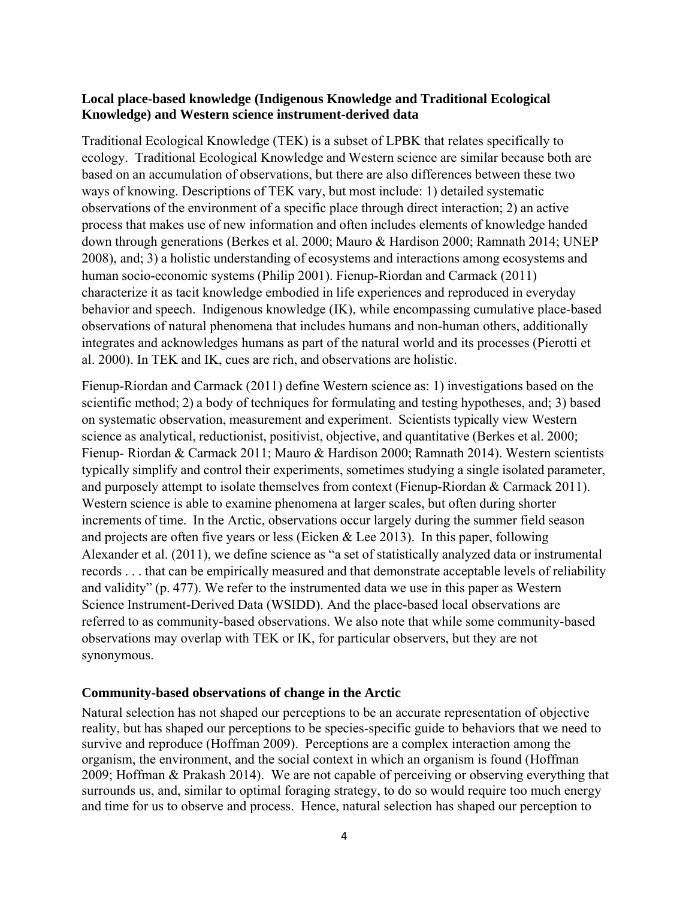### Local place-based knowledge (Indigenous Knowledge and Traditional Ecological Knowledge) and Western science instrument-derived data

Traditional Ecological Knowledge (TEK) is a subset of LPBK that relates specifically to ecology. Traditional Ecological Knowledge and Western science are similar because both are based on an accumulation of observations, but there are also differences between these two ways of knowing. Descriptions of TEK vary, but most include: 1) detailed systematic observations of the environment of a specific place through direct interaction; 2) an active process that makes use of new information and often includes elements of knowledge handed down through generations (Berkes et al. 2000; Mauro & Hardison 2000; Ramnath 2014; UNEP 2008), and; 3) a holistic understanding of ecosystems and interactions among ecosystems and human socio-economic systems (Philip 2001). Fienup-Riordan and Carmack (2011) characterize it as tacit knowledge embodied in life experiences and reproduced in everyday behavior and speech. Indigenous knowledge (IK), while encompassing cumulative place-based observations of natural phenomena that includes humans and non-human others, additionally integrates and acknowledges humans as part of the natural world and its processes (Pierotti et al. 2000). In TEK and IK, cues are rich, and observations are holistic.

Fienup-Riordan and Carmack (2011) define Western science as: 1) investigations based on the scientific method; 2) a body of techniques for formulating and testing hypotheses, and; 3) based on systematic observation, measurement and experiment. Scientists typically view Western science as analytical, reductionist, positivist, objective, and quantitative (Berkes et al. 2000; Fienup- Riordan & Carmack 2011; Mauro & Hardison 2000; Ramnath 2014). Western scientists typically simplify and control their experiments, sometimes studying a single isolated parameter, and purposely attempt to isolate themselves from context (Fienup-Riordan & Carmack 2011). Western science is able to examine phenomena at larger scales, but often during shorter increments of time. In the Arctic, observations occur largely during the summer field season and projects are often five years or less (Eicken & Lee 2013). In this paper, following Alexander et al. (2011), we define science as "a set of statistically analyzed data or instrumental records . . . that can be empirically measured and that demonstrate acceptable levels of reliability and validity" (p. 477). We refer to the instrumented data we use in this paper as Western Science Instrument-Derived Data (WSIDD). And the place-based local observations are referred to as community-based observations. We also note that while some community-based observations may overlap with TEK or IK, for particular observers, but they are not synonymous.

### Community-based observations of change in the Arctic

Natural selection has not shaped our perceptions to be an accurate representation of objective reality, but has shaped our perceptions to be species-specific guide to behaviors that we need to survive and reproduce (Hoffman 2009). Perceptions are a complex interaction among the organism, the environment, and the social context in which an organism is found (Hoffman 2009; Hoffman & Prakash 2014). We are not capable of perceiving or observing everything that surrounds us, and, similar to optimal foraging strategy, to do so would require too much energy and time for us to observe and process. Hence, natural selection has shaped our perception to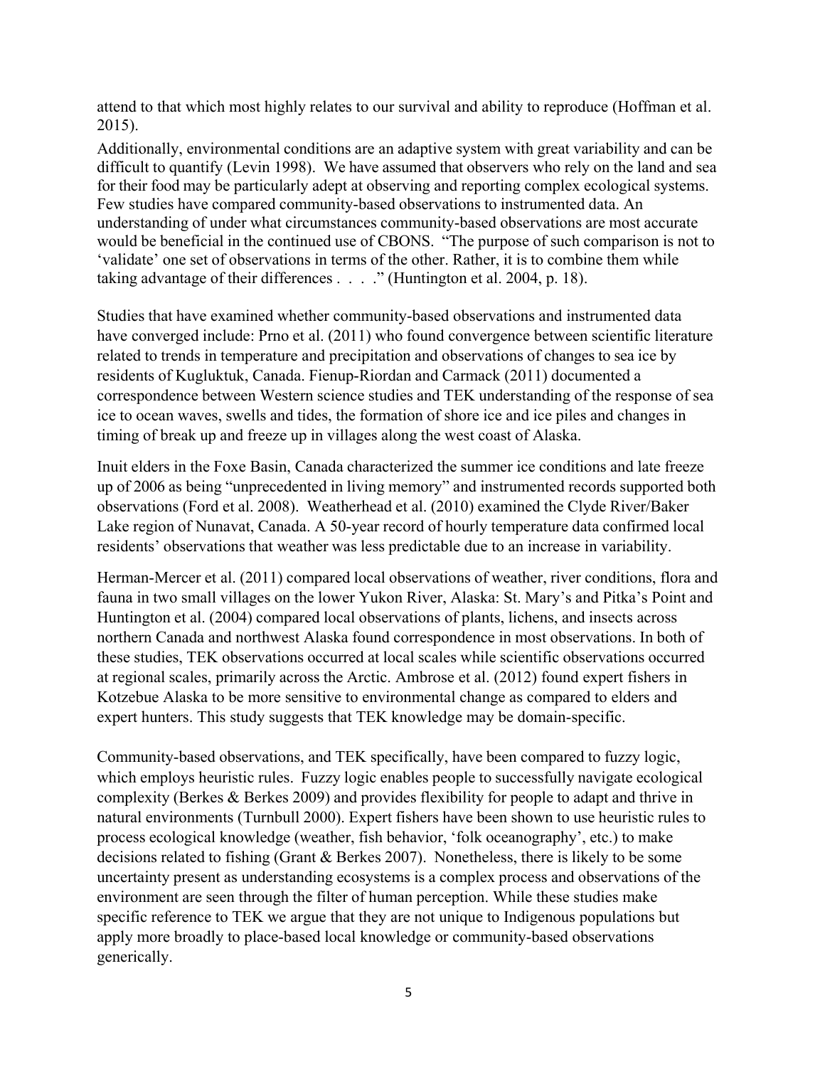attend to that which most highly relates to our survival and ability to reproduce (Hoffman et al. 2015).

Additionally, environmental conditions are an adaptive system with great variability and can be difficult to quantify (Levin 1998). We have assumed that observers who rely on the land and sea for their food may be particularly adept at observing and reporting complex ecological systems. Few studies have compared community-based observations to instrumented data. An understanding of under what circumstances community-based observations are most accurate would be beneficial in the continued use of CBONS. "The purpose of such comparison is not to 'validate' one set of observations in terms of the other. Rather, it is to combine them while taking advantage of their differences . . . ." (Huntington et al. 2004, p. 18).

Studies that have examined whether community-based observations and instrumented data have converged include: Prno et al. (2011) who found convergence between scientific literature related to trends in temperature and precipitation and observations of changes to sea ice by residents of Kugluktuk, Canada. Fienup-Riordan and Carmack (2011) documented a correspondence between Western science studies and TEK understanding of the response of sea ice to ocean waves, swells and tides, the formation of shore ice and ice piles and changes in timing of break up and freeze up in villages along the west coast of Alaska.

Inuit elders in the Foxe Basin, Canada characterized the summer ice conditions and late freeze up of 2006 as being "unprecedented in living memory" and instrumented records supported both observations (Ford et al. 2008). Weatherhead et al. (2010) examined the Clyde River/Baker Lake region of Nunavat, Canada. A 50-year record of hourly temperature data confirmed local residents' observations that weather was less predictable due to an increase in variability.

Herman-Mercer et al. (2011) compared local observations of weather, river conditions, flora and fauna in two small villages on the lower Yukon River, Alaska: St. Mary's and Pitka's Point and Huntington et al. (2004) compared local observations of plants, lichens, and insects across northern Canada and northwest Alaska found correspondence in most observations. In both of these studies, TEK observations occurred at local scales while scientific observations occurred at regional scales, primarily across the Arctic. Ambrose et al. (2012) found expert fishers in Kotzebue Alaska to be more sensitive to environmental change as compared to elders and expert hunters. This study suggests that TEK knowledge may be domain-specific.

Community-based observations, and TEK specifically, have been compared to fuzzy logic, which employs heuristic rules. Fuzzy logic enables people to successfully navigate ecological complexity (Berkes & Berkes 2009) and provides flexibility for people to adapt and thrive in natural environments (Turnbull 2000). Expert fishers have been shown to use heuristic rules to process ecological knowledge (weather, fish behavior, 'folk oceanography', etc.) to make decisions related to fishing (Grant & Berkes 2007). Nonetheless, there is likely to be some uncertainty present as understanding ecosystems is a complex process and observations of the environment are seen through the filter of human perception. While these studies make specific reference to TEK we argue that they are not unique to Indigenous populations but apply more broadly to place-based local knowledge or community-based observations generically.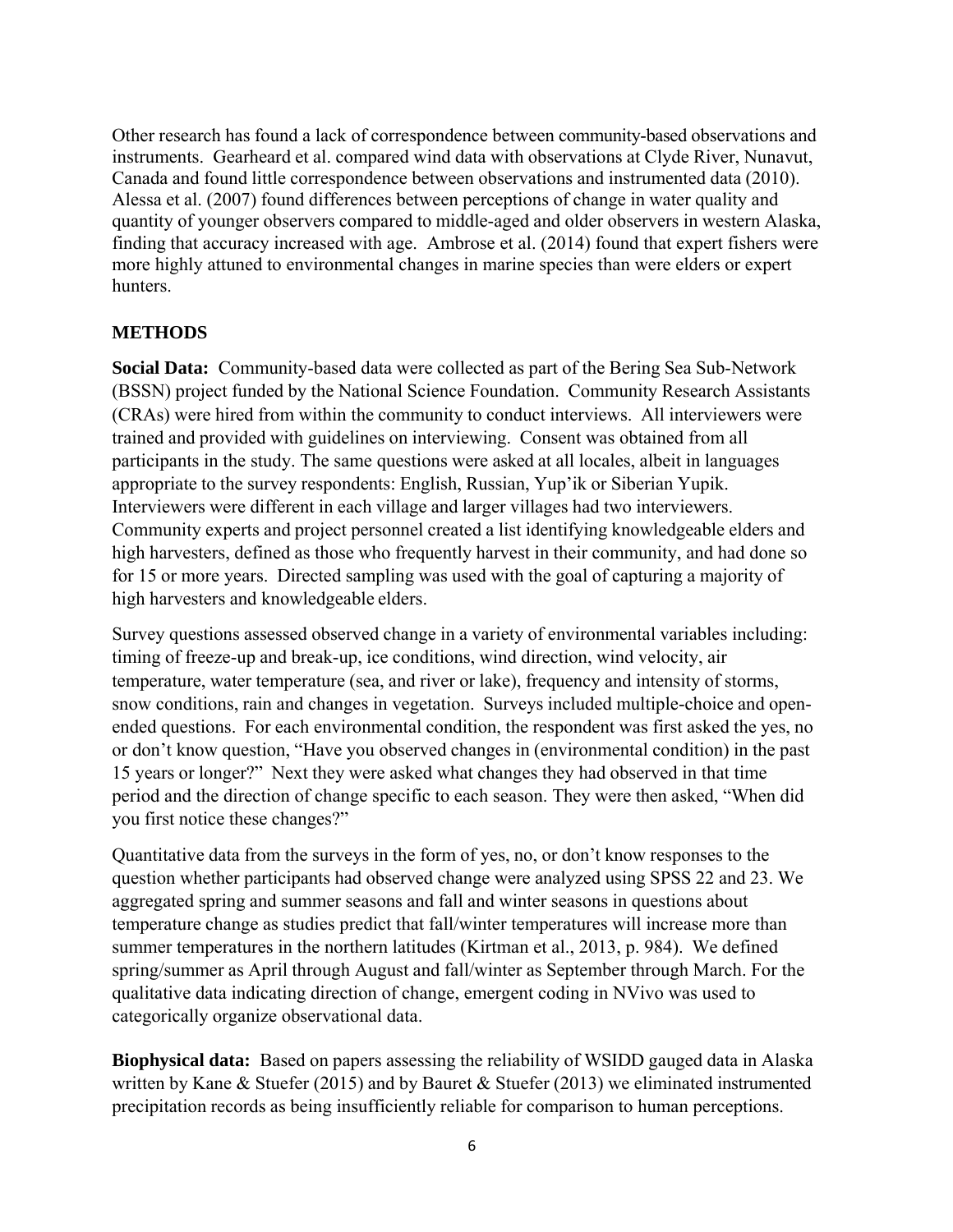Other research has found a lack of correspondence between community-based observations and instruments. Gearheard et al. compared wind data with observations at Clyde River, Nunavut, Canada and found little correspondence between observations and instrumented data (2010). Alessa et al. (2007) found differences between perceptions of change in water quality and quantity of younger observers compared to middle-aged and older observers in western Alaska, finding that accuracy increased with age. Ambrose et al. (2014) found that expert fishers were more highly attuned to environmental changes in marine species than were elders or expert hunters.

## METHODS

**Social Data:** Community-based data were collected as part of the Bering Sea Sub-Network (BSSN) project funded by the National Science Foundation. Community Research Assistants (CRAs) were hired from within the community to conduct interviews. All interviewers were trained and provided with guidelines on interviewing. Consent was obtained from all participants in the study. The same questions were asked at all locales, albeit in languages appropriate to the survey respondents: English, Russian, Yup'ik or Siberian Yupik. Interviewers were different in each village and larger villages had two interviewers. Community experts and project personnel created a list identifying knowledgeable elders and high harvesters, defined as those who frequently harvest in their community, and had done so for 15 or more years. Directed sampling was used with the goal of capturing a majority of high harvesters and knowledgeable elders.

Survey questions assessed observed change in a variety of environmental variables including: timing of freeze-up and break-up, ice conditions, wind direction, wind velocity, air temperature, water temperature (sea, and river or lake), frequency and intensity of storms, snow conditions, rain and changes in vegetation. Surveys included multiple-choice and open-ended questions. For each environmental condition, the respondent was first asked the yes, no or don't know question, "Have you observed changes in (environmental condition) in the past 15 years or longer?" Next they were asked what changes they had observed in that time period and the direction of change specific to each season. They were then asked, "When did you first notice these changes?"

Quantitative data from the surveys in the form of yes, no, or don't know responses to the question whether participants had observed change were analyzed using SPSS 22 and 23. We aggregated spring and summer seasons and fall and winter seasons in questions about temperature change as studies predict that fall/winter temperatures will increase more than summer temperatures in the northern latitudes (Kirtman et al., 2013, p. 984). We defined spring/summer as April through August and fall/winter as September through March. For the qualitative data indicating direction of change, emergent coding in NVivo was used to categorically organize observational data.

**Biophysical data:** Based on papers assessing the reliability of WSIDD gauged data in Alaska written by Kane & Stuefer (2015) and by Bauret & Stuefer (2013) we eliminated instrumented precipitation records as being insufficiently reliable for comparison to human perceptions.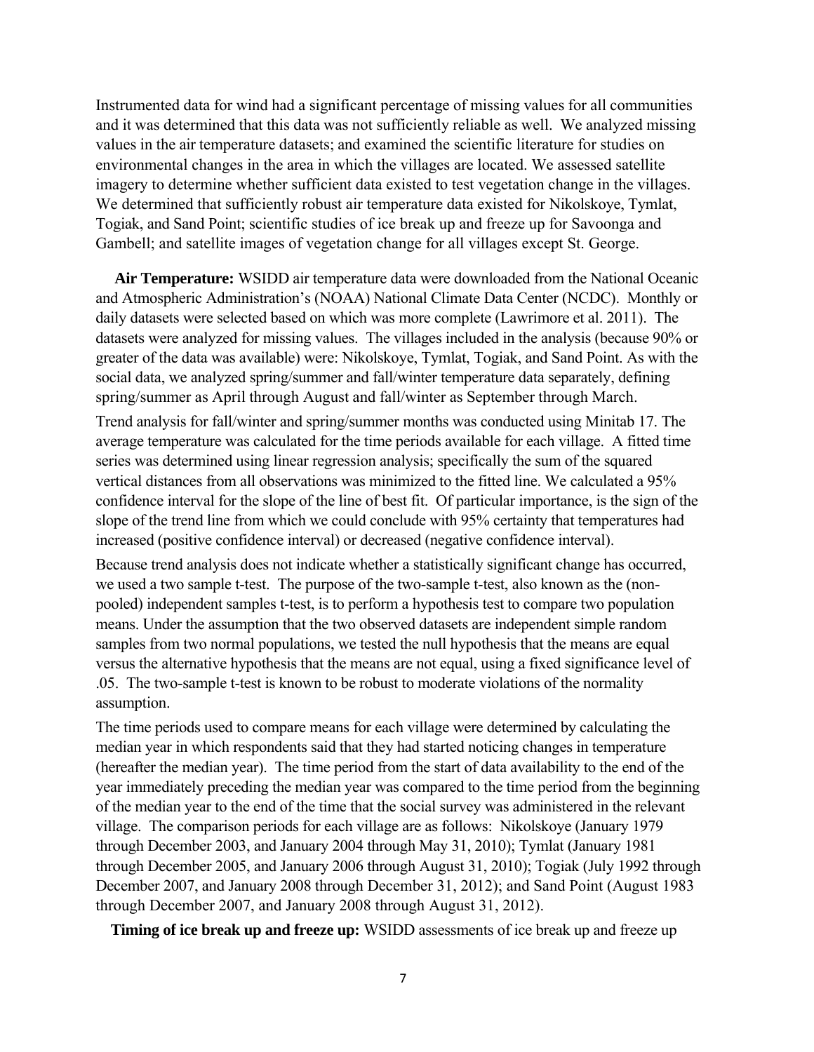Instrumented data for wind had a significant percentage of missing values for all communities and it was determined that this data was not sufficiently reliable as well. We analyzed missing values in the air temperature datasets; and examined the scientific literature for studies on environmental changes in the area in which the villages are located. We assessed satellite imagery to determine whether sufficient data existed to test vegetation change in the villages. We determined that sufficiently robust air temperature data existed for Nikolskoye, Tymlat, Togiak, and Sand Point; scientific studies of ice break up and freeze up for Savoonga and Gambell; and satellite images of vegetation change for all villages except St. George.

**Air Temperature:** WSIDD air temperature data were downloaded from the National Oceanic and Atmospheric Administration's (NOAA) National Climate Data Center (NCDC). Monthly or daily datasets were selected based on which was more complete (Lawrimore et al. 2011). The datasets were analyzed for missing values. The villages included in the analysis (because 90% or greater of the data was available) were: Nikolskoye, Tymlat, Togiak, and Sand Point. As with the social data, we analyzed spring/summer and fall/winter temperature data separately, defining spring/summer as April through August and fall/winter as September through March.

Trend analysis for fall/winter and spring/summer months was conducted using Minitab 17. The average temperature was calculated for the time periods available for each village. A fitted time series was determined using linear regression analysis; specifically the sum of the squared vertical distances from all observations was minimized to the fitted line. We calculated a 95% confidence interval for the slope of the line of best fit. Of particular importance, is the sign of the slope of the trend line from which we could conclude with 95% certainty that temperatures had increased (positive confidence interval) or decreased (negative confidence interval).

Because trend analysis does not indicate whether a statistically significant change has occurred, we used a two sample t-test. The purpose of the two-sample t-test, also known as the (non-pooled) independent samples t-test, is to perform a hypothesis test to compare two population means. Under the assumption that the two observed datasets are independent simple random samples from two normal populations, we tested the null hypothesis that the means are equal versus the alternative hypothesis that the means are not equal, using a fixed significance level of .05. The two-sample t-test is known to be robust to moderate violations of the normality assumption.

The time periods used to compare means for each village were determined by calculating the median year in which respondents said that they had started noticing changes in temperature (hereafter the median year). The time period from the start of data availability to the end of the year immediately preceding the median year was compared to the time period from the beginning of the median year to the end of the time that the social survey was administered in the relevant village. The comparison periods for each village are as follows: Nikolskoye (January 1979 through December 2003, and January 2004 through May 31, 2010); Tymlat (January 1981 through December 2005, and January 2006 through August 31, 2010); Togiak (July 1992 through December 2007, and January 2008 through December 31, 2012); and Sand Point (August 1983 through December 2007, and January 2008 through August 31, 2012).

**Timing of ice break up and freeze up:** WSIDD assessments of ice break up and freeze up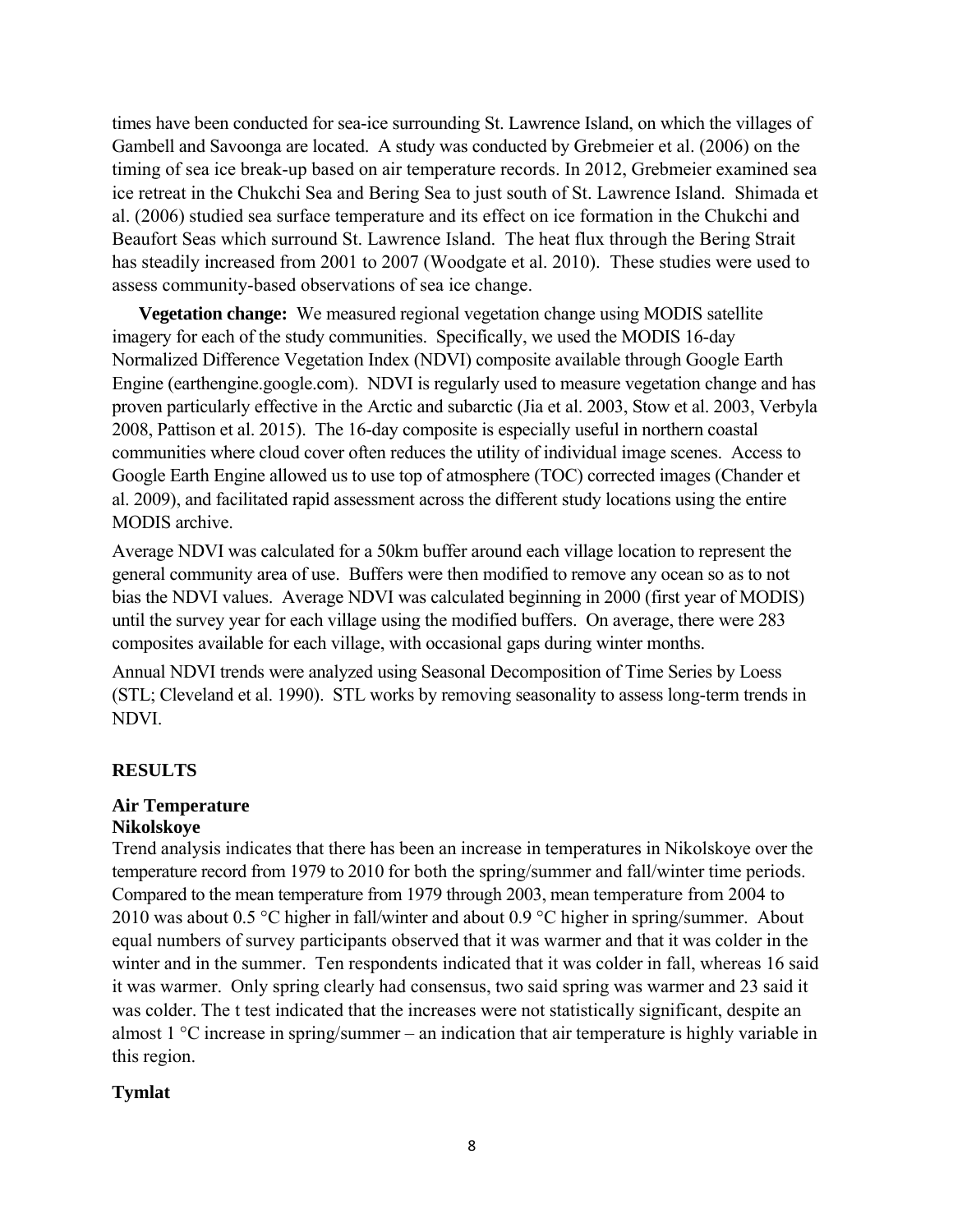times have been conducted for sea-ice surrounding St. Lawrence Island, on which the villages of Gambell and Savoonga are located. A study was conducted by Grebmeier et al. (2006) on the timing of sea ice break-up based on air temperature records. In 2012, Grebmeier examined sea ice retreat in the Chukchi Sea and Bering Sea to just south of St. Lawrence Island. Shimada et al. (2006) studied sea surface temperature and its effect on ice formation in the Chukchi and Beaufort Seas which surround St. Lawrence Island. The heat flux through the Bering Strait has steadily increased from 2001 to 2007 (Woodgate et al. 2010). These studies were used to assess community-based observations of sea ice change.

**Vegetation change:** We measured regional vegetation change using MODIS satellite imagery for each of the study communities. Specifically, we used the MODIS 16-day Normalized Difference Vegetation Index (NDVI) composite available through Google Earth Engine (earthengine.google.com). NDVI is regularly used to measure vegetation change and has proven particularly effective in the Arctic and subarctic (Jia et al. 2003, Stow et al. 2003, Verbyla 2008, Pattison et al. 2015). The 16-day composite is especially useful in northern coastal communities where cloud cover often reduces the utility of individual image scenes. Access to Google Earth Engine allowed us to use top of atmosphere (TOC) corrected images (Chander et al. 2009), and facilitated rapid assessment across the different study locations using the entire MODIS archive.

Average NDVI was calculated for a 50km buffer around each village location to represent the general community area of use. Buffers were then modified to remove any ocean so as to not bias the NDVI values. Average NDVI was calculated beginning in 2000 (first year of MODIS) until the survey year for each village using the modified buffers. On average, there were 283 composites available for each village, with occasional gaps during winter months.

Annual NDVI trends were analyzed using Seasonal Decomposition of Time Series by Loess (STL; Cleveland et al. 1990). STL works by removing seasonality to assess long-term trends in NDVI.

## RESULTS

### Air Temperature

#### Nikolskoye

Trend analysis indicates that there has been an increase in temperatures in Nikolskoye over the temperature record from 1979 to 2010 for both the spring/summer and fall/winter time periods. Compared to the mean temperature from 1979 through 2003, mean temperature from 2004 to 2010 was about 0.5 °C higher in fall/winter and about 0.9 °C higher in spring/summer. About equal numbers of survey participants observed that it was warmer and that it was colder in the winter and in the summer. Ten respondents indicated that it was colder in fall, whereas 16 said it was warmer. Only spring clearly had consensus, two said spring was warmer and 23 said it was colder. The t test indicated that the increases were not statistically significant, despite an almost 1 °C increase in spring/summer – an indication that air temperature is highly variable in this region.

#### Tymlat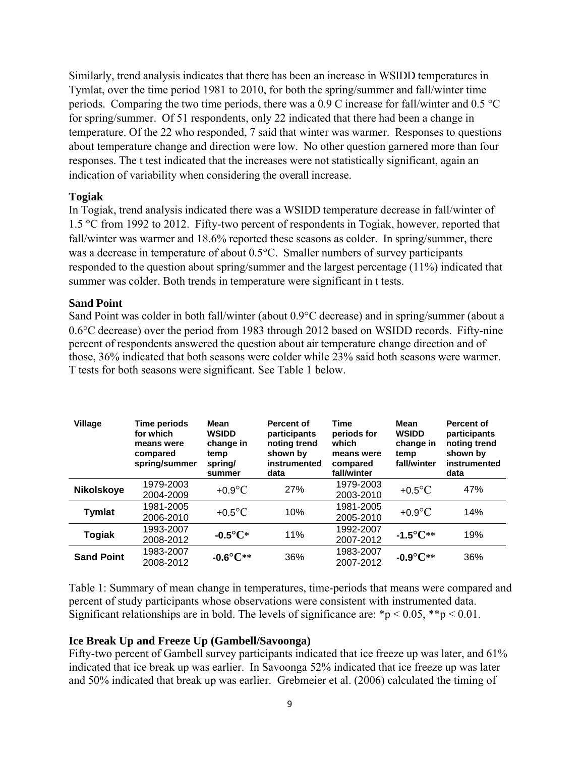Similarly, trend analysis indicates that there has been an increase in WSIDD temperatures in Tymlat, over the time period 1981 to 2010, for both the spring/summer and fall/winter time periods. Comparing the two time periods, there was a 0.9 C increase for fall/winter and 0.5 °C for spring/summer. Of 51 respondents, only 22 indicated that there had been a change in temperature. Of the 22 who responded, 7 said that winter was warmer. Responses to questions about temperature change and direction were low. No other question garnered more than four responses. The t test indicated that the increases were not statistically significant, again an indication of variability when considering the overall increase.

### Togiak

In Togiak, trend analysis indicated there was a WSIDD temperature decrease in fall/winter of 1.5 °C from 1992 to 2012. Fifty-two percent of respondents in Togiak, however, reported that fall/winter was warmer and 18.6% reported these seasons as colder. In spring/summer, there was a decrease in temperature of about 0.5°C. Smaller numbers of survey participants responded to the question about spring/summer and the largest percentage (11%) indicated that summer was colder. Both trends in temperature were significant in t tests.

### Sand Point

Sand Point was colder in both fall/winter (about 0.9°C decrease) and in spring/summer (about a 0.6°C decrease) over the period from 1983 through 2012 based on WSIDD records. Fifty-nine percent of respondents answered the question about air temperature change direction and of those, 36% indicated that both seasons were colder while 23% said both seasons were warmer. T tests for both seasons were significant. See Table 1 below.

| Village | Time periods for which means were compared spring/summer | Mean WSIDD change in temp spring/ summer | Percent of participants noting trend shown by instrumented data | Time periods for which means were compared fall/winter | Mean WSIDD change in temp fall/winter | Percent of participants noting trend shown by instrumented data |
|---|---|---|---|---|---|---|
| **Nikolskoye** | 1979-2003 2004-2009 | +0.9°C | 27% | 1979-2003 2003-2010 | +0.5°C | 47% |
| **Tymlat** | 1981-2005 2006-2010 | +0.5°C | 10% | 1981-2005 2005-2010 | +0.9°C | 14% |
| **Togiak** | 1993-2007 2008-2012 | **-0.5°C*** | 11% | 1992-2007 2007-2012 | **-1.5°C**** | 19% |
| **Sand Point** | 1983-2007 2008-2012 | **-0.6°C**** | 36% | 1983-2007 2007-2012 | **-0.9°C**** | 36% |

Table 1: Summary of mean change in temperatures, time-periods that means were compared and percent of study participants whose observations were consistent with instrumented data. Significant relationships are in bold. The levels of significance are: *$p < 0.05$, **$p < 0.01$.

### Ice Break Up and Freeze Up (Gambell/Savoonga)

Fifty-two percent of Gambell survey participants indicated that ice freeze up was later, and 61% indicated that ice break up was earlier. In Savoonga 52% indicated that ice freeze up was later and 50% indicated that break up was earlier. Grebmeier et al. (2006) calculated the timing of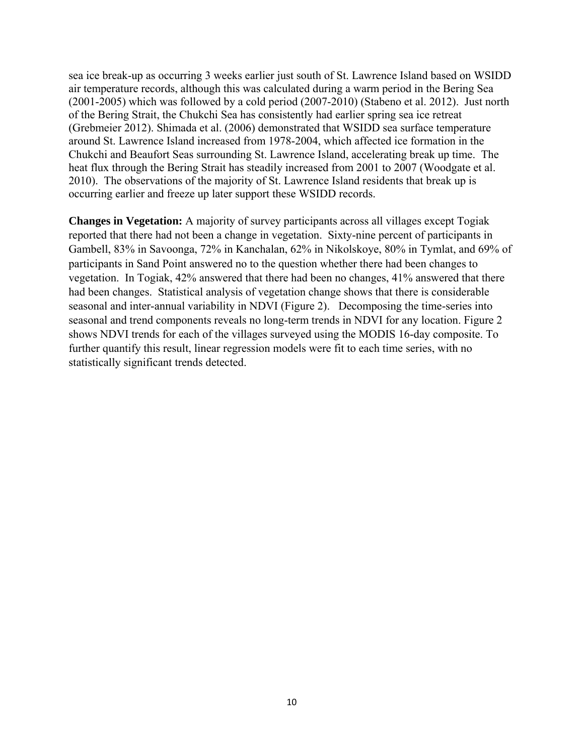sea ice break-up as occurring 3 weeks earlier just south of St. Lawrence Island based on WSIDD air temperature records, although this was calculated during a warm period in the Bering Sea (2001-2005) which was followed by a cold period (2007-2010) (Stabeno et al. 2012). Just north of the Bering Strait, the Chukchi Sea has consistently had earlier spring sea ice retreat (Grebmeier 2012). Shimada et al. (2006) demonstrated that WSIDD sea surface temperature around St. Lawrence Island increased from 1978-2004, which affected ice formation in the Chukchi and Beaufort Seas surrounding St. Lawrence Island, accelerating break up time. The heat flux through the Bering Strait has steadily increased from 2001 to 2007 (Woodgate et al. 2010). The observations of the majority of St. Lawrence Island residents that break up is occurring earlier and freeze up later support these WSIDD records.

**Changes in Vegetation:** A majority of survey participants across all villages except Togiak reported that there had not been a change in vegetation. Sixty-nine percent of participants in Gambell, 83% in Savoonga, 72% in Kanchalan, 62% in Nikolskoye, 80% in Tymlat, and 69% of participants in Sand Point answered no to the question whether there had been changes to vegetation. In Togiak, 42% answered that there had been no changes, 41% answered that there had been changes. Statistical analysis of vegetation change shows that there is considerable seasonal and inter-annual variability in NDVI (Figure 2). Decomposing the time-series into seasonal and trend components reveals no long-term trends in NDVI for any location. Figure 2 shows NDVI trends for each of the villages surveyed using the MODIS 16-day composite. To further quantify this result, linear regression models were fit to each time series, with no statistically significant trends detected.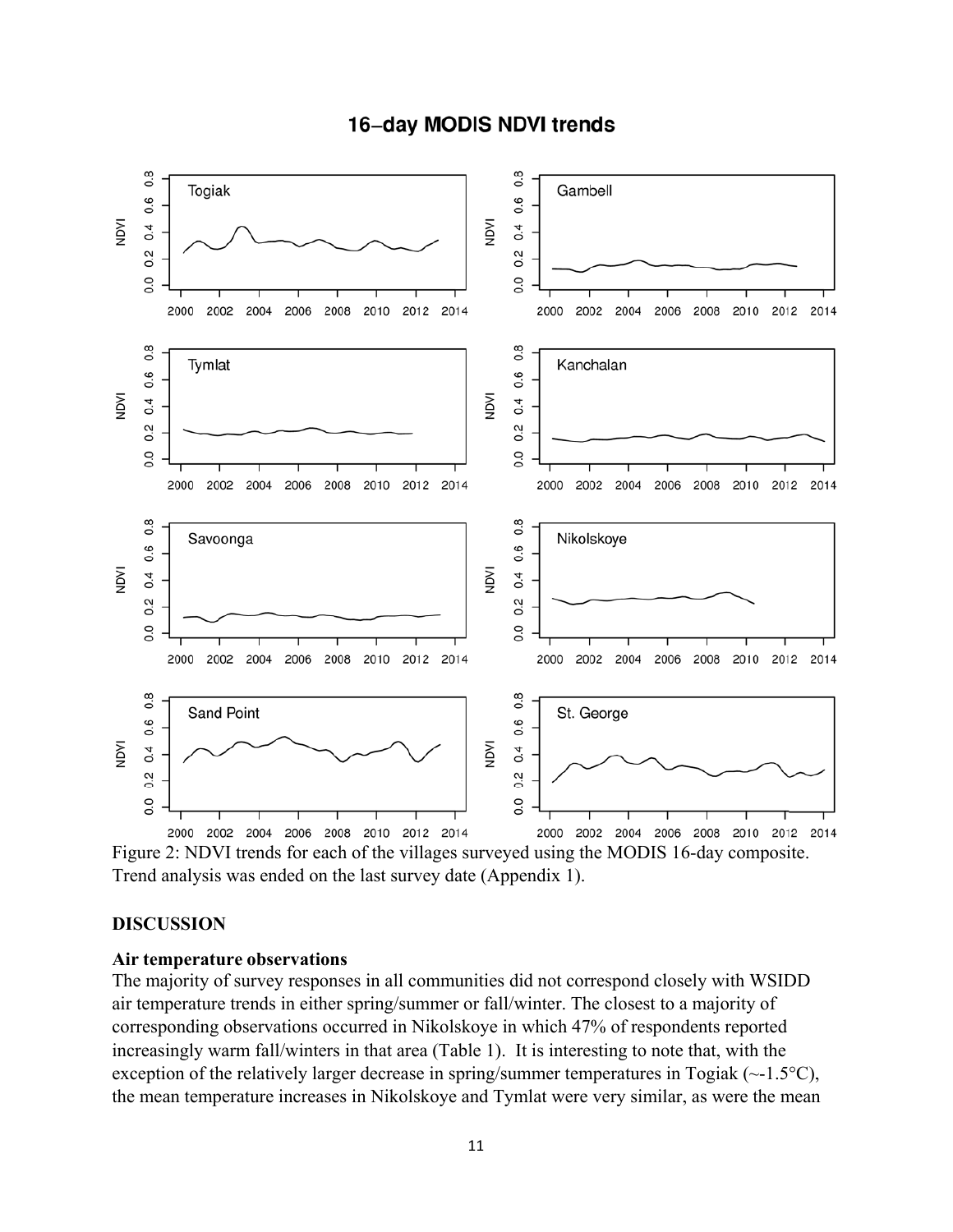Figure 2: NDVI trends for each of the villages surveyed using the MODIS 16-day composite. Trend analysis was ended on the last survey date (Appendix 1).

## DISCUSSION

### Air temperature observations

The majority of survey responses in all communities did not correspond closely with WSIDD air temperature trends in either spring/summer or fall/winter. The closest to a majority of corresponding observations occurred in Nikolskoye in which 47% of respondents reported increasingly warm fall/winters in that area (Table 1). It is interesting to note that, with the exception of the relatively larger decrease in spring/summer temperatures in Togiak (~-1.5°C), the mean temperature increases in Nikolskoye and Tymlat were very similar, as were the mean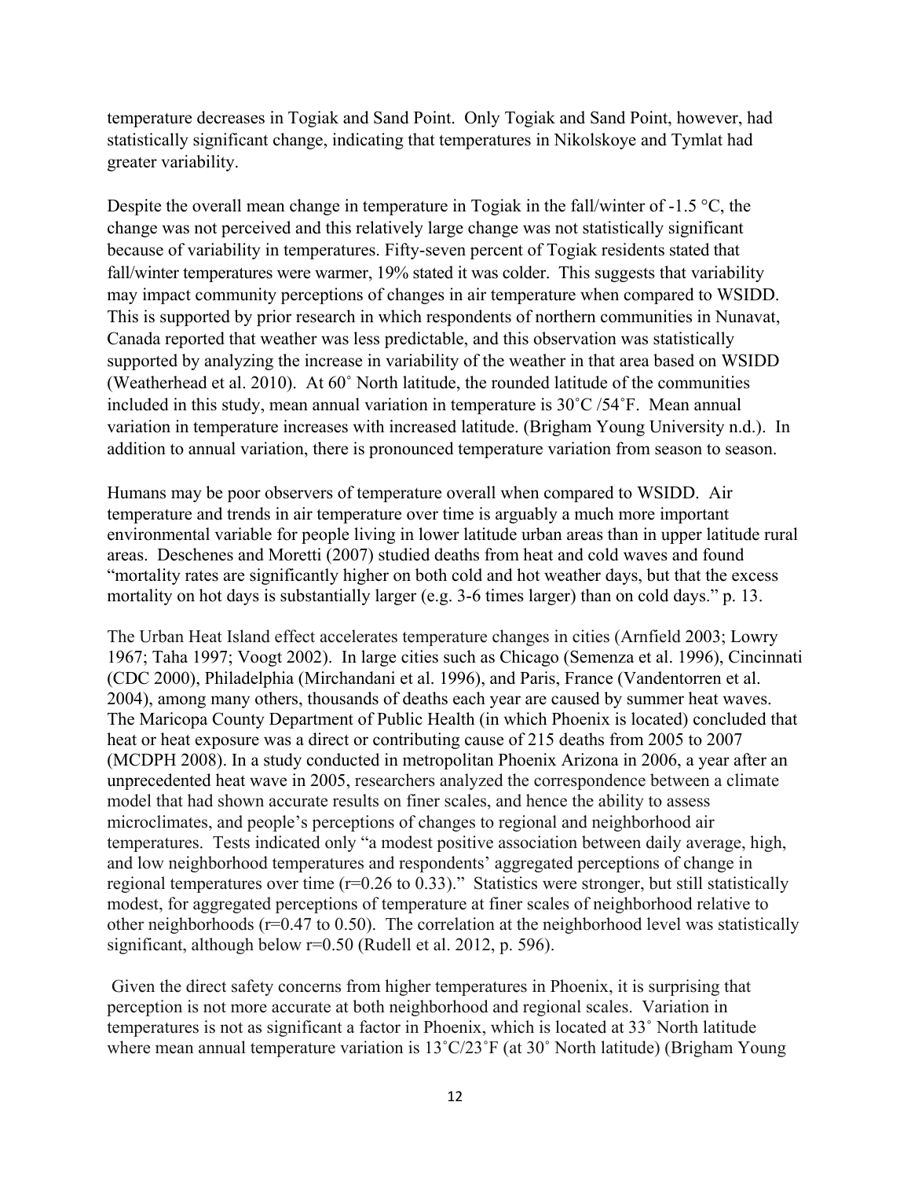temperature decreases in Togiak and Sand Point. Only Togiak and Sand Point, however, had statistically significant change, indicating that temperatures in Nikolskoye and Tymlat had greater variability.

Despite the overall mean change in temperature in Togiak in the fall/winter of -1.5 °C, the change was not perceived and this relatively large change was not statistically significant because of variability in temperatures. Fifty-seven percent of Togiak residents stated that fall/winter temperatures were warmer, 19% stated it was colder. This suggests that variability may impact community perceptions of changes in air temperature when compared to WSIDD. This is supported by prior research in which respondents of northern communities in Nunavat, Canada reported that weather was less predictable, and this observation was statistically supported by analyzing the increase in variability of the weather in that area based on WSIDD (Weatherhead et al. 2010). At 60˚ North latitude, the rounded latitude of the communities included in this study, mean annual variation in temperature is 30˚C /54˚F. Mean annual variation in temperature increases with increased latitude. (Brigham Young University n.d.). In addition to annual variation, there is pronounced temperature variation from season to season.

Humans may be poor observers of temperature overall when compared to WSIDD. Air temperature and trends in air temperature over time is arguably a much more important environmental variable for people living in lower latitude urban areas than in upper latitude rural areas. Deschenes and Moretti (2007) studied deaths from heat and cold waves and found "mortality rates are significantly higher on both cold and hot weather days, but that the excess mortality on hot days is substantially larger (e.g. 3-6 times larger) than on cold days." p. 13.

The Urban Heat Island effect accelerates temperature changes in cities (Arnfield 2003; Lowry 1967; Taha 1997; Voogt 2002). In large cities such as Chicago (Semenza et al. 1996), Cincinnati (CDC 2000), Philadelphia (Mirchandani et al. 1996), and Paris, France (Vandentorren et al. 2004), among many others, thousands of deaths each year are caused by summer heat waves. The Maricopa County Department of Public Health (in which Phoenix is located) concluded that heat or heat exposure was a direct or contributing cause of 215 deaths from 2005 to 2007 (MCDPH 2008). In a study conducted in metropolitan Phoenix Arizona in 2006, a year after an unprecedented heat wave in 2005, researchers analyzed the correspondence between a climate model that had shown accurate results on finer scales, and hence the ability to assess microclimates, and people's perceptions of changes to regional and neighborhood air temperatures. Tests indicated only "a modest positive association between daily average, high, and low neighborhood temperatures and respondents' aggregated perceptions of change in regional temperatures over time ($r$=0.26 to 0.33)." Statistics were stronger, but still statistically modest, for aggregated perceptions of temperature at finer scales of neighborhood relative to other neighborhoods ($r$=0.47 to 0.50). The correlation at the neighborhood level was statistically significant, although below $r$=0.50 (Rudell et al. 2012, p. 596).

Given the direct safety concerns from higher temperatures in Phoenix, it is surprising that perception is not more accurate at both neighborhood and regional scales. Variation in temperatures is not as significant a factor in Phoenix, which is located at 33˚ North latitude where mean annual temperature variation is 13˚C/23˚F (at 30˚ North latitude) (Brigham Young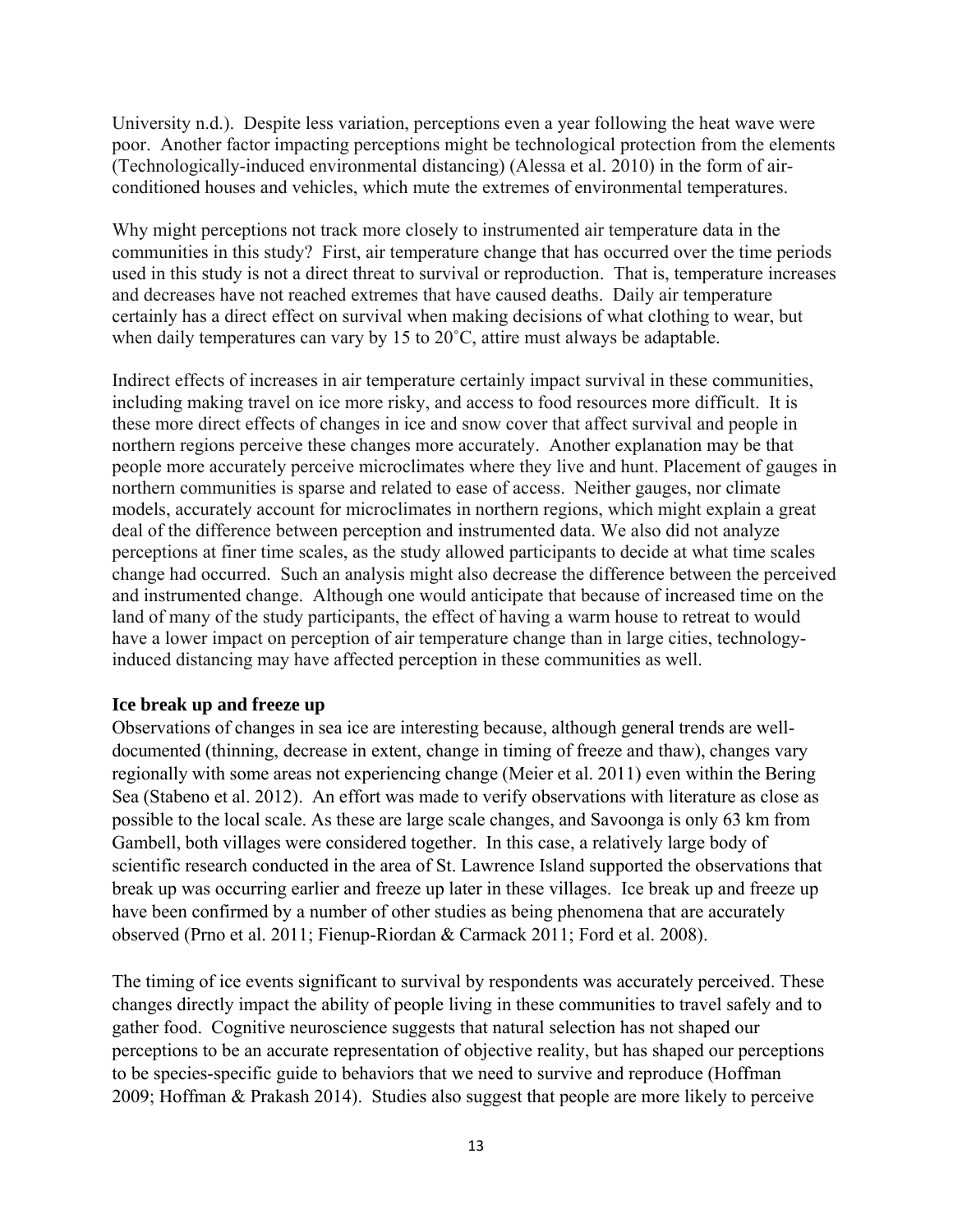University n.d.). Despite less variation, perceptions even a year following the heat wave were poor. Another factor impacting perceptions might be technological protection from the elements (Technologically-induced environmental distancing) (Alessa et al. 2010) in the form of air-conditioned houses and vehicles, which mute the extremes of environmental temperatures.

Why might perceptions not track more closely to instrumented air temperature data in the communities in this study? First, air temperature change that has occurred over the time periods used in this study is not a direct threat to survival or reproduction. That is, temperature increases and decreases have not reached extremes that have caused deaths. Daily air temperature certainly has a direct effect on survival when making decisions of what clothing to wear, but when daily temperatures can vary by 15 to 20˚C, attire must always be adaptable.

Indirect effects of increases in air temperature certainly impact survival in these communities, including making travel on ice more risky, and access to food resources more difficult. It is these more direct effects of changes in ice and snow cover that affect survival and people in northern regions perceive these changes more accurately. Another explanation may be that people more accurately perceive microclimates where they live and hunt. Placement of gauges in northern communities is sparse and related to ease of access. Neither gauges, nor climate models, accurately account for microclimates in northern regions, which might explain a great deal of the difference between perception and instrumented data. We also did not analyze perceptions at finer time scales, as the study allowed participants to decide at what time scales change had occurred. Such an analysis might also decrease the difference between the perceived and instrumented change. Although one would anticipate that because of increased time on the land of many of the study participants, the effect of having a warm house to retreat to would have a lower impact on perception of air temperature change than in large cities, technology-induced distancing may have affected perception in these communities as well.

**Ice break up and freeze up**

Observations of changes in sea ice are interesting because, although general trends are well-documented (thinning, decrease in extent, change in timing of freeze and thaw), changes vary regionally with some areas not experiencing change (Meier et al. 2011) even within the Bering Sea (Stabeno et al. 2012). An effort was made to verify observations with literature as close as possible to the local scale. As these are large scale changes, and Savoonga is only 63 km from Gambell, both villages were considered together. In this case, a relatively large body of scientific research conducted in the area of St. Lawrence Island supported the observations that break up was occurring earlier and freeze up later in these villages. Ice break up and freeze up have been confirmed by a number of other studies as being phenomena that are accurately observed (Prno et al. 2011; Fienup-Riordan & Carmack 2011; Ford et al. 2008).

The timing of ice events significant to survival by respondents was accurately perceived. These changes directly impact the ability of people living in these communities to travel safely and to gather food. Cognitive neuroscience suggests that natural selection has not shaped our perceptions to be an accurate representation of objective reality, but has shaped our perceptions to be species-specific guide to behaviors that we need to survive and reproduce (Hoffman 2009; Hoffman & Prakash 2014). Studies also suggest that people are more likely to perceive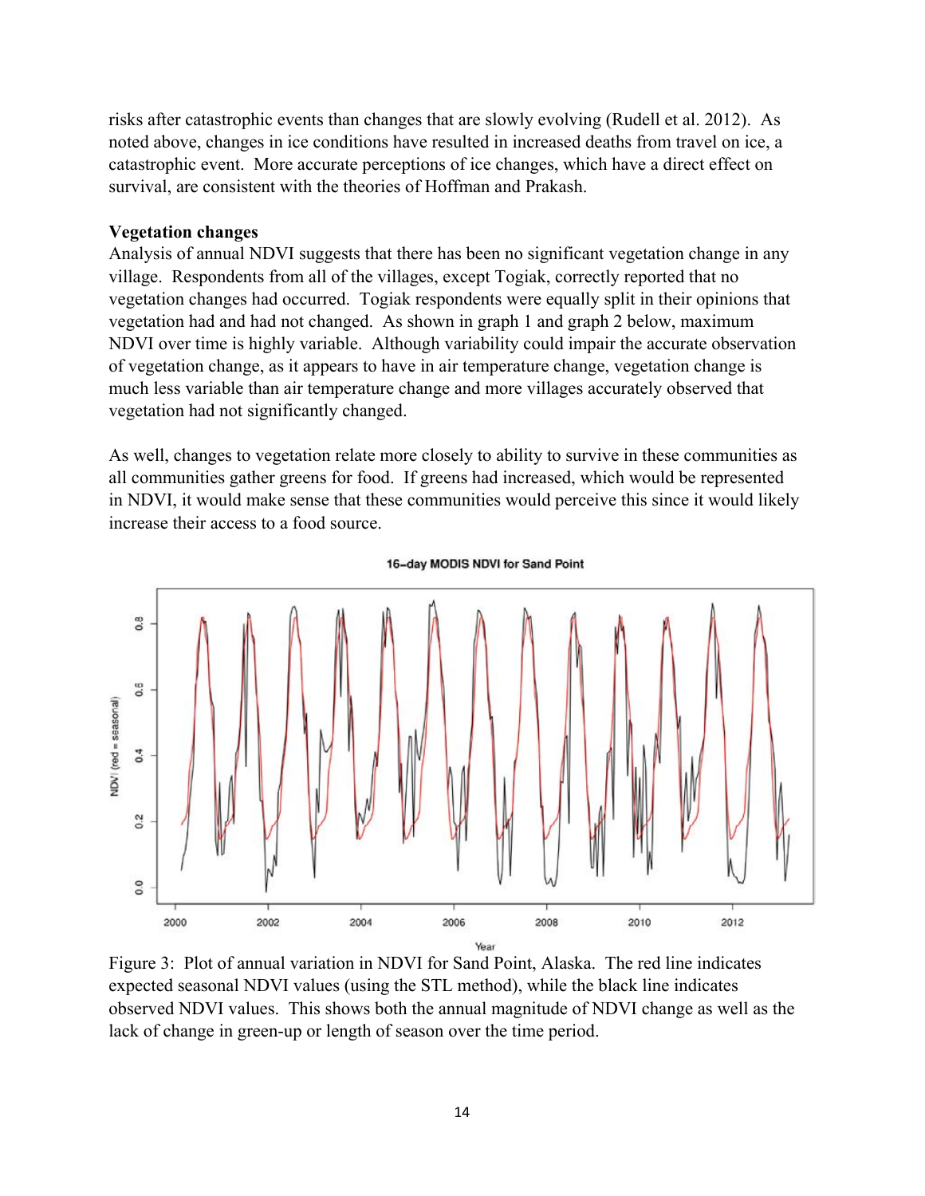risks after catastrophic events than changes that are slowly evolving (Rudell et al. 2012). As noted above, changes in ice conditions have resulted in increased deaths from travel on ice, a catastrophic event. More accurate perceptions of ice changes, which have a direct effect on survival, are consistent with the theories of Hoffman and Prakash.

**Vegetation changes**

Analysis of annual NDVI suggests that there has been no significant vegetation change in any village. Respondents from all of the villages, except Togiak, correctly reported that no vegetation changes had occurred. Togiak respondents were equally split in their opinions that vegetation had and had not changed. As shown in graph 1 and graph 2 below, maximum NDVI over time is highly variable. Although variability could impair the accurate observation of vegetation change, as it appears to have in air temperature change, vegetation change is much less variable than air temperature change and more villages accurately observed that vegetation had not significantly changed.

As well, changes to vegetation relate more closely to ability to survive in these communities as all communities gather greens for food. If greens had increased, which would be represented in NDVI, it would make sense that these communities would perceive this since it would likely increase their access to a food source.

Figure 3: Plot of annual variation in NDVI for Sand Point, Alaska. The red line indicates expected seasonal NDVI values (using the STL method), while the black line indicates observed NDVI values. This shows both the annual magnitude of NDVI change as well as the lack of change in green-up or length of season over the time period.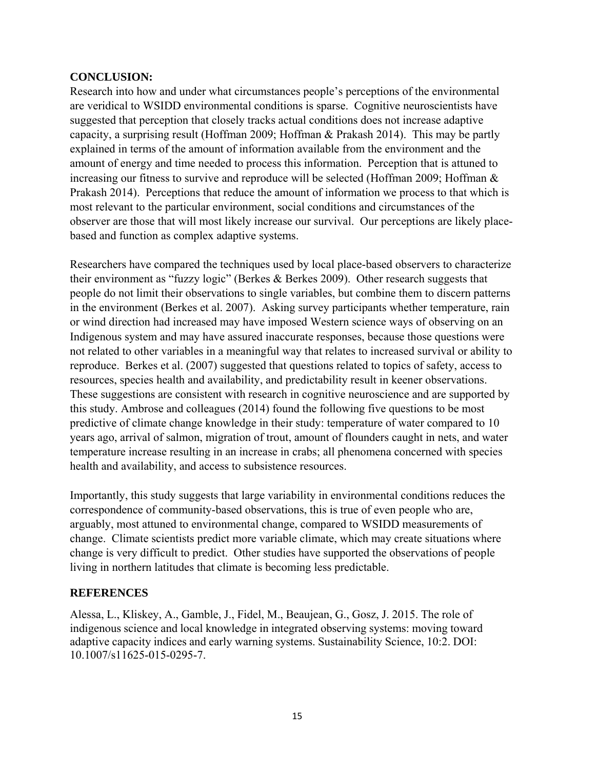## CONCLUSION:

Research into how and under what circumstances people's perceptions of the environmental are veridical to WSIDD environmental conditions is sparse. Cognitive neuroscientists have suggested that perception that closely tracks actual conditions does not increase adaptive capacity, a surprising result (Hoffman 2009; Hoffman & Prakash 2014). This may be partly explained in terms of the amount of information available from the environment and the amount of energy and time needed to process this information. Perception that is attuned to increasing our fitness to survive and reproduce will be selected (Hoffman 2009; Hoffman & Prakash 2014). Perceptions that reduce the amount of information we process to that which is most relevant to the particular environment, social conditions and circumstances of the observer are those that will most likely increase our survival. Our perceptions are likely place-based and function as complex adaptive systems.

Researchers have compared the techniques used by local place-based observers to characterize their environment as "fuzzy logic" (Berkes & Berkes 2009). Other research suggests that people do not limit their observations to single variables, but combine them to discern patterns in the environment (Berkes et al. 2007). Asking survey participants whether temperature, rain or wind direction had increased may have imposed Western science ways of observing on an Indigenous system and may have assured inaccurate responses, because those questions were not related to other variables in a meaningful way that relates to increased survival or ability to reproduce. Berkes et al. (2007) suggested that questions related to topics of safety, access to resources, species health and availability, and predictability result in keener observations. These suggestions are consistent with research in cognitive neuroscience and are supported by this study. Ambrose and colleagues (2014) found the following five questions to be most predictive of climate change knowledge in their study: temperature of water compared to 10 years ago, arrival of salmon, migration of trout, amount of flounders caught in nets, and water temperature increase resulting in an increase in crabs; all phenomena concerned with species health and availability, and access to subsistence resources.

Importantly, this study suggests that large variability in environmental conditions reduces the correspondence of community-based observations, this is true of even people who are, arguably, most attuned to environmental change, compared to WSIDD measurements of change. Climate scientists predict more variable climate, which may create situations where change is very difficult to predict. Other studies have supported the observations of people living in northern latitudes that climate is becoming less predictable.

## REFERENCES

Alessa, L., Kliskey, A., Gamble, J., Fidel, M., Beaujean, G., Gosz, J. 2015. The role of indigenous science and local knowledge in integrated observing systems: moving toward adaptive capacity indices and early warning systems. Sustainability Science, 10:2. DOI: 10.1007/s11625-015-0295-7.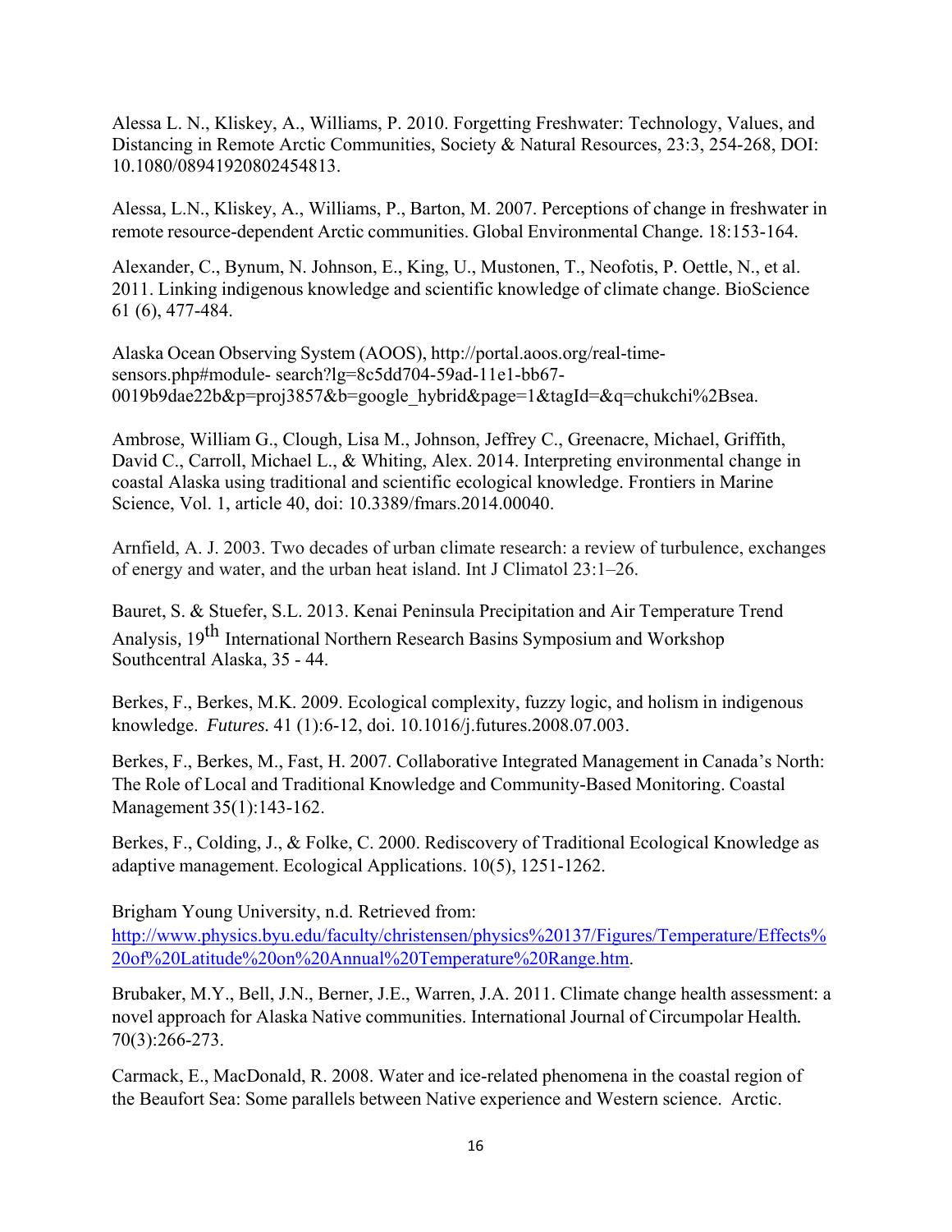Alessa L. N., Kliskey, A., Williams, P. 2010. Forgetting Freshwater: Technology, Values, and Distancing in Remote Arctic Communities, Society & Natural Resources, 23:3, 254-268, DOI: 10.1080/08941920802454813.

Alessa, L.N., Kliskey, A., Williams, P., Barton, M. 2007. Perceptions of change in freshwater in remote resource-dependent Arctic communities. Global Environmental Change. 18:153-164.

Alexander, C., Bynum, N. Johnson, E., King, U., Mustonen, T., Neofotis, P. Oettle, N., et al. 2011. Linking indigenous knowledge and scientific knowledge of climate change. BioScience 61 (6), 477-484.

Alaska Ocean Observing System (AOOS), http://portal.aoos.org/real-time-sensors.php#module- search?lg=8c5dd704-59ad-11e1-bb67-0019b9dae22b&p=proj3857&b=google_hybrid&page=1&tagId=&q=chukchi%2Bsea.

Ambrose, William G., Clough, Lisa M., Johnson, Jeffrey C., Greenacre, Michael, Griffith, David C., Carroll, Michael L., & Whiting, Alex. 2014. Interpreting environmental change in coastal Alaska using traditional and scientific ecological knowledge. Frontiers in Marine Science, Vol. 1, article 40, doi: 10.3389/fmars.2014.00040.

Arnfield, A. J. 2003. Two decades of urban climate research: a review of turbulence, exchanges of energy and water, and the urban heat island. Int J Climatol 23:1–26.

Bauret, S. & Stuefer, S.L. 2013. Kenai Peninsula Precipitation and Air Temperature Trend Analysis, 19th International Northern Research Basins Symposium and Workshop Southcentral Alaska, 35 - 44.

Berkes, F., Berkes, M.K. 2009. Ecological complexity, fuzzy logic, and holism in indigenous knowledge. *Futures.* 41 (1):6-12, doi. 10.1016/j.futures.2008.07.003.

Berkes, F., Berkes, M., Fast, H. 2007. Collaborative Integrated Management in Canada's North: The Role of Local and Traditional Knowledge and Community-Based Monitoring. Coastal Management 35(1):143-162.

Berkes, F., Colding, J., & Folke, C. 2000. Rediscovery of Traditional Ecological Knowledge as adaptive management. Ecological Applications. 10(5), 1251-1262.

Brigham Young University, n.d. Retrieved from: http://www.physics.byu.edu/faculty/christensen/physics%20137/Figures/Temperature/Effects%20of%20Latitude%20on%20Annual%20Temperature%20Range.htm.

Brubaker, M.Y., Bell, J.N., Berner, J.E., Warren, J.A. 2011. Climate change health assessment: a novel approach for Alaska Native communities. International Journal of Circumpolar Health. 70(3):266-273.

Carmack, E., MacDonald, R. 2008. Water and ice-related phenomena in the coastal region of the Beaufort Sea: Some parallels between Native experience and Western science. Arctic.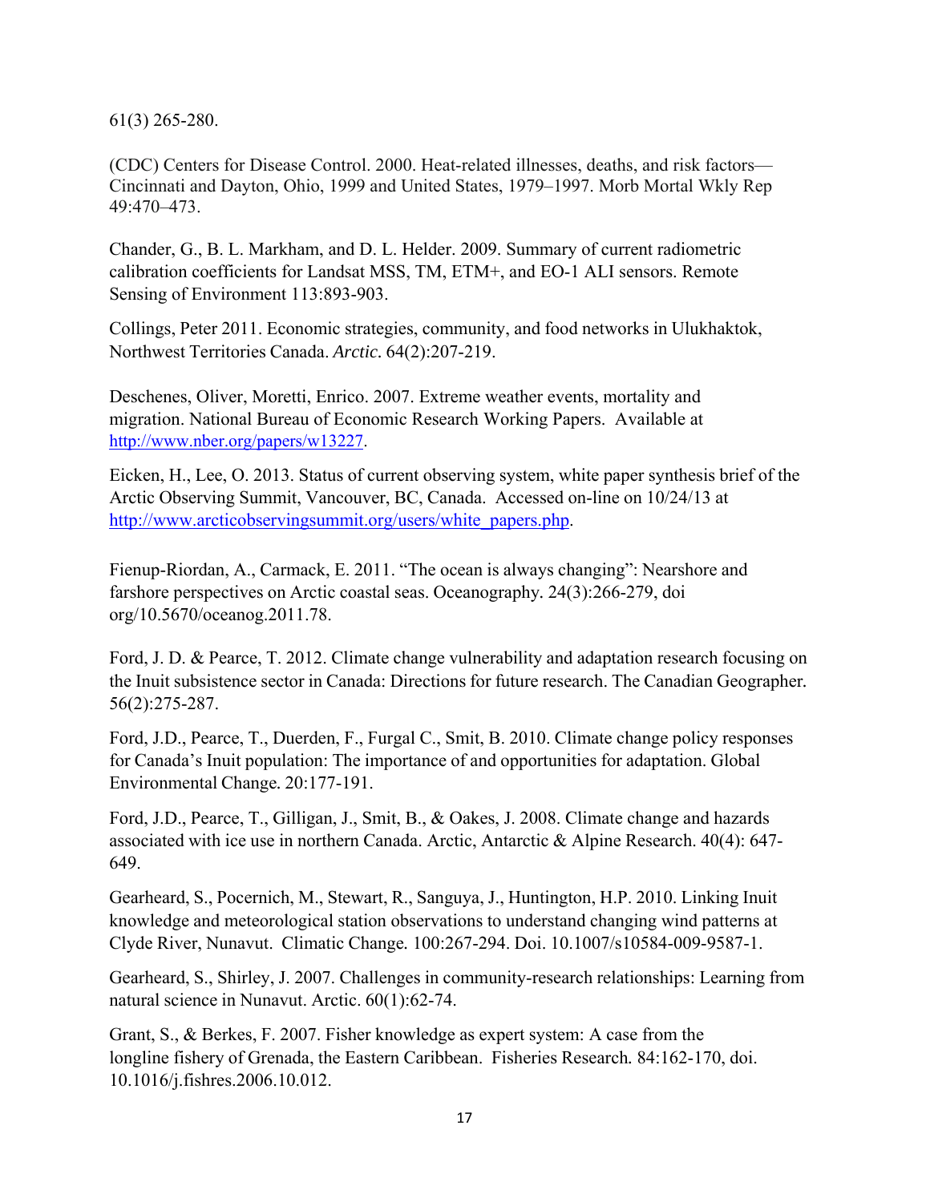61(3) 265-280.

(CDC) Centers for Disease Control. 2000. Heat-related illnesses, deaths, and risk factors—Cincinnati and Dayton, Ohio, 1999 and United States, 1979–1997. Morb Mortal Wkly Rep 49:470–473.

Chander, G., B. L. Markham, and D. L. Helder. 2009. Summary of current radiometric calibration coefficients for Landsat MSS, TM, ETM+, and EO-1 ALI sensors. Remote Sensing of Environment 113:893-903.

Collings, Peter 2011. Economic strategies, community, and food networks in Ulukhaktok, Northwest Territories Canada. *Arctic.* 64(2):207-219.

Deschenes, Oliver, Moretti, Enrico. 2007. Extreme weather events, mortality and migration. National Bureau of Economic Research Working Papers. Available at http://www.nber.org/papers/w13227.

Eicken, H., Lee, O. 2013. Status of current observing system, white paper synthesis brief of the Arctic Observing Summit, Vancouver, BC, Canada. Accessed on-line on 10/24/13 at http://www.arcticobservingsummit.org/users/white_papers.php.

Fienup-Riordan, A., Carmack, E. 2011. "The ocean is always changing": Nearshore and farshore perspectives on Arctic coastal seas. Oceanography. 24(3):266-279, doi org/10.5670/oceanog.2011.78.

Ford, J. D. & Pearce, T. 2012. Climate change vulnerability and adaptation research focusing on the Inuit subsistence sector in Canada: Directions for future research. The Canadian Geographer. 56(2):275-287.

Ford, J.D., Pearce, T., Duerden, F., Furgal C., Smit, B. 2010. Climate change policy responses for Canada's Inuit population: The importance of and opportunities for adaptation. Global Environmental Change. 20:177-191.

Ford, J.D., Pearce, T., Gilligan, J., Smit, B., & Oakes, J. 2008. Climate change and hazards associated with ice use in northern Canada. Arctic, Antarctic & Alpine Research. 40(4): 647-649.

Gearheard, S., Pocernich, M., Stewart, R., Sanguya, J., Huntington, H.P. 2010. Linking Inuit knowledge and meteorological station observations to understand changing wind patterns at Clyde River, Nunavut. Climatic Change. 100:267-294. Doi. 10.1007/s10584-009-9587-1.

Gearheard, S., Shirley, J. 2007. Challenges in community-research relationships: Learning from natural science in Nunavut. Arctic. 60(1):62-74.

Grant, S., & Berkes, F. 2007. Fisher knowledge as expert system: A case from the longline fishery of Grenada, the Eastern Caribbean. Fisheries Research. 84:162-170, doi. 10.1016/j.fishres.2006.10.012.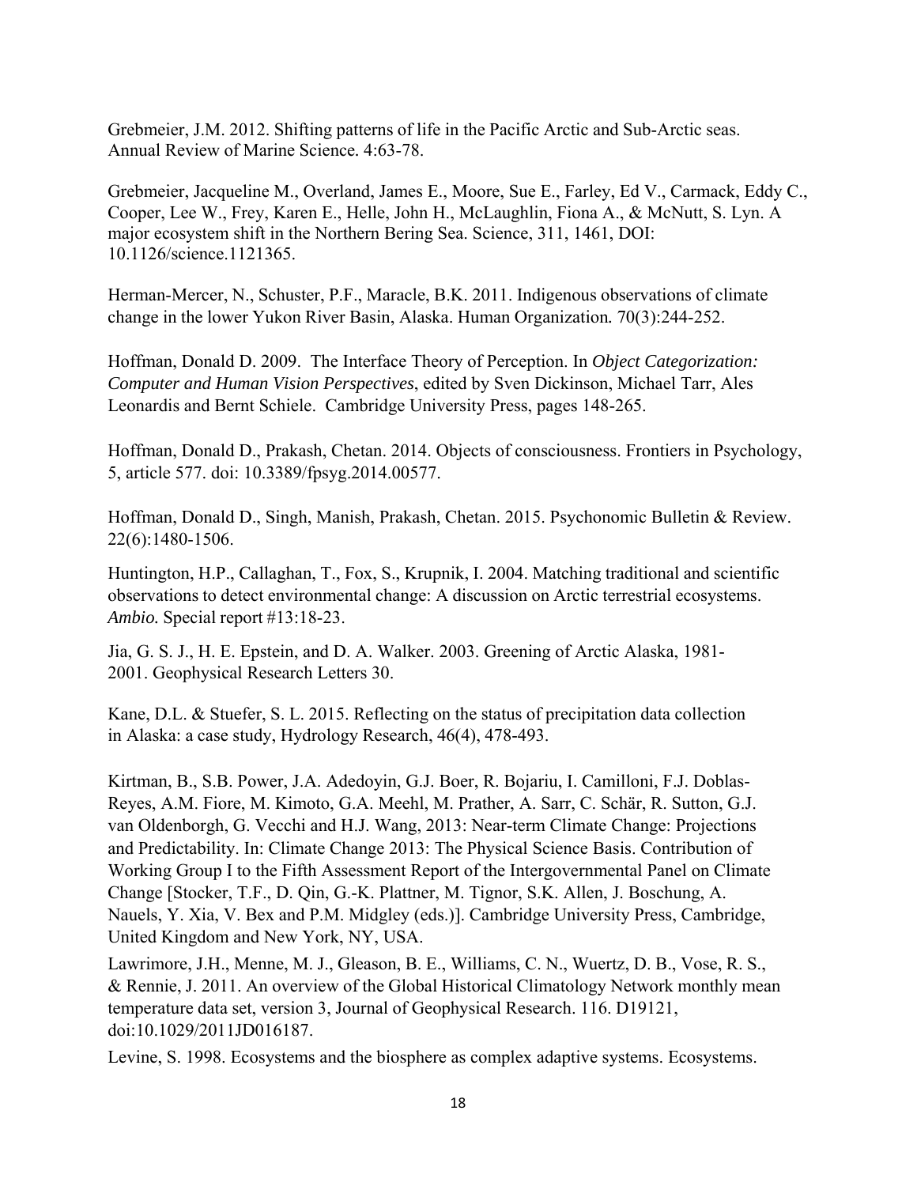Grebmeier, J.M. 2012. Shifting patterns of life in the Pacific Arctic and Sub-Arctic seas. Annual Review of Marine Science. 4:63-78.

Grebmeier, Jacqueline M., Overland, James E., Moore, Sue E., Farley, Ed V., Carmack, Eddy C., Cooper, Lee W., Frey, Karen E., Helle, John H., McLaughlin, Fiona A., & McNutt, S. Lyn. A major ecosystem shift in the Northern Bering Sea. Science, 311, 1461, DOI: 10.1126/science.1121365.

Herman-Mercer, N., Schuster, P.F., Maracle, B.K. 2011. Indigenous observations of climate change in the lower Yukon River Basin, Alaska. Human Organization. 70(3):244-252.

Hoffman, Donald D. 2009. The Interface Theory of Perception. In *Object Categorization: Computer and Human Vision Perspectives*, edited by Sven Dickinson, Michael Tarr, Ales Leonardis and Bernt Schiele. Cambridge University Press, pages 148-265.

Hoffman, Donald D., Prakash, Chetan. 2014. Objects of consciousness. Frontiers in Psychology, 5, article 577. doi: 10.3389/fpsyg.2014.00577.

Hoffman, Donald D., Singh, Manish, Prakash, Chetan. 2015. Psychonomic Bulletin & Review. 22(6):1480-1506.

Huntington, H.P., Callaghan, T., Fox, S., Krupnik, I. 2004. Matching traditional and scientific observations to detect environmental change: A discussion on Arctic terrestrial ecosystems. *Ambio.* Special report #13:18-23.

Jia, G. S. J., H. E. Epstein, and D. A. Walker. 2003. Greening of Arctic Alaska, 1981-2001. Geophysical Research Letters 30.

Kane, D.L. & Stuefer, S. L. 2015. Reflecting on the status of precipitation data collection in Alaska: a case study, Hydrology Research, 46(4), 478-493.

Kirtman, B., S.B. Power, J.A. Adedoyin, G.J. Boer, R. Bojariu, I. Camilloni, F.J. Doblas-Reyes, A.M. Fiore, M. Kimoto, G.A. Meehl, M. Prather, A. Sarr, C. Schär, R. Sutton, G.J. van Oldenborgh, G. Vecchi and H.J. Wang, 2013: Near-term Climate Change: Projections and Predictability. In: Climate Change 2013: The Physical Science Basis. Contribution of Working Group I to the Fifth Assessment Report of the Intergovernmental Panel on Climate Change [Stocker, T.F., D. Qin, G.-K. Plattner, M. Tignor, S.K. Allen, J. Boschung, A. Nauels, Y. Xia, V. Bex and P.M. Midgley (eds.)]. Cambridge University Press, Cambridge, United Kingdom and New York, NY, USA.

Lawrimore, J.H., Menne, M. J., Gleason, B. E., Williams, C. N., Wuertz, D. B., Vose, R. S., & Rennie, J. 2011. An overview of the Global Historical Climatology Network monthly mean temperature data set, version 3, Journal of Geophysical Research. 116. D19121, doi:10.1029/2011JD016187.

Levine, S. 1998. Ecosystems and the biosphere as complex adaptive systems. Ecosystems.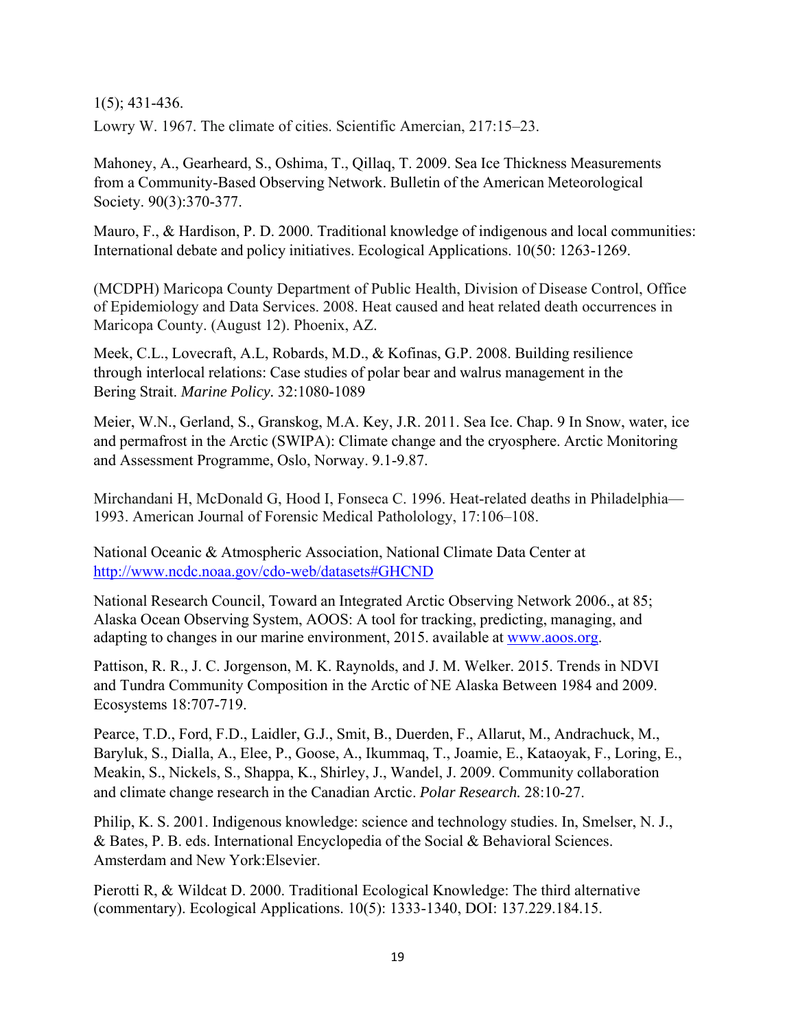1(5); 431-436.

Lowry W. 1967. The climate of cities. Scientific Amercian, 217:15–23.

Mahoney, A., Gearheard, S., Oshima, T., Qillaq, T. 2009. Sea Ice Thickness Measurements from a Community-Based Observing Network. Bulletin of the American Meteorological Society. 90(3):370-377.

Mauro, F., & Hardison, P. D. 2000. Traditional knowledge of indigenous and local communities: International debate and policy initiatives. Ecological Applications. 10(50: 1263-1269.

(MCDPH) Maricopa County Department of Public Health, Division of Disease Control, Office of Epidemiology and Data Services. 2008. Heat caused and heat related death occurrences in Maricopa County. (August 12). Phoenix, AZ.

Meek, C.L., Lovecraft, A.L, Robards, M.D., & Kofinas, G.P. 2008. Building resilience through interlocal relations: Case studies of polar bear and walrus management in the Bering Strait. *Marine Policy.* 32:1080-1089

Meier, W.N., Gerland, S., Granskog, M.A. Key, J.R. 2011. Sea Ice. Chap. 9 In Snow, water, ice and permafrost in the Arctic (SWIPA): Climate change and the cryosphere. Arctic Monitoring and Assessment Programme, Oslo, Norway. 9.1-9.87.

Mirchandani H, McDonald G, Hood I, Fonseca C. 1996. Heat-related deaths in Philadelphia—1993. American Journal of Forensic Medical Patholology, 17:106–108.

National Oceanic & Atmospheric Association, National Climate Data Center at http://www.ncdc.noaa.gov/cdo-web/datasets#GHCND

National Research Council, Toward an Integrated Arctic Observing Network 2006., at 85; Alaska Ocean Observing System, AOOS: A tool for tracking, predicting, managing, and adapting to changes in our marine environment, 2015. available at www.aoos.org.

Pattison, R. R., J. C. Jorgenson, M. K. Raynolds, and J. M. Welker. 2015. Trends in NDVI and Tundra Community Composition in the Arctic of NE Alaska Between 1984 and 2009. Ecosystems 18:707-719.

Pearce, T.D., Ford, F.D., Laidler, G.J., Smit, B., Duerden, F., Allarut, M., Andrachuck, M., Baryluk, S., Dialla, A., Elee, P., Goose, A., Ikummaq, T., Joamie, E., Kataoyak, F., Loring, E., Meakin, S., Nickels, S., Shappa, K., Shirley, J., Wandel, J. 2009. Community collaboration and climate change research in the Canadian Arctic. *Polar Research.* 28:10-27.

Philip, K. S. 2001. Indigenous knowledge: science and technology studies. In, Smelser, N. J., & Bates, P. B. eds. International Encyclopedia of the Social & Behavioral Sciences. Amsterdam and New York:Elsevier.

Pierotti R, & Wildcat D. 2000. Traditional Ecological Knowledge: The third alternative (commentary). Ecological Applications. 10(5): 1333-1340, DOI: 137.229.184.15.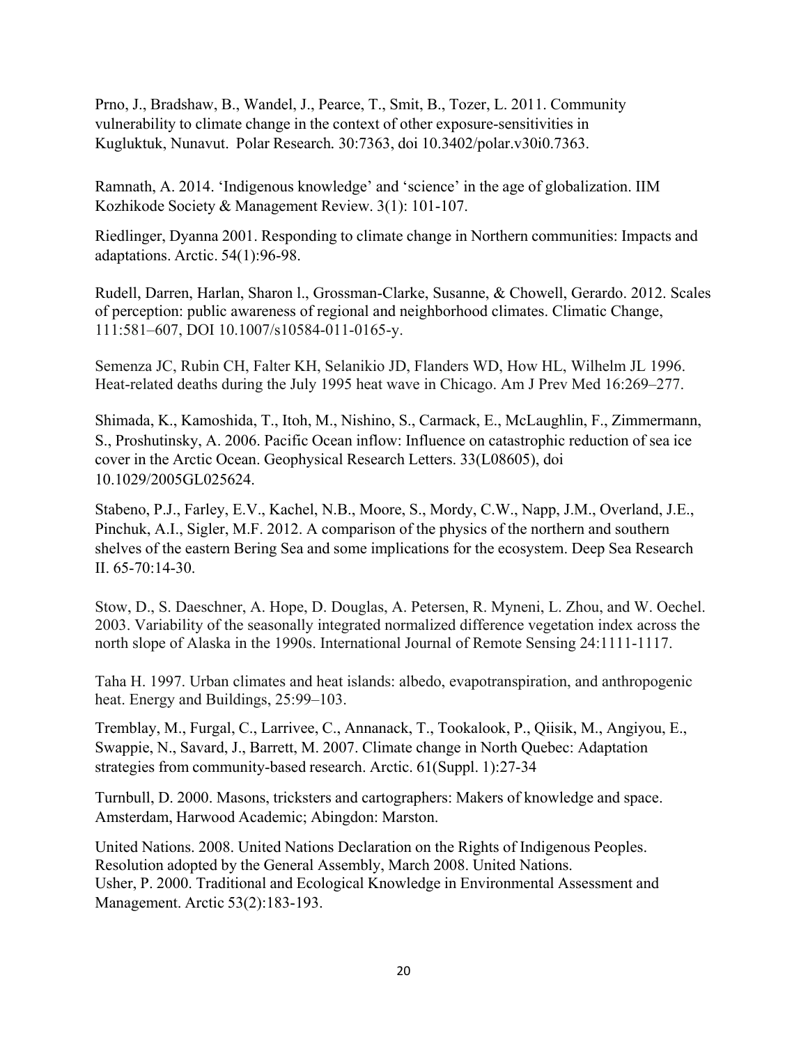Prno, J., Bradshaw, B., Wandel, J., Pearce, T., Smit, B., Tozer, L. 2011. Community vulnerability to climate change in the context of other exposure-sensitivities in Kugluktuk, Nunavut. Polar Research*.* 30:7363, doi 10.3402/polar.v30i0.7363.

Ramnath, A. 2014. 'Indigenous knowledge' and 'science' in the age of globalization. IIM Kozhikode Society & Management Review. 3(1): 101-107.

Riedlinger, Dyanna 2001. Responding to climate change in Northern communities: Impacts and adaptations. Arctic. 54(1):96-98.

Rudell, Darren, Harlan, Sharon l., Grossman-Clarke, Susanne, & Chowell, Gerardo. 2012. Scales of perception: public awareness of regional and neighborhood climates. Climatic Change, 111:581–607, DOI 10.1007/s10584-011-0165-y.

Semenza JC, Rubin CH, Falter KH, Selanikio JD, Flanders WD, How HL, Wilhelm JL 1996. Heat-related deaths during the July 1995 heat wave in Chicago. Am J Prev Med 16:269–277.

Shimada, K., Kamoshida, T., Itoh, M., Nishino, S., Carmack, E., McLaughlin, F., Zimmermann, S., Proshutinsky, A. 2006. Pacific Ocean inflow: Influence on catastrophic reduction of sea ice cover in the Arctic Ocean. Geophysical Research Letters. 33(L08605), doi 10.1029/2005GL025624.

Stabeno, P.J., Farley, E.V., Kachel, N.B., Moore, S., Mordy, C.W., Napp, J.M., Overland, J.E., Pinchuk, A.I., Sigler, M.F. 2012. A comparison of the physics of the northern and southern shelves of the eastern Bering Sea and some implications for the ecosystem. Deep Sea Research II. 65-70:14-30.

Stow, D., S. Daeschner, A. Hope, D. Douglas, A. Petersen, R. Myneni, L. Zhou, and W. Oechel. 2003. Variability of the seasonally integrated normalized difference vegetation index across the north slope of Alaska in the 1990s. International Journal of Remote Sensing 24:1111-1117.

Taha H. 1997. Urban climates and heat islands: albedo, evapotranspiration, and anthropogenic heat. Energy and Buildings, 25:99–103.

Tremblay, M., Furgal, C., Larrivee, C., Annanack, T., Tookalook, P., Qiisik, M., Angiyou, E., Swappie, N., Savard, J., Barrett, M. 2007. Climate change in North Quebec: Adaptation strategies from community-based research. Arctic. 61(Suppl. 1):27-34

Turnbull, D. 2000. Masons, tricksters and cartographers: Makers of knowledge and space. Amsterdam, Harwood Academic; Abingdon: Marston.

United Nations. 2008. United Nations Declaration on the Rights of Indigenous Peoples. Resolution adopted by the General Assembly, March 2008. United Nations.

Usher, P. 2000. Traditional and Ecological Knowledge in Environmental Assessment and Management. Arctic 53(2):183-193.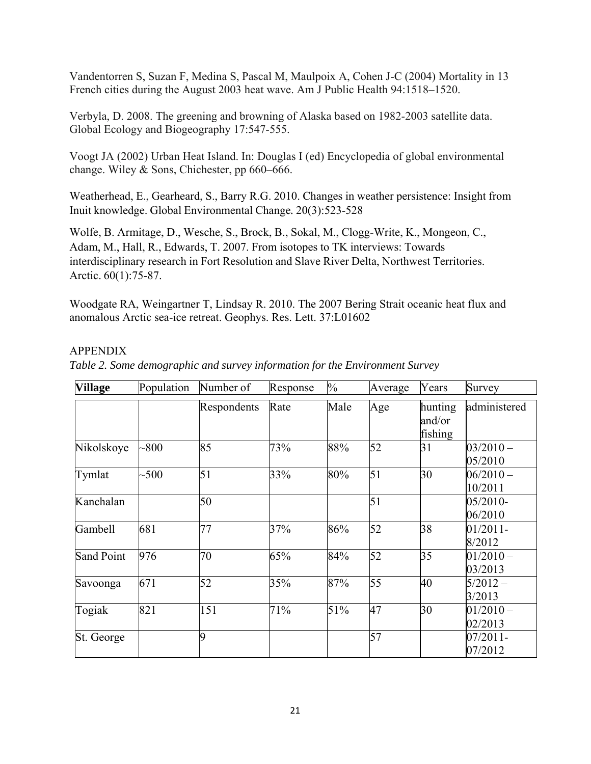Vandentorren S, Suzan F, Medina S, Pascal M, Maulpoix A, Cohen J-C (2004) Mortality in 13 French cities during the August 2003 heat wave. Am J Public Health 94:1518–1520.

Verbyla, D. 2008. The greening and browning of Alaska based on 1982-2003 satellite data. Global Ecology and Biogeography 17:547-555.

Voogt JA (2002) Urban Heat Island. In: Douglas I (ed) Encyclopedia of global environmental change. Wiley & Sons, Chichester, pp 660–666.

Weatherhead, E., Gearheard, S., Barry R.G. 2010. Changes in weather persistence: Insight from Inuit knowledge. Global Environmental Change. 20(3):523-528

Wolfe, B. Armitage, D., Wesche, S., Brock, B., Sokal, M., Clogg-Write, K., Mongeon, C., Adam, M., Hall, R., Edwards, T. 2007. From isotopes to TK interviews: Towards interdisciplinary research in Fort Resolution and Slave River Delta, Northwest Territories. Arctic. 60(1):75-87.

Woodgate RA, Weingartner T, Lindsay R. 2010. The 2007 Bering Strait oceanic heat flux and anomalous Arctic sea-ice retreat. Geophys. Res. Lett. 37:L01602

## APPENDIX

*Table 2. Some demographic and survey information for the Environment Survey*

| **Village** | Population | Number of Respondents | Response Rate | % Male | Average Age | Years hunting and/or fishing | Survey administered |
|---|---|---|---|---|---|---|---|
| Nikolskoye | ~800 | 85 | 73% | 88% | 52 | 31 | 03/2010 – 05/2010 |
| Tymlat | ~500 | 51 | 33% | 80% | 51 | 30 | 06/2010 – 10/2011 |
| Kanchalan | | 50 | | | 51 | | 05/2010-06/2010 |
| Gambell | 681 | 77 | 37% | 86% | 52 | 38 | 01/2011-8/2012 |
| Sand Point | 976 | 70 | 65% | 84% | 52 | 35 | 01/2010 – 03/2013 |
| Savoonga | 671 | 52 | 35% | 87% | 55 | 40 | 5/2012 – 3/2013 |
| Togiak | 821 | 151 | 71% | 51% | 47 | 30 | 01/2010 – 02/2013 |
| St. George | | 9 | | | 57 | | 07/2011-07/2012 |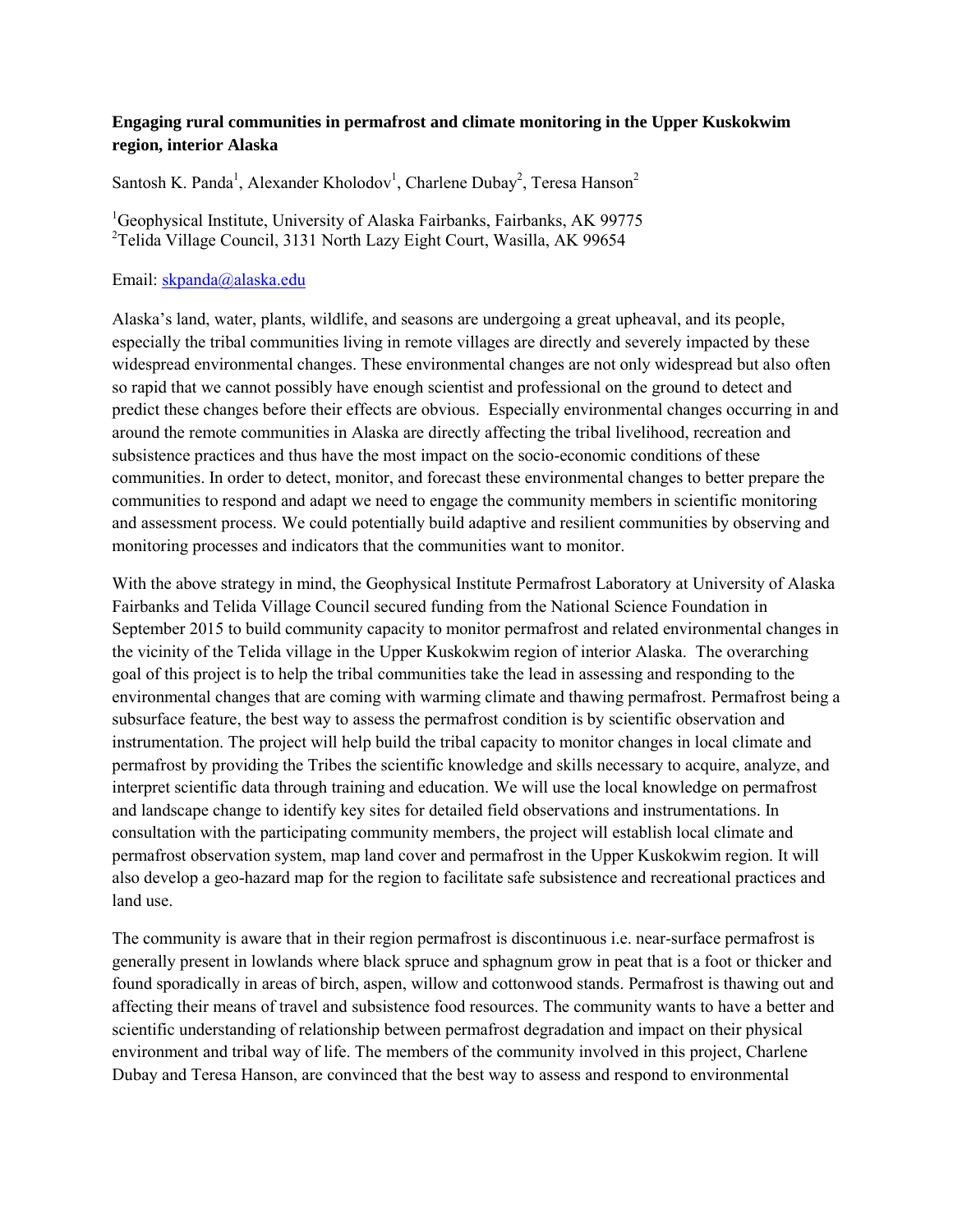**Engaging rural communities in permafrost and climate monitoring in the Upper Kuskokwim region, interior Alaska**

Santosh K. Panda[1], Alexander Kholodov[1], Charlene Dubay[2], Teresa Hanson[2]

[1]Geophysical Institute, University of Alaska Fairbanks, Fairbanks, AK 99775
[2]Telida Village Council, 3131 North Lazy Eight Court, Wasilla, AK 99654

Email: skpanda@alaska.edu

Alaska's land, water, plants, wildlife, and seasons are undergoing a great upheaval, and its people, especially the tribal communities living in remote villages are directly and severely impacted by these widespread environmental changes. These environmental changes are not only widespread but also often so rapid that we cannot possibly have enough scientist and professional on the ground to detect and predict these changes before their effects are obvious. Especially environmental changes occurring in and around the remote communities in Alaska are directly affecting the tribal livelihood, recreation and subsistence practices and thus have the most impact on the socio-economic conditions of these communities. In order to detect, monitor, and forecast these environmental changes to better prepare the communities to respond and adapt we need to engage the community members in scientific monitoring and assessment process. We could potentially build adaptive and resilient communities by observing and monitoring processes and indicators that the communities want to monitor.

With the above strategy in mind, the Geophysical Institute Permafrost Laboratory at University of Alaska Fairbanks and Telida Village Council secured funding from the National Science Foundation in September 2015 to build community capacity to monitor permafrost and related environmental changes in the vicinity of the Telida village in the Upper Kuskokwim region of interior Alaska. The overarching goal of this project is to help the tribal communities take the lead in assessing and responding to the environmental changes that are coming with warming climate and thawing permafrost. Permafrost being a subsurface feature, the best way to assess the permafrost condition is by scientific observation and instrumentation. The project will help build the tribal capacity to monitor changes in local climate and permafrost by providing the Tribes the scientific knowledge and skills necessary to acquire, analyze, and interpret scientific data through training and education. We will use the local knowledge on permafrost and landscape change to identify key sites for detailed field observations and instrumentations. In consultation with the participating community members, the project will establish local climate and permafrost observation system, map land cover and permafrost in the Upper Kuskokwim region. It will also develop a geo-hazard map for the region to facilitate safe subsistence and recreational practices and land use.

The community is aware that in their region permafrost is discontinuous i.e. near-surface permafrost is generally present in lowlands where black spruce and sphagnum grow in peat that is a foot or thicker and found sporadically in areas of birch, aspen, willow and cottonwood stands. Permafrost is thawing out and affecting their means of travel and subsistence food resources. The community wants to have a better and scientific understanding of relationship between permafrost degradation and impact on their physical environment and tribal way of life. The members of the community involved in this project, Charlene Dubay and Teresa Hanson, are convinced that the best way to assess and respond to environmental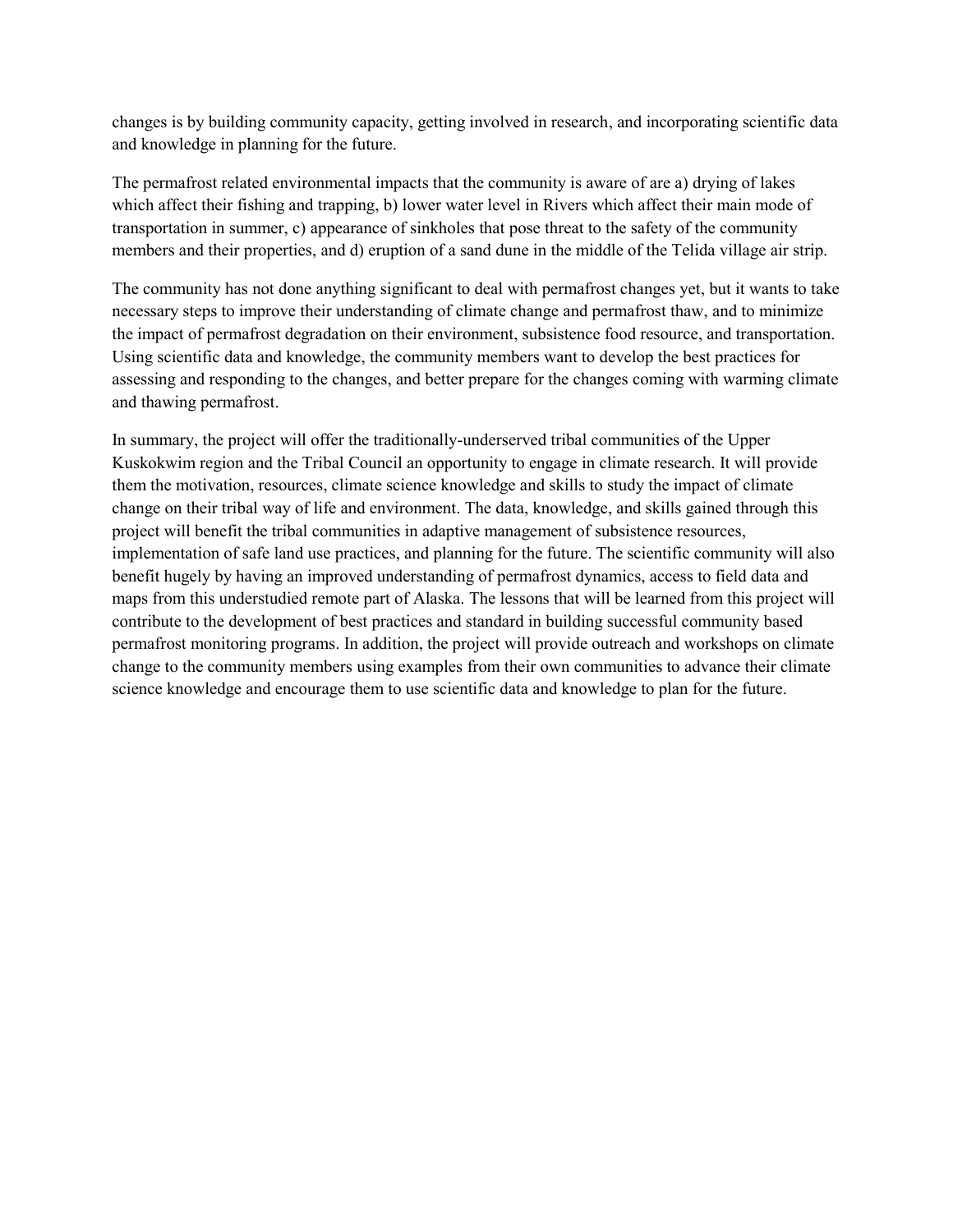changes is by building community capacity, getting involved in research, and incorporating scientific data and knowledge in planning for the future.

The permafrost related environmental impacts that the community is aware of are a) drying of lakes which affect their fishing and trapping, b) lower water level in Rivers which affect their main mode of transportation in summer, c) appearance of sinkholes that pose threat to the safety of the community members and their properties, and d) eruption of a sand dune in the middle of the Telida village air strip.

The community has not done anything significant to deal with permafrost changes yet, but it wants to take necessary steps to improve their understanding of climate change and permafrost thaw, and to minimize the impact of permafrost degradation on their environment, subsistence food resource, and transportation. Using scientific data and knowledge, the community members want to develop the best practices for assessing and responding to the changes, and better prepare for the changes coming with warming climate and thawing permafrost.

In summary, the project will offer the traditionally-underserved tribal communities of the Upper Kuskokwim region and the Tribal Council an opportunity to engage in climate research. It will provide them the motivation, resources, climate science knowledge and skills to study the impact of climate change on their tribal way of life and environment. The data, knowledge, and skills gained through this project will benefit the tribal communities in adaptive management of subsistence resources, implementation of safe land use practices, and planning for the future. The scientific community will also benefit hugely by having an improved understanding of permafrost dynamics, access to field data and maps from this understudied remote part of Alaska. The lessons that will be learned from this project will contribute to the development of best practices and standard in building successful community based permafrost monitoring programs. In addition, the project will provide outreach and workshops on climate change to the community members using examples from their own communities to advance their climate science knowledge and encourage them to use scientific data and knowledge to plan for the future.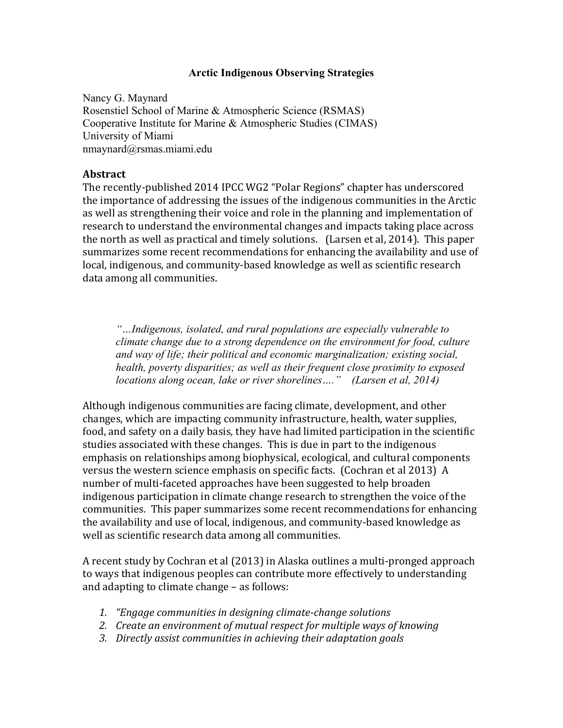# Arctic Indigenous Observing Strategies

Nancy G. Maynard
Rosenstiel School of Marine & Atmospheric Science (RSMAS)
Cooperative Institute for Marine & Atmospheric Studies (CIMAS)
University of Miami
nmaynard@rsmas.miami.edu

## Abstract

The recently-published 2014 IPCC WG2 "Polar Regions" chapter has underscored the importance of addressing the issues of the indigenous communities in the Arctic as well as strengthening their voice and role in the planning and implementation of research to understand the environmental changes and impacts taking place across the north as well as practical and timely solutions. (Larsen et al, 2014). This paper summarizes some recent recommendations for enhancing the availability and use of local, indigenous, and community-based knowledge as well as scientific research data among all communities.

> *"…Indigenous, isolated, and rural populations are especially vulnerable to climate change due to a strong dependence on the environment for food, culture and way of life; their political and economic marginalization; existing social, health, poverty disparities; as well as their frequent close proximity to exposed locations along ocean, lake or river shorelines…." (Larsen et al, 2014)*

Although indigenous communities are facing climate, development, and other changes, which are impacting community infrastructure, health, water supplies, food, and safety on a daily basis, they have had limited participation in the scientific studies associated with these changes. This is due in part to the indigenous emphasis on relationships among biophysical, ecological, and cultural components versus the western science emphasis on specific facts. (Cochran et al 2013) A number of multi-faceted approaches have been suggested to help broaden indigenous participation in climate change research to strengthen the voice of the communities. This paper summarizes some recent recommendations for enhancing the availability and use of local, indigenous, and community-based knowledge as well as scientific research data among all communities.

A recent study by Cochran et al (2013) in Alaska outlines a multi-pronged approach to ways that indigenous peoples can contribute more effectively to understanding and adapting to climate change – as follows:

1. *"Engage communities in designing climate-change solutions*
2. *Create an environment of mutual respect for multiple ways of knowing*
3. *Directly assist communities in achieving their adaptation goals*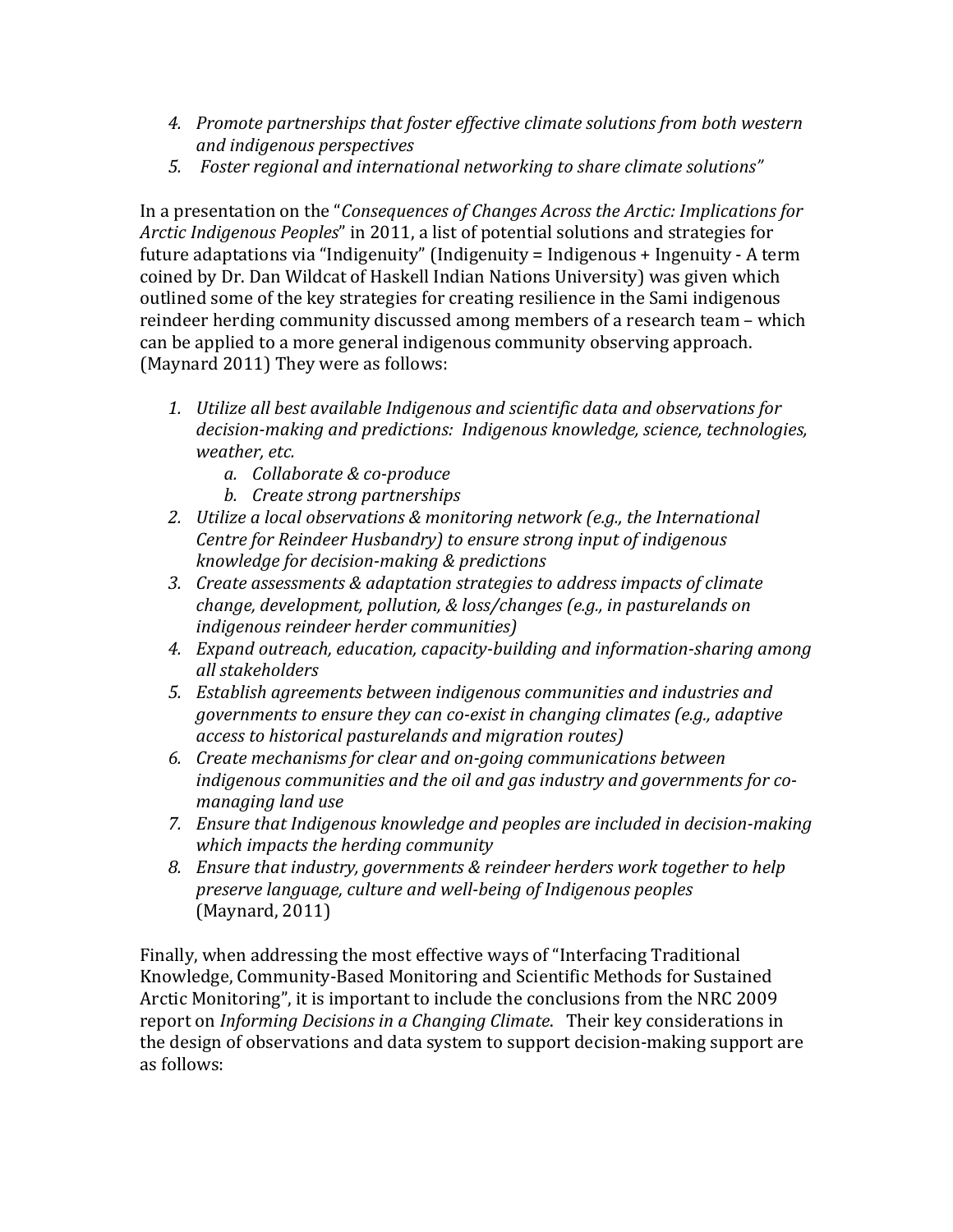4. *Promote partnerships that foster effective climate solutions from both western and indigenous perspectives*
5. *Foster regional and international networking to share climate solutions"*

In a presentation on the "*Consequences of Changes Across the Arctic: Implications for Arctic Indigenous Peoples*" in 2011, a list of potential solutions and strategies for future adaptations via "Indigenuity" (Indigenuity = Indigenous + Ingenuity - A term coined by Dr. Dan Wildcat of Haskell Indian Nations University) was given which outlined some of the key strategies for creating resilience in the Sami indigenous reindeer herding community discussed among members of a research team – which can be applied to a more general indigenous community observing approach. (Maynard 2011) They were as follows:

1. *Utilize all best available Indigenous and scientific data and observations for decision-making and predictions: Indigenous knowledge, science, technologies, weather, etc.*
   a. *Collaborate & co-produce*
   b. *Create strong partnerships*
2. *Utilize a local observations & monitoring network (e.g., the International Centre for Reindeer Husbandry) to ensure strong input of indigenous knowledge for decision-making & predictions*
3. *Create assessments & adaptation strategies to address impacts of climate change, development, pollution, & loss/changes (e.g., in pasturelands on indigenous reindeer herder communities)*
4. *Expand outreach, education, capacity-building and information-sharing among all stakeholders*
5. *Establish agreements between indigenous communities and industries and governments to ensure they can co-exist in changing climates (e.g., adaptive access to historical pasturelands and migration routes)*
6. *Create mechanisms for clear and on-going communications between indigenous communities and the oil and gas industry and governments for co-managing land use*
7. *Ensure that Indigenous knowledge and peoples are included in decision-making which impacts the herding community*
8. *Ensure that industry, governments & reindeer herders work together to help preserve language, culture and well-being of Indigenous peoples*
   (Maynard, 2011)

Finally, when addressing the most effective ways of "Interfacing Traditional Knowledge, Community-Based Monitoring and Scientific Methods for Sustained Arctic Monitoring", it is important to include the conclusions from the NRC 2009 report on *Informing Decisions in a Changing Climate*. Their key considerations in the design of observations and data system to support decision-making support are as follows: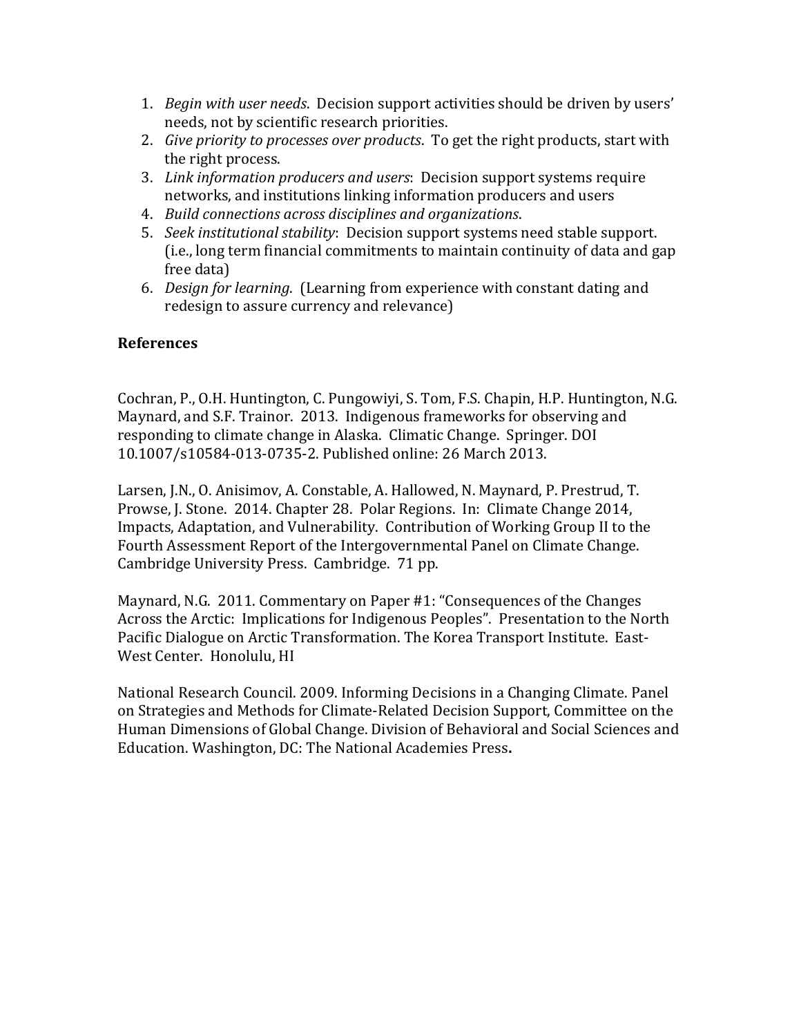1. *Begin with user needs*. Decision support activities should be driven by users' needs, not by scientific research priorities.
2. *Give priority to processes over products*. To get the right products, start with the right process.
3. *Link information producers and users*: Decision support systems require networks, and institutions linking information producers and users
4. *Build connections across disciplines and organizations*.
5. *Seek institutional stability*: Decision support systems need stable support. (i.e., long term financial commitments to maintain continuity of data and gap free data)
6. *Design for learning*. (Learning from experience with constant dating and redesign to assure currency and relevance)

**References**

Cochran, P., O.H. Huntington, C. Pungowiyi, S. Tom, F.S. Chapin, H.P. Huntington, N.G. Maynard, and S.F. Trainor. 2013. Indigenous frameworks for observing and responding to climate change in Alaska. Climatic Change. Springer. DOI 10.1007/s10584-013-0735-2. Published online: 26 March 2013.

Larsen, J.N., O. Anisimov, A. Constable, A. Hallowed, N. Maynard, P. Prestrud, T. Prowse, J. Stone. 2014. Chapter 28. Polar Regions. In: Climate Change 2014, Impacts, Adaptation, and Vulnerability. Contribution of Working Group II to the Fourth Assessment Report of the Intergovernmental Panel on Climate Change. Cambridge University Press. Cambridge. 71 pp.

Maynard, N.G. 2011. Commentary on Paper #1: "Consequences of the Changes Across the Arctic: Implications for Indigenous Peoples". Presentation to the North Pacific Dialogue on Arctic Transformation. The Korea Transport Institute. East-West Center. Honolulu, HI

National Research Council. 2009. Informing Decisions in a Changing Climate. Panel on Strategies and Methods for Climate-Related Decision Support, Committee on the Human Dimensions of Global Change. Division of Behavioral and Social Sciences and Education. Washington, DC: The National Academies Press**.**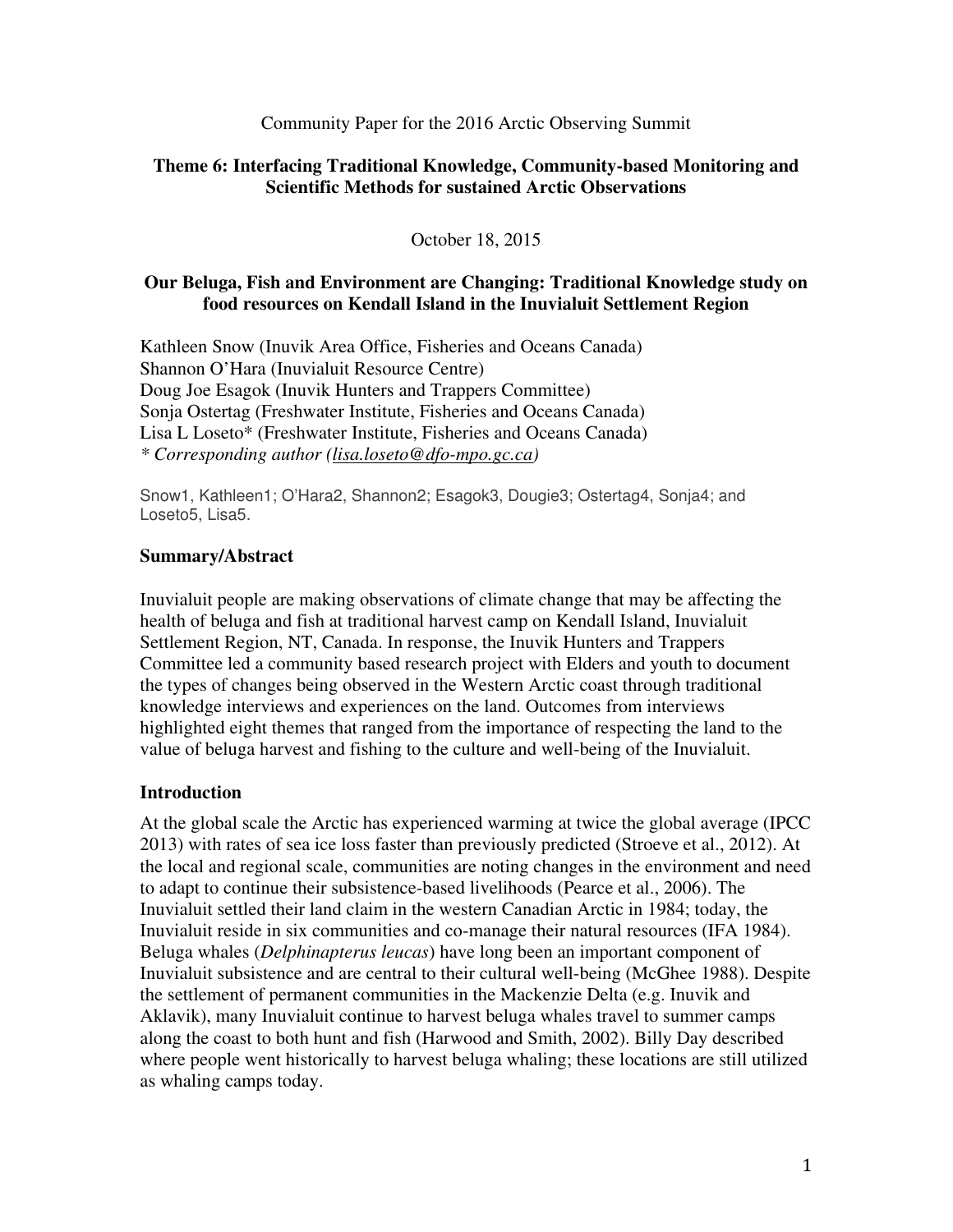Community Paper for the 2016 Arctic Observing Summit

**Theme 6: Interfacing Traditional Knowledge, Community-based Monitoring and Scientific Methods for sustained Arctic Observations**

October 18, 2015

**Our Beluga, Fish and Environment are Changing: Traditional Knowledge study on food resources on Kendall Island in the Inuvialuit Settlement Region**

Kathleen Snow (Inuvik Area Office, Fisheries and Oceans Canada)
Shannon O'Hara (Inuvialuit Resource Centre)
Doug Joe Esagok (Inuvik Hunters and Trappers Committee)
Sonja Ostertag (Freshwater Institute, Fisheries and Oceans Canada)
Lisa L Loseto* (Freshwater Institute, Fisheries and Oceans Canada)
*\* Corresponding author (lisa.loseto@dfo-mpo.gc.ca)*

Snow1, Kathleen1; O'Hara2, Shannon2; Esagok3, Dougie3; Ostertag4, Sonja4; and Loseto5, Lisa5.

## Summary/Abstract

Inuvialuit people are making observations of climate change that may be affecting the health of beluga and fish at traditional harvest camp on Kendall Island, Inuvialuit Settlement Region, NT, Canada. In response, the Inuvik Hunters and Trappers Committee led a community based research project with Elders and youth to document the types of changes being observed in the Western Arctic coast through traditional knowledge interviews and experiences on the land. Outcomes from interviews highlighted eight themes that ranged from the importance of respecting the land to the value of beluga harvest and fishing to the culture and well-being of the Inuvialuit.

## Introduction

At the global scale the Arctic has experienced warming at twice the global average (IPCC 2013) with rates of sea ice loss faster than previously predicted (Stroeve et al., 2012). At the local and regional scale, communities are noting changes in the environment and need to adapt to continue their subsistence-based livelihoods (Pearce et al., 2006). The Inuvialuit settled their land claim in the western Canadian Arctic in 1984; today, the Inuvialuit reside in six communities and co-manage their natural resources (IFA 1984). Beluga whales (*Delphinapterus leucas*) have long been an important component of Inuvialuit subsistence and are central to their cultural well-being (McGhee 1988). Despite the settlement of permanent communities in the Mackenzie Delta (e.g. Inuvik and Aklavik), many Inuvialuit continue to harvest beluga whales travel to summer camps along the coast to both hunt and fish (Harwood and Smith, 2002). Billy Day described where people went historically to harvest beluga whaling; these locations are still utilized as whaling camps today.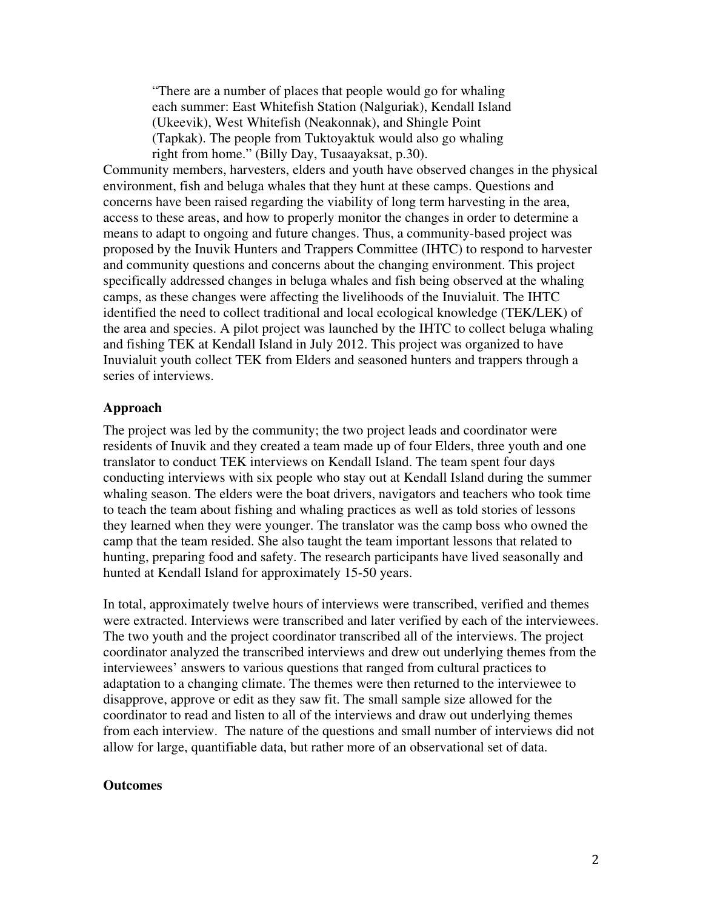> "There are a number of places that people would go for whaling each summer: East Whitefish Station (Nalguriak), Kendall Island (Ukeevik), West Whitefish (Neakonnak), and Shingle Point (Tapkak). The people from Tuktoyaktuk would also go whaling right from home." (Billy Day, Tusaayaksat, p.30).

Community members, harvesters, elders and youth have observed changes in the physical environment, fish and beluga whales that they hunt at these camps. Questions and concerns have been raised regarding the viability of long term harvesting in the area, access to these areas, and how to properly monitor the changes in order to determine a means to adapt to ongoing and future changes. Thus, a community-based project was proposed by the Inuvik Hunters and Trappers Committee (IHTC) to respond to harvester and community questions and concerns about the changing environment. This project specifically addressed changes in beluga whales and fish being observed at the whaling camps, as these changes were affecting the livelihoods of the Inuvialuit. The IHTC identified the need to collect traditional and local ecological knowledge (TEK/LEK) of the area and species. A pilot project was launched by the IHTC to collect beluga whaling and fishing TEK at Kendall Island in July 2012. This project was organized to have Inuvialuit youth collect TEK from Elders and seasoned hunters and trappers through a series of interviews.

**Approach**

The project was led by the community; the two project leads and coordinator were residents of Inuvik and they created a team made up of four Elders, three youth and one translator to conduct TEK interviews on Kendall Island. The team spent four days conducting interviews with six people who stay out at Kendall Island during the summer whaling season. The elders were the boat drivers, navigators and teachers who took time to teach the team about fishing and whaling practices as well as told stories of lessons they learned when they were younger. The translator was the camp boss who owned the camp that the team resided. She also taught the team important lessons that related to hunting, preparing food and safety. The research participants have lived seasonally and hunted at Kendall Island for approximately 15-50 years.

In total, approximately twelve hours of interviews were transcribed, verified and themes were extracted. Interviews were transcribed and later verified by each of the interviewees. The two youth and the project coordinator transcribed all of the interviews. The project coordinator analyzed the transcribed interviews and drew out underlying themes from the interviewees' answers to various questions that ranged from cultural practices to adaptation to a changing climate. The themes were then returned to the interviewee to disapprove, approve or edit as they saw fit. The small sample size allowed for the coordinator to read and listen to all of the interviews and draw out underlying themes from each interview. The nature of the questions and small number of interviews did not allow for large, quantifiable data, but rather more of an observational set of data.

**Outcomes**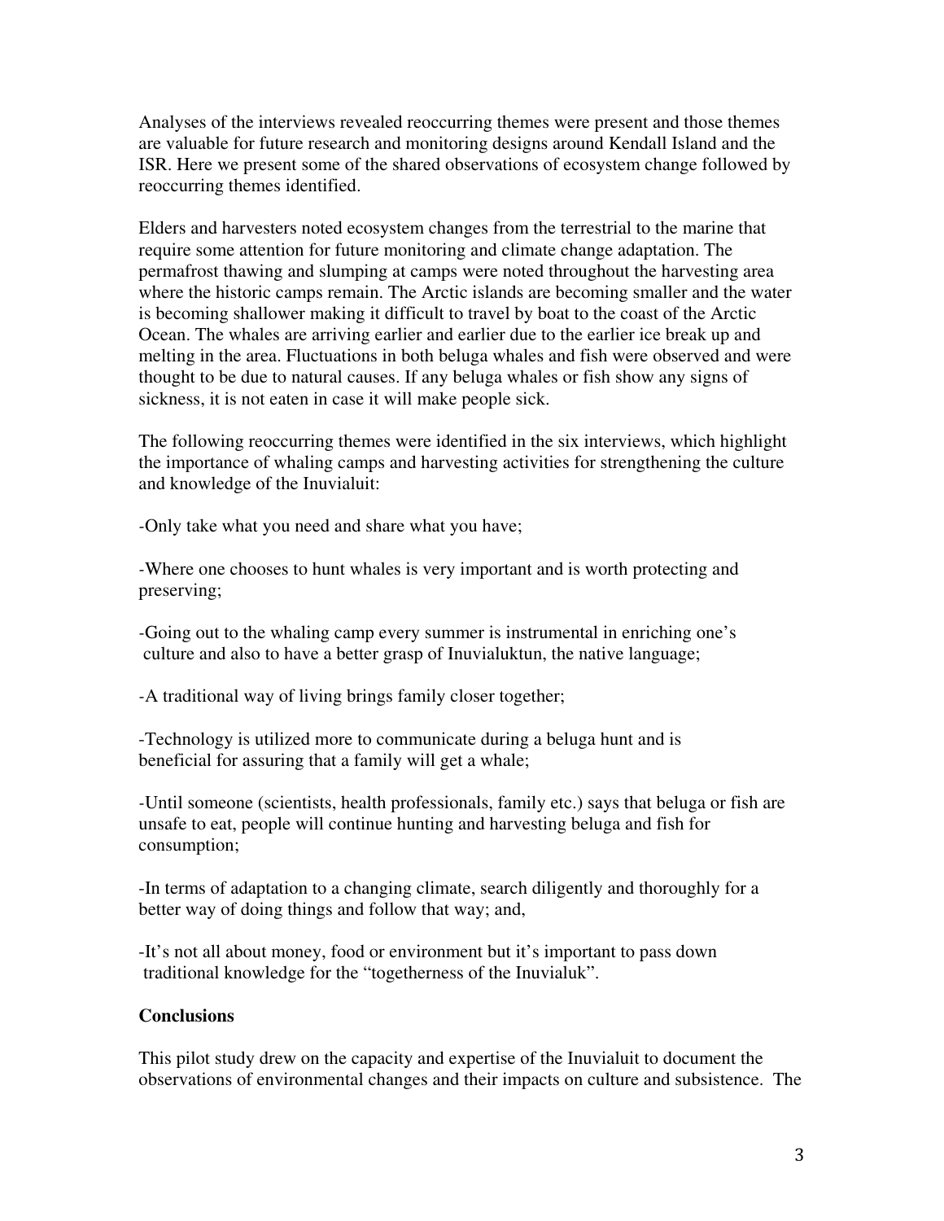Analyses of the interviews revealed reoccurring themes were present and those themes are valuable for future research and monitoring designs around Kendall Island and the ISR. Here we present some of the shared observations of ecosystem change followed by reoccurring themes identified.

Elders and harvesters noted ecosystem changes from the terrestrial to the marine that require some attention for future monitoring and climate change adaptation. The permafrost thawing and slumping at camps were noted throughout the harvesting area where the historic camps remain. The Arctic islands are becoming smaller and the water is becoming shallower making it difficult to travel by boat to the coast of the Arctic Ocean. The whales are arriving earlier and earlier due to the earlier ice break up and melting in the area. Fluctuations in both beluga whales and fish were observed and were thought to be due to natural causes. If any beluga whales or fish show any signs of sickness, it is not eaten in case it will make people sick.

The following reoccurring themes were identified in the six interviews, which highlight the importance of whaling camps and harvesting activities for strengthening the culture and knowledge of the Inuvialuit:

-Only take what you need and share what you have;

-Where one chooses to hunt whales is very important and is worth protecting and preserving;

-Going out to the whaling camp every summer is instrumental in enriching one's culture and also to have a better grasp of Inuvialuktun, the native language;

-A traditional way of living brings family closer together;

-Technology is utilized more to communicate during a beluga hunt and is beneficial for assuring that a family will get a whale;

-Until someone (scientists, health professionals, family etc.) says that beluga or fish are unsafe to eat, people will continue hunting and harvesting beluga and fish for consumption;

-In terms of adaptation to a changing climate, search diligently and thoroughly for a better way of doing things and follow that way; and,

-It's not all about money, food or environment but it's important to pass down traditional knowledge for the "togetherness of the Inuvialuk".

**Conclusions**

This pilot study drew on the capacity and expertise of the Inuvialuit to document the observations of environmental changes and their impacts on culture and subsistence. The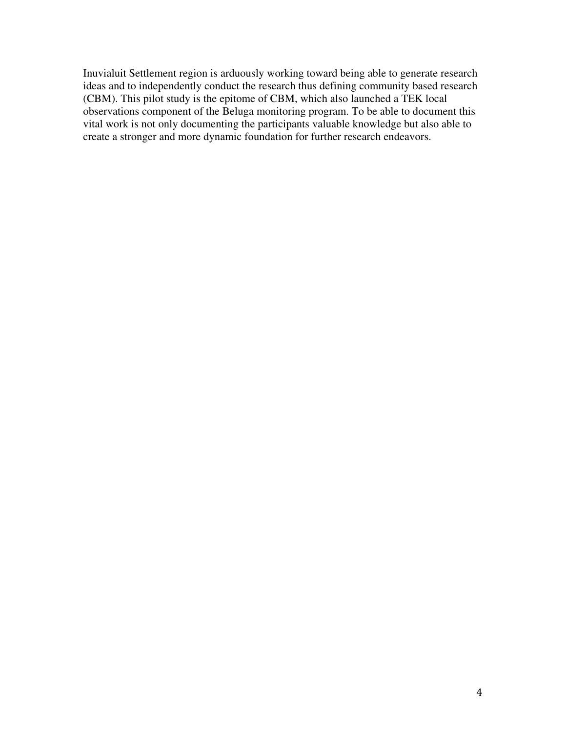Inuvialuit Settlement region is arduously working toward being able to generate research ideas and to independently conduct the research thus defining community based research (CBM). This pilot study is the epitome of CBM, which also launched a TEK local observations component of the Beluga monitoring program. To be able to document this vital work is not only documenting the participants valuable knowledge but also able to create a stronger and more dynamic foundation for further research endeavors.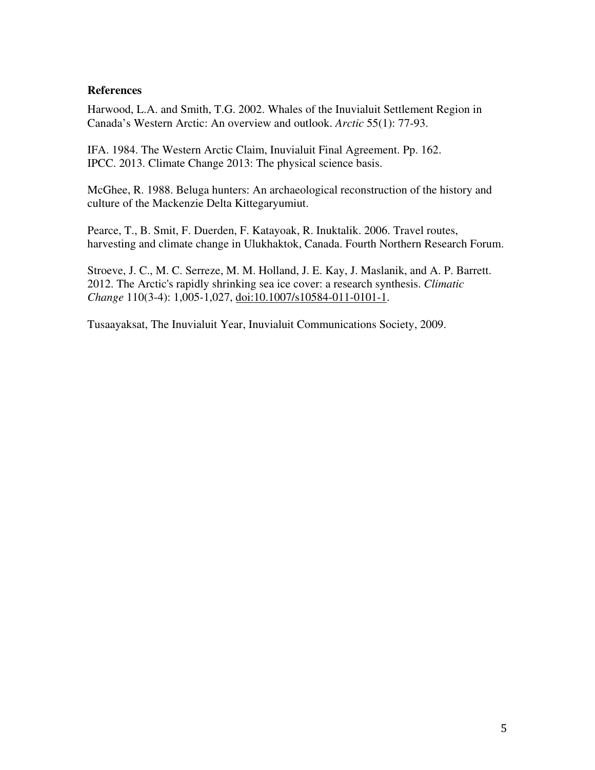## References

Harwood, L.A. and Smith, T.G. 2002. Whales of the Inuvialuit Settlement Region in Canada's Western Arctic: An overview and outlook. *Arctic* 55(1): 77-93.

IFA. 1984. The Western Arctic Claim, Inuvialuit Final Agreement. Pp. 162.
IPCC. 2013. Climate Change 2013: The physical science basis.

McGhee, R. 1988. Beluga hunters: An archaeological reconstruction of the history and culture of the Mackenzie Delta Kittegaryumiut.

Pearce, T., B. Smit, F. Duerden, F. Katayoak, R. Inuktalik. 2006. Travel routes, harvesting and climate change in Ulukhaktok, Canada. Fourth Northern Research Forum.

Stroeve, J. C., M. C. Serreze, M. M. Holland, J. E. Kay, J. Maslanik, and A. P. Barrett. 2012. The Arctic's rapidly shrinking sea ice cover: a research synthesis. *Climatic Change* 110(3-4): 1,005-1,027, doi:10.1007/s10584-011-0101-1.

Tusaayaksat, The Inuvialuit Year, Inuvialuit Communications Society, 2009.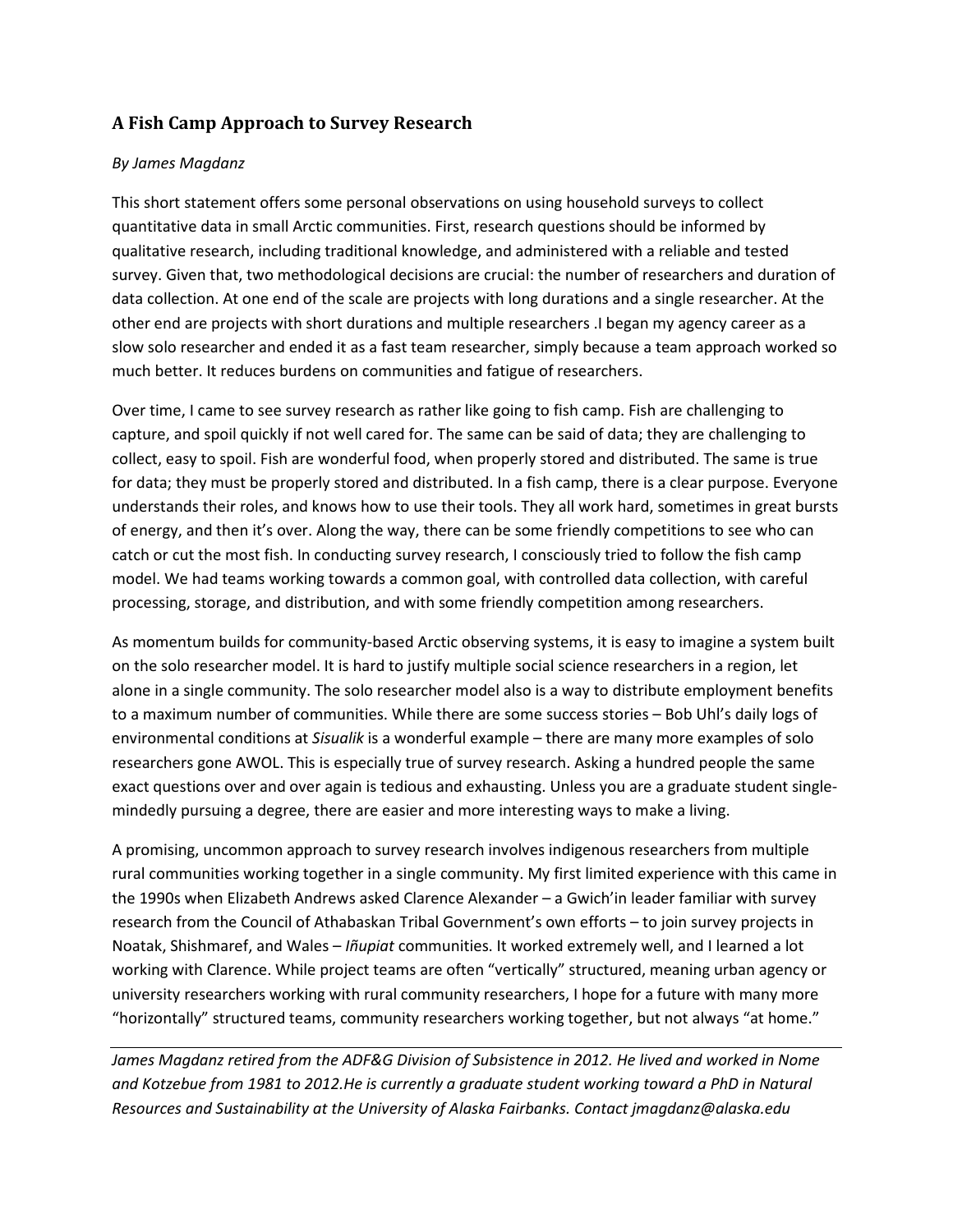## A Fish Camp Approach to Survey Research

*By James Magdanz*

This short statement offers some personal observations on using household surveys to collect quantitative data in small Arctic communities. First, research questions should be informed by qualitative research, including traditional knowledge, and administered with a reliable and tested survey. Given that, two methodological decisions are crucial: the number of researchers and duration of data collection. At one end of the scale are projects with long durations and a single researcher. At the other end are projects with short durations and multiple researchers .I began my agency career as a slow solo researcher and ended it as a fast team researcher, simply because a team approach worked so much better. It reduces burdens on communities and fatigue of researchers.

Over time, I came to see survey research as rather like going to fish camp. Fish are challenging to capture, and spoil quickly if not well cared for. The same can be said of data; they are challenging to collect, easy to spoil. Fish are wonderful food, when properly stored and distributed. The same is true for data; they must be properly stored and distributed. In a fish camp, there is a clear purpose. Everyone understands their roles, and knows how to use their tools. They all work hard, sometimes in great bursts of energy, and then it's over. Along the way, there can be some friendly competitions to see who can catch or cut the most fish. In conducting survey research, I consciously tried to follow the fish camp model. We had teams working towards a common goal, with controlled data collection, with careful processing, storage, and distribution, and with some friendly competition among researchers.

As momentum builds for community-based Arctic observing systems, it is easy to imagine a system built on the solo researcher model. It is hard to justify multiple social science researchers in a region, let alone in a single community. The solo researcher model also is a way to distribute employment benefits to a maximum number of communities. While there are some success stories – Bob Uhl's daily logs of environmental conditions at *Sisualik* is a wonderful example – there are many more examples of solo researchers gone AWOL. This is especially true of survey research. Asking a hundred people the same exact questions over and over again is tedious and exhausting. Unless you are a graduate student single-mindedly pursuing a degree, there are easier and more interesting ways to make a living.

A promising, uncommon approach to survey research involves indigenous researchers from multiple rural communities working together in a single community. My first limited experience with this came in the 1990s when Elizabeth Andrews asked Clarence Alexander – a Gwich'in leader familiar with survey research from the Council of Athabaskan Tribal Government's own efforts – to join survey projects in Noatak, Shishmaref, and Wales – *Iñupiat* communities. It worked extremely well, and I learned a lot working with Clarence. While project teams are often "vertically" structured, meaning urban agency or university researchers working with rural community researchers, I hope for a future with many more "horizontally" structured teams, community researchers working together, but not always "at home."

---

*James Magdanz retired from the ADF&G Division of Subsistence in 2012. He lived and worked in Nome and Kotzebue from 1981 to 2012.He is currently a graduate student working toward a PhD in Natural Resources and Sustainability at the University of Alaska Fairbanks. Contact jmagdanz@alaska.edu*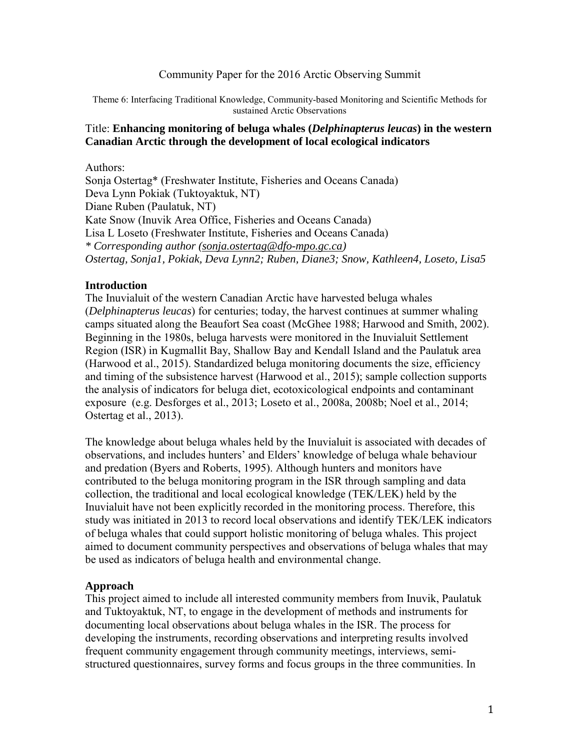Community Paper for the 2016 Arctic Observing Summit

Theme 6: Interfacing Traditional Knowledge, Community-based Monitoring and Scientific Methods for sustained Arctic Observations

Title: **Enhancing monitoring of beluga whales (*Delphinapterus leucas*) in the western Canadian Arctic through the development of local ecological indicators**

Authors:
Sonja Ostertag* (Freshwater Institute, Fisheries and Oceans Canada)
Deva Lynn Pokiak (Tuktoyaktuk, NT)
Diane Ruben (Paulatuk, NT)
Kate Snow (Inuvik Area Office, Fisheries and Oceans Canada)
Lisa L Loseto (Freshwater Institute, Fisheries and Oceans Canada)
*\* Corresponding author (sonja.ostertag@dfo-mpo.gc.ca)*
*Ostertag, Sonja1, Pokiak, Deva Lynn2; Ruben, Diane3; Snow, Kathleen4, Loseto, Lisa5*

## Introduction

The Inuvialuit of the western Canadian Arctic have harvested beluga whales (*Delphinapterus leucas*) for centuries; today, the harvest continues at summer whaling camps situated along the Beaufort Sea coast (McGhee 1988; Harwood and Smith, 2002). Beginning in the 1980s, beluga harvests were monitored in the Inuvialuit Settlement Region (ISR) in Kugmallit Bay, Shallow Bay and Kendall Island and the Paulatuk area (Harwood et al., 2015). Standardized beluga monitoring documents the size, efficiency and timing of the subsistence harvest (Harwood et al., 2015); sample collection supports the analysis of indicators for beluga diet, ecotoxicological endpoints and contaminant exposure (e.g. Desforges et al., 2013; Loseto et al., 2008a, 2008b; Noel et al., 2014; Ostertag et al., 2013).

The knowledge about beluga whales held by the Inuvialuit is associated with decades of observations, and includes hunters' and Elders' knowledge of beluga whale behaviour and predation (Byers and Roberts, 1995). Although hunters and monitors have contributed to the beluga monitoring program in the ISR through sampling and data collection, the traditional and local ecological knowledge (TEK/LEK) held by the Inuvialuit have not been explicitly recorded in the monitoring process. Therefore, this study was initiated in 2013 to record local observations and identify TEK/LEK indicators of beluga whales that could support holistic monitoring of beluga whales. This project aimed to document community perspectives and observations of beluga whales that may be used as indicators of beluga health and environmental change.

## Approach

This project aimed to include all interested community members from Inuvik, Paulatuk and Tuktoyaktuk, NT, to engage in the development of methods and instruments for documenting local observations about beluga whales in the ISR. The process for developing the instruments, recording observations and interpreting results involved frequent community engagement through community meetings, interviews, semi-structured questionnaires, survey forms and focus groups in the three communities. In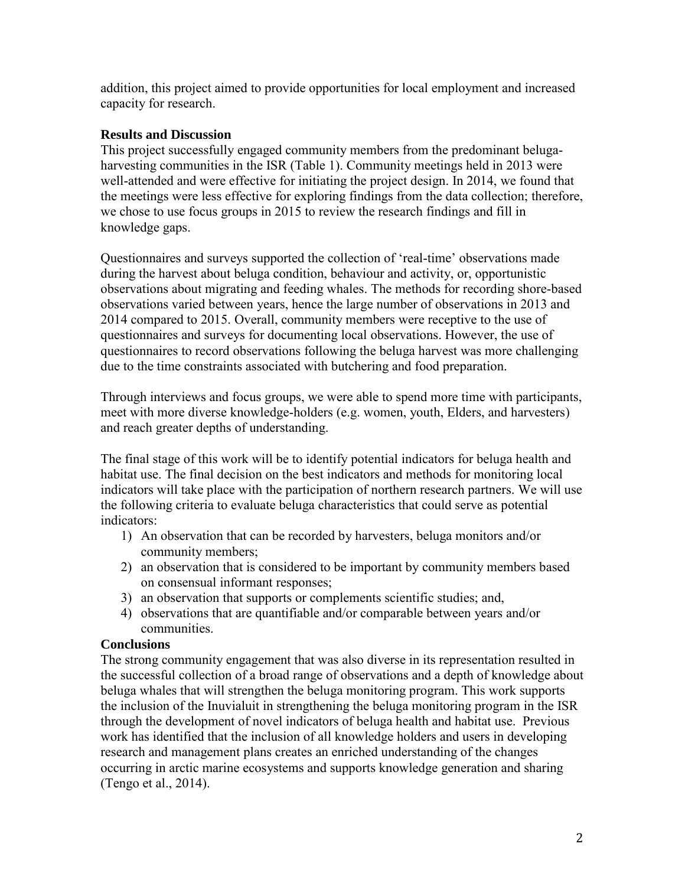addition, this project aimed to provide opportunities for local employment and increased capacity for research.

**Results and Discussion**

This project successfully engaged community members from the predominant beluga-harvesting communities in the ISR (Table 1). Community meetings held in 2013 were well-attended and were effective for initiating the project design. In 2014, we found that the meetings were less effective for exploring findings from the data collection; therefore, we chose to use focus groups in 2015 to review the research findings and fill in knowledge gaps.

Questionnaires and surveys supported the collection of 'real-time' observations made during the harvest about beluga condition, behaviour and activity, or, opportunistic observations about migrating and feeding whales. The methods for recording shore-based observations varied between years, hence the large number of observations in 2013 and 2014 compared to 2015. Overall, community members were receptive to the use of questionnaires and surveys for documenting local observations. However, the use of questionnaires to record observations following the beluga harvest was more challenging due to the time constraints associated with butchering and food preparation.

Through interviews and focus groups, we were able to spend more time with participants, meet with more diverse knowledge-holders (e.g. women, youth, Elders, and harvesters) and reach greater depths of understanding.

The final stage of this work will be to identify potential indicators for beluga health and habitat use. The final decision on the best indicators and methods for monitoring local indicators will take place with the participation of northern research partners. We will use the following criteria to evaluate beluga characteristics that could serve as potential indicators:

1) An observation that can be recorded by harvesters, beluga monitors and/or community members;
2) an observation that is considered to be important by community members based on consensual informant responses;
3) an observation that supports or complements scientific studies; and,
4) observations that are quantifiable and/or comparable between years and/or communities.

**Conclusions**

The strong community engagement that was also diverse in its representation resulted in the successful collection of a broad range of observations and a depth of knowledge about beluga whales that will strengthen the beluga monitoring program. This work supports the inclusion of the Inuvialuit in strengthening the beluga monitoring program in the ISR through the development of novel indicators of beluga health and habitat use. Previous work has identified that the inclusion of all knowledge holders and users in developing research and management plans creates an enriched understanding of the changes occurring in arctic marine ecosystems and supports knowledge generation and sharing (Tengo et al., 2014).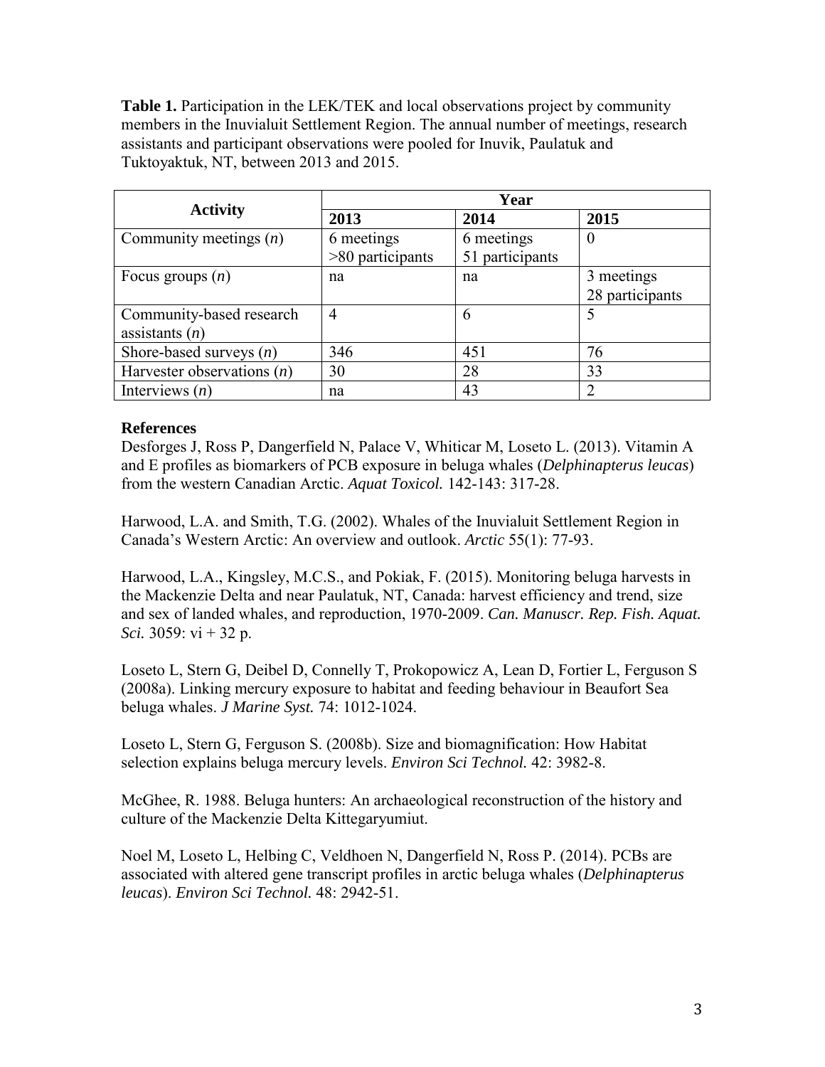**Table 1.** Participation in the LEK/TEK and local observations project by community members in the Inuvialuit Settlement Region. The annual number of meetings, research assistants and participant observations were pooled for Inuvik, Paulatuk and Tuktoyaktuk, NT, between 2013 and 2015.

| Activity | Year | | |
|---|---|---|---|
| | **2013** | **2014** | **2015** |
| Community meetings (*n*) | 6 meetings >80 participants | 6 meetings 51 participants | 0 |
| Focus groups (*n*) | na | na | 3 meetings 28 participants |
| Community-based research assistants (*n*) | 4 | 6 | 5 |
| Shore-based surveys (*n*) | 346 | 451 | 76 |
| Harvester observations (*n*) | 30 | 28 | 33 |
| Interviews (*n*) | na | 43 | 2 |

**References**

Desforges J, Ross P, Dangerfield N, Palace V, Whiticar M, Loseto L. (2013). Vitamin A and E profiles as biomarkers of PCB exposure in beluga whales (*Delphinapterus leucas*) from the western Canadian Arctic. *Aquat Toxicol.* 142-143: 317-28.

Harwood, L.A. and Smith, T.G. (2002). Whales of the Inuvialuit Settlement Region in Canada's Western Arctic: An overview and outlook. *Arctic* 55(1): 77-93.

Harwood, L.A., Kingsley, M.C.S., and Pokiak, F. (2015). Monitoring beluga harvests in the Mackenzie Delta and near Paulatuk, NT, Canada: harvest efficiency and trend, size and sex of landed whales, and reproduction, 1970-2009. *Can. Manuscr. Rep. Fish. Aquat. Sci.* 3059: vi + 32 p.

Loseto L, Stern G, Deibel D, Connelly T, Prokopowicz A, Lean D, Fortier L, Ferguson S (2008a). Linking mercury exposure to habitat and feeding behaviour in Beaufort Sea beluga whales. *J Marine Syst.* 74: 1012-1024.

Loseto L, Stern G, Ferguson S. (2008b). Size and biomagnification: How Habitat selection explains beluga mercury levels. *Environ Sci Technol.* 42: 3982-8.

McGhee, R. 1988. Beluga hunters: An archaeological reconstruction of the history and culture of the Mackenzie Delta Kittegaryumiut.

Noel M, Loseto L, Helbing C, Veldhoen N, Dangerfield N, Ross P. (2014). PCBs are associated with altered gene transcript profiles in arctic beluga whales (*Delphinapterus leucas*). *Environ Sci Technol.* 48: 2942-51.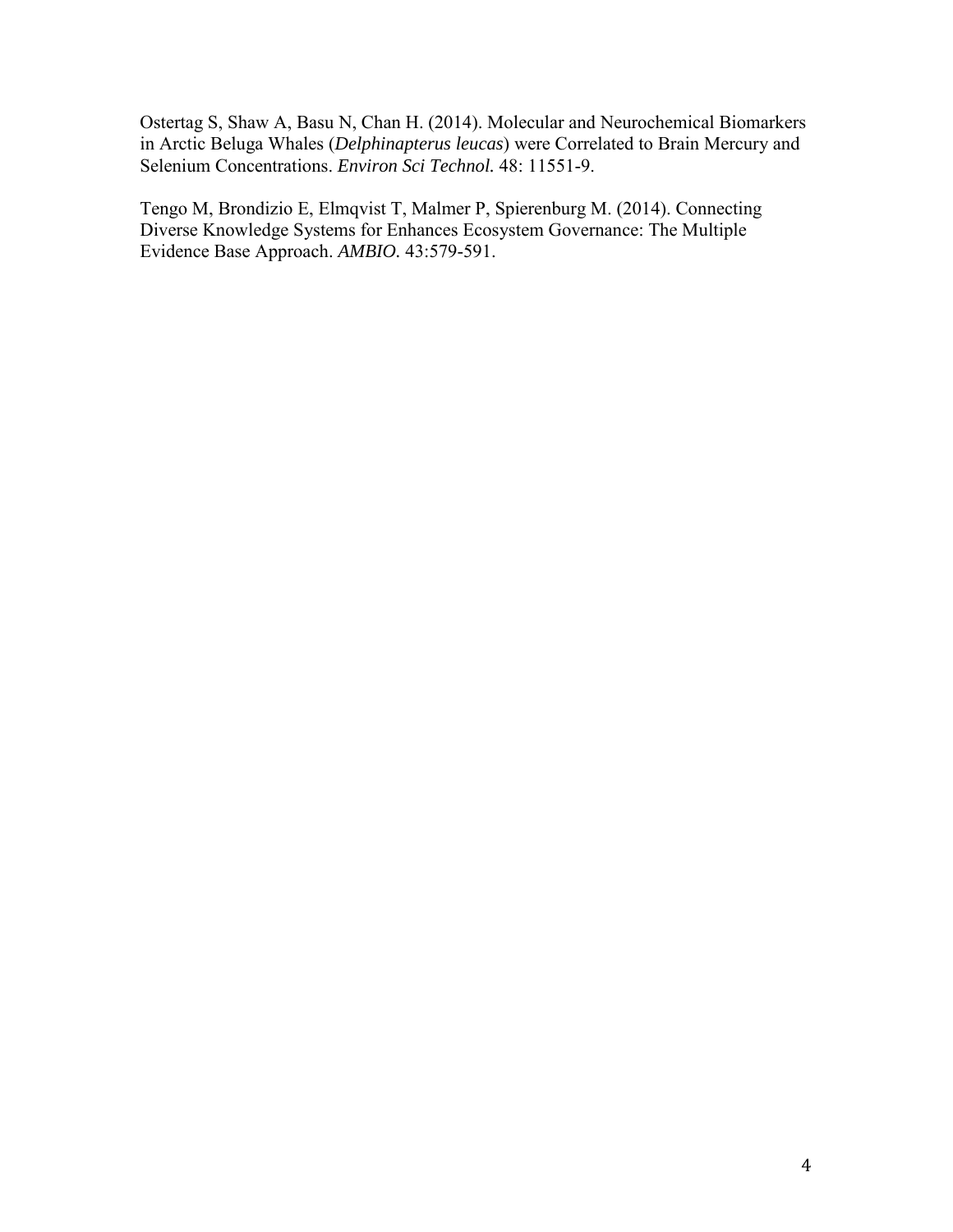Ostertag S, Shaw A, Basu N, Chan H. (2014). Molecular and Neurochemical Biomarkers in Arctic Beluga Whales (*Delphinapterus leucas*) were Correlated to Brain Mercury and Selenium Concentrations. *Environ Sci Technol.* 48: 11551-9.

Tengo M, Brondizio E, Elmqvist T, Malmer P, Spierenburg M. (2014). Connecting Diverse Knowledge Systems for Enhances Ecosystem Governance: The Multiple Evidence Base Approach. *AMBIO.* 43:579-591.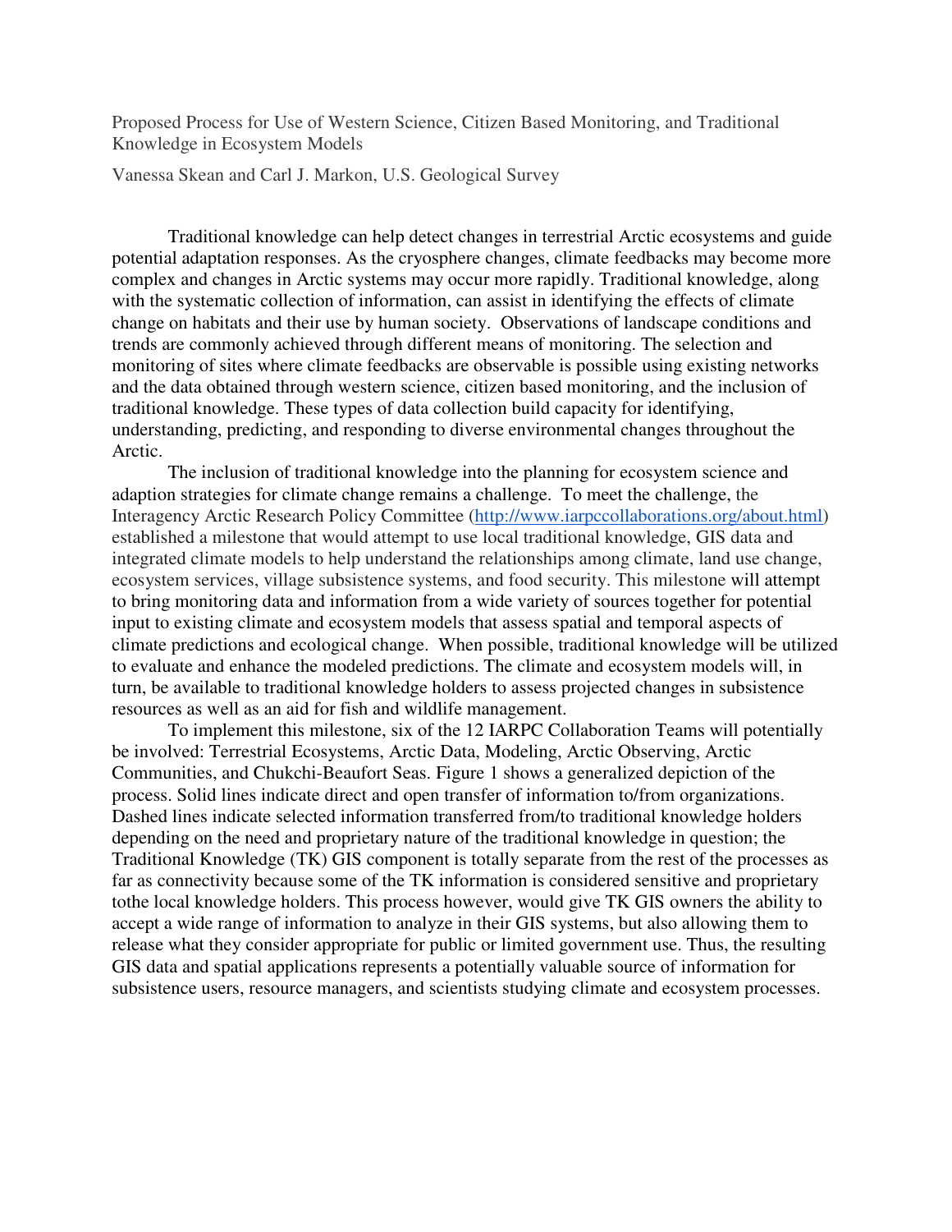Proposed Process for Use of Western Science, Citizen Based Monitoring, and Traditional Knowledge in Ecosystem Models

Vanessa Skean and Carl J. Markon, U.S. Geological Survey

Traditional knowledge can help detect changes in terrestrial Arctic ecosystems and guide potential adaptation responses. As the cryosphere changes, climate feedbacks may become more complex and changes in Arctic systems may occur more rapidly. Traditional knowledge, along with the systematic collection of information, can assist in identifying the effects of climate change on habitats and their use by human society. Observations of landscape conditions and trends are commonly achieved through different means of monitoring. The selection and monitoring of sites where climate feedbacks are observable is possible using existing networks and the data obtained through western science, citizen based monitoring, and the inclusion of traditional knowledge. These types of data collection build capacity for identifying, understanding, predicting, and responding to diverse environmental changes throughout the Arctic.

The inclusion of traditional knowledge into the planning for ecosystem science and adaption strategies for climate change remains a challenge. To meet the challenge, the Interagency Arctic Research Policy Committee (http://www.iarpccollaborations.org/about.html) established a milestone that would attempt to use local traditional knowledge, GIS data and integrated climate models to help understand the relationships among climate, land use change, ecosystem services, village subsistence systems, and food security. This milestone will attempt to bring monitoring data and information from a wide variety of sources together for potential input to existing climate and ecosystem models that assess spatial and temporal aspects of climate predictions and ecological change. When possible, traditional knowledge will be utilized to evaluate and enhance the modeled predictions. The climate and ecosystem models will, in turn, be available to traditional knowledge holders to assess projected changes in subsistence resources as well as an aid for fish and wildlife management.

To implement this milestone, six of the 12 IARPC Collaboration Teams will potentially be involved: Terrestrial Ecosystems, Arctic Data, Modeling, Arctic Observing, Arctic Communities, and Chukchi-Beaufort Seas. Figure 1 shows a generalized depiction of the process. Solid lines indicate direct and open transfer of information to/from organizations. Dashed lines indicate selected information transferred from/to traditional knowledge holders depending on the need and proprietary nature of the traditional knowledge in question; the Traditional Knowledge (TK) GIS component is totally separate from the rest of the processes as far as connectivity because some of the TK information is considered sensitive and proprietary tothe local knowledge holders. This process however, would give TK GIS owners the ability to accept a wide range of information to analyze in their GIS systems, but also allowing them to release what they consider appropriate for public or limited government use. Thus, the resulting GIS data and spatial applications represents a potentially valuable source of information for subsistence users, resource managers, and scientists studying climate and ecosystem processes.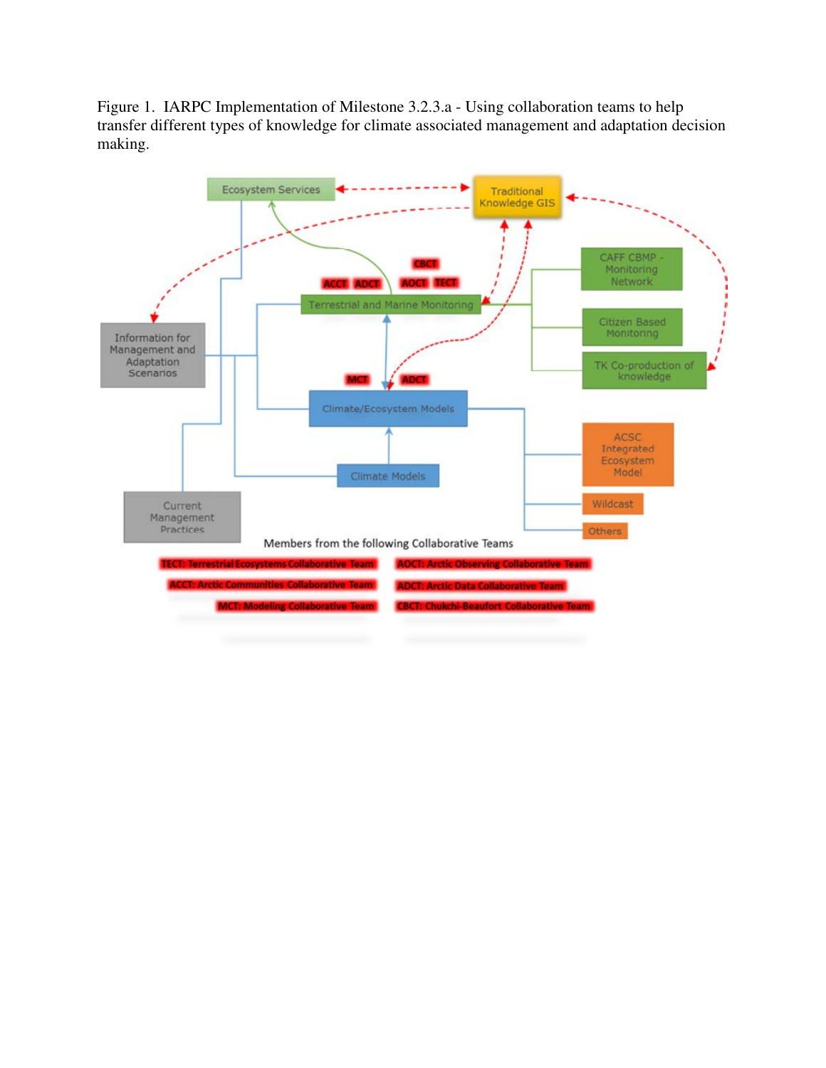Figure 1. IARPC Implementation of Milestone 3.2.3.a - Using collaboration teams to help transfer different types of knowledge for climate associated management and adaptation decision making.

Ecosystem Services

Traditional Knowledge GIS

CBCT

ACCT ADCT AOCT TECT

Terrestrial and Marine Monitoring

CAFF CBMP - Monitoring Network

Citizen Based Monitoring

TK Co-production of knowledge

Information for Management and Adaptation Scenarios

MCT ADCT

Climate/Ecosystem Models

Climate Models

ACSC Integrated Ecosystem Model

Wildcast

Others

Current Management Practices

Members from the following Collaborative Teams

TECT: Terrestrial Ecosystems Collaborative Team

AOCT: Arctic Observing Collaborative Team

ACCT: Arctic Communities Collaborative Team

ADCT: Arctic Data Collaborative Team

MCT: Modeling Collaborative Team

CBCT: Chukchi-Beaufort Collaborative Team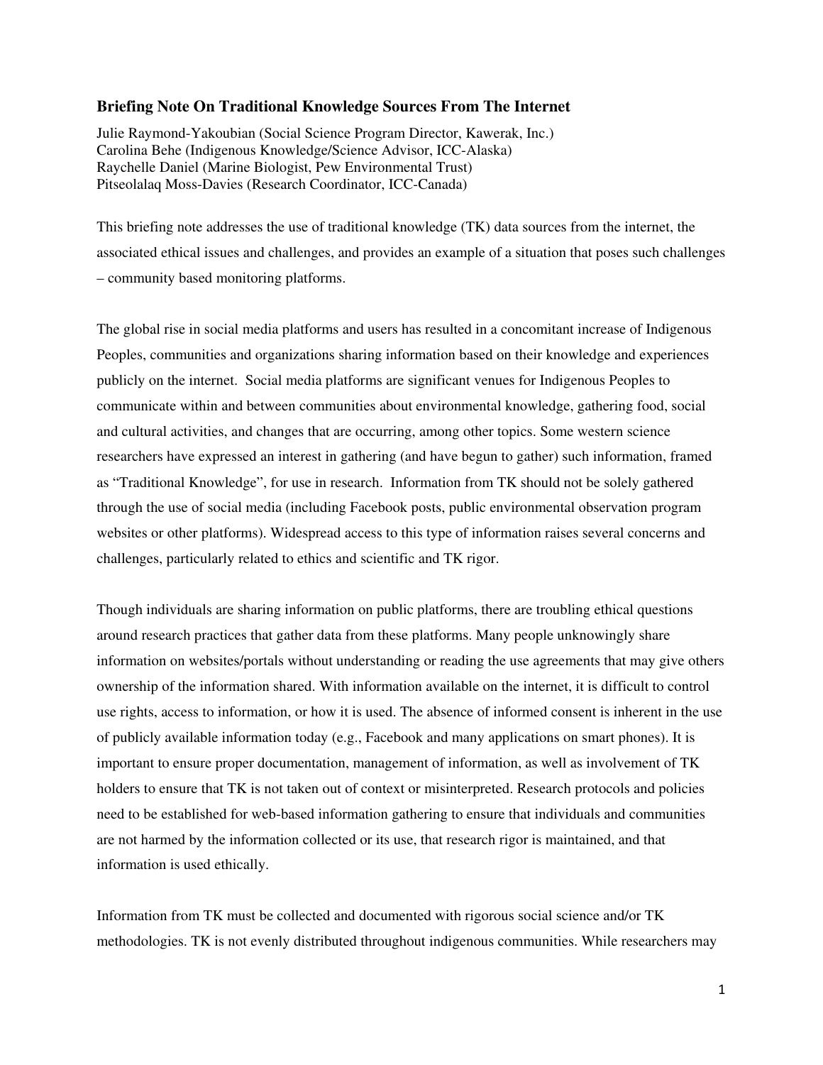## Briefing Note On Traditional Knowledge Sources From The Internet

Julie Raymond-Yakoubian (Social Science Program Director, Kawerak, Inc.)
Carolina Behe (Indigenous Knowledge/Science Advisor, ICC-Alaska)
Raychelle Daniel (Marine Biologist, Pew Environmental Trust)
Pitseolalaq Moss-Davies (Research Coordinator, ICC-Canada)

This briefing note addresses the use of traditional knowledge (TK) data sources from the internet, the associated ethical issues and challenges, and provides an example of a situation that poses such challenges – community based monitoring platforms.

The global rise in social media platforms and users has resulted in a concomitant increase of Indigenous Peoples, communities and organizations sharing information based on their knowledge and experiences publicly on the internet. Social media platforms are significant venues for Indigenous Peoples to communicate within and between communities about environmental knowledge, gathering food, social and cultural activities, and changes that are occurring, among other topics. Some western science researchers have expressed an interest in gathering (and have begun to gather) such information, framed as "Traditional Knowledge", for use in research. Information from TK should not be solely gathered through the use of social media (including Facebook posts, public environmental observation program websites or other platforms). Widespread access to this type of information raises several concerns and challenges, particularly related to ethics and scientific and TK rigor.

Though individuals are sharing information on public platforms, there are troubling ethical questions around research practices that gather data from these platforms. Many people unknowingly share information on websites/portals without understanding or reading the use agreements that may give others ownership of the information shared. With information available on the internet, it is difficult to control use rights, access to information, or how it is used. The absence of informed consent is inherent in the use of publicly available information today (e.g., Facebook and many applications on smart phones). It is important to ensure proper documentation, management of information, as well as involvement of TK holders to ensure that TK is not taken out of context or misinterpreted. Research protocols and policies need to be established for web-based information gathering to ensure that individuals and communities are not harmed by the information collected or its use, that research rigor is maintained, and that information is used ethically.

Information from TK must be collected and documented with rigorous social science and/or TK methodologies. TK is not evenly distributed throughout indigenous communities. While researchers may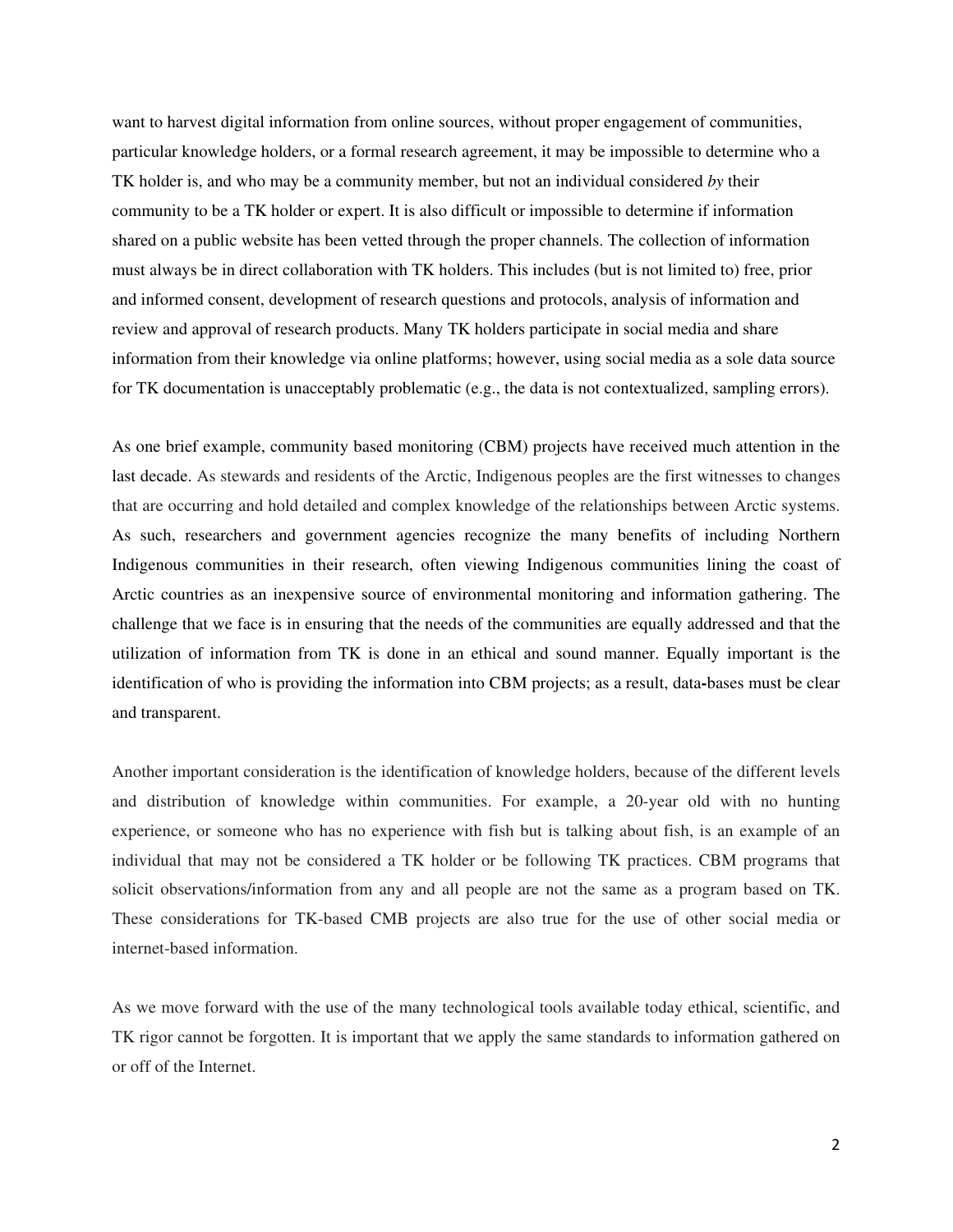want to harvest digital information from online sources, without proper engagement of communities, particular knowledge holders, or a formal research agreement, it may be impossible to determine who a TK holder is, and who may be a community member, but not an individual considered *by* their community to be a TK holder or expert. It is also difficult or impossible to determine if information shared on a public website has been vetted through the proper channels. The collection of information must always be in direct collaboration with TK holders. This includes (but is not limited to) free, prior and informed consent, development of research questions and protocols, analysis of information and review and approval of research products. Many TK holders participate in social media and share information from their knowledge via online platforms; however, using social media as a sole data source for TK documentation is unacceptably problematic (e.g., the data is not contextualized, sampling errors).

As one brief example, community based monitoring (CBM) projects have received much attention in the last decade. As stewards and residents of the Arctic, Indigenous peoples are the first witnesses to changes that are occurring and hold detailed and complex knowledge of the relationships between Arctic systems. As such, researchers and government agencies recognize the many benefits of including Northern Indigenous communities in their research, often viewing Indigenous communities lining the coast of Arctic countries as an inexpensive source of environmental monitoring and information gathering. The challenge that we face is in ensuring that the needs of the communities are equally addressed and that the utilization of information from TK is done in an ethical and sound manner. Equally important is the identification of who is providing the information into CBM projects; as a result, data-bases must be clear and transparent.

Another important consideration is the identification of knowledge holders, because of the different levels and distribution of knowledge within communities. For example, a 20-year old with no hunting experience, or someone who has no experience with fish but is talking about fish, is an example of an individual that may not be considered a TK holder or be following TK practices. CBM programs that solicit observations/information from any and all people are not the same as a program based on TK. These considerations for TK-based CMB projects are also true for the use of other social media or internet-based information.

As we move forward with the use of the many technological tools available today ethical, scientific, and TK rigor cannot be forgotten. It is important that we apply the same standards to information gathered on or off of the Internet.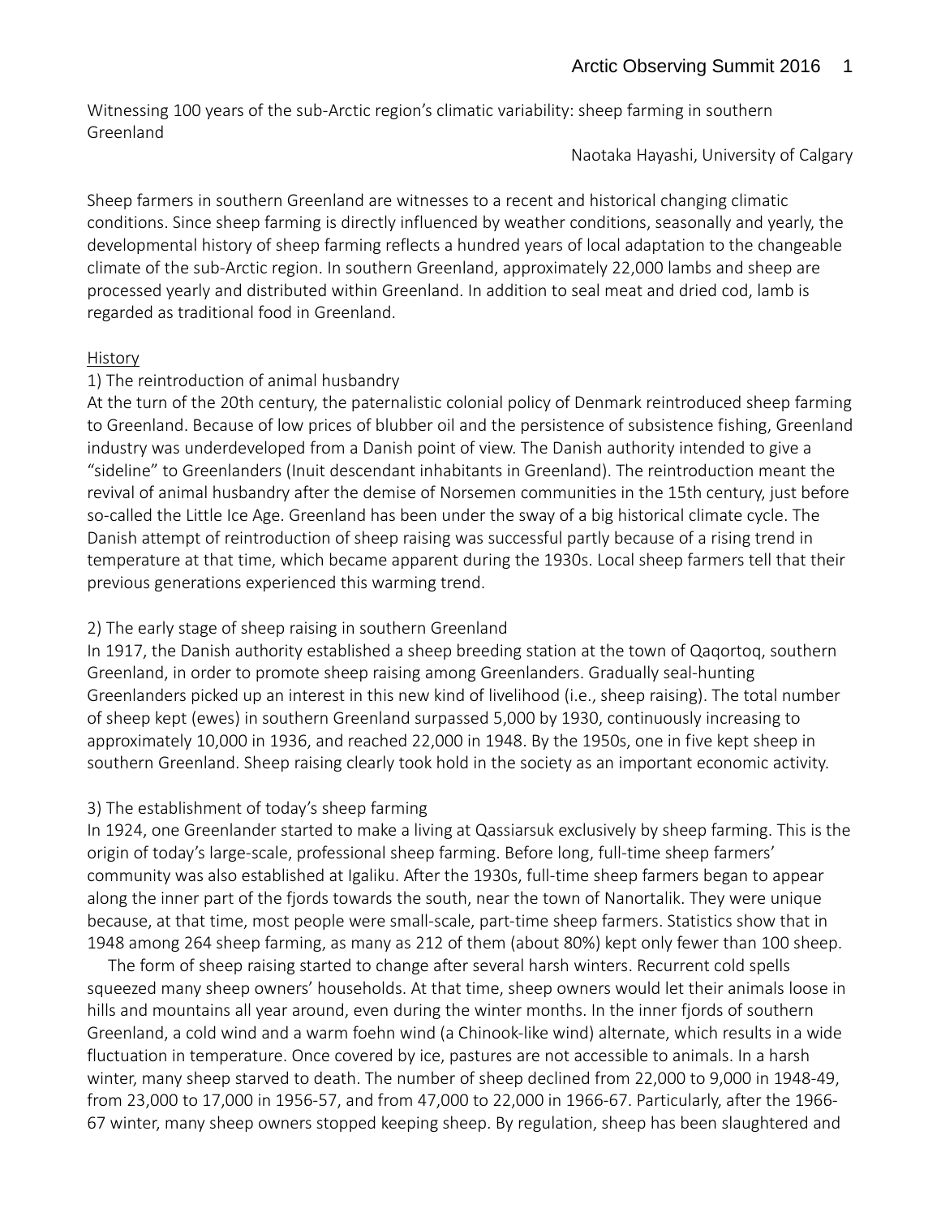Witnessing 100 years of the sub-Arctic region's climatic variability: sheep farming in southern Greenland

Naotaka Hayashi, University of Calgary

Sheep farmers in southern Greenland are witnesses to a recent and historical changing climatic conditions. Since sheep farming is directly influenced by weather conditions, seasonally and yearly, the developmental history of sheep farming reflects a hundred years of local adaptation to the changeable climate of the sub-Arctic region. In southern Greenland, approximately 22,000 lambs and sheep are processed yearly and distributed within Greenland. In addition to seal meat and dried cod, lamb is regarded as traditional food in Greenland.

<u>History</u>

1) The reintroduction of animal husbandry

At the turn of the 20th century, the paternalistic colonial policy of Denmark reintroduced sheep farming to Greenland. Because of low prices of blubber oil and the persistence of subsistence fishing, Greenland industry was underdeveloped from a Danish point of view. The Danish authority intended to give a "sideline" to Greenlanders (Inuit descendant inhabitants in Greenland). The reintroduction meant the revival of animal husbandry after the demise of Norsemen communities in the 15th century, just before so-called the Little Ice Age. Greenland has been under the sway of a big historical climate cycle. The Danish attempt of reintroduction of sheep raising was successful partly because of a rising trend in temperature at that time, which became apparent during the 1930s. Local sheep farmers tell that their previous generations experienced this warming trend.

2) The early stage of sheep raising in southern Greenland

In 1917, the Danish authority established a sheep breeding station at the town of Qaqortoq, southern Greenland, in order to promote sheep raising among Greenlanders. Gradually seal-hunting Greenlanders picked up an interest in this new kind of livelihood (i.e., sheep raising). The total number of sheep kept (ewes) in southern Greenland surpassed 5,000 by 1930, continuously increasing to approximately 10,000 in 1936, and reached 22,000 in 1948. By the 1950s, one in five kept sheep in southern Greenland. Sheep raising clearly took hold in the society as an important economic activity.

3) The establishment of today's sheep farming

In 1924, one Greenlander started to make a living at Qassiarsuk exclusively by sheep farming. This is the origin of today's large-scale, professional sheep farming. Before long, full-time sheep farmers' community was also established at Igaliku. After the 1930s, full-time sheep farmers began to appear along the inner part of the fjords towards the south, near the town of Nanortalik. They were unique because, at that time, most people were small-scale, part-time sheep farmers. Statistics show that in 1948 among 264 sheep farming, as many as 212 of them (about 80%) kept only fewer than 100 sheep.

The form of sheep raising started to change after several harsh winters. Recurrent cold spells squeezed many sheep owners' households. At that time, sheep owners would let their animals loose in hills and mountains all year around, even during the winter months. In the inner fjords of southern Greenland, a cold wind and a warm foehn wind (a Chinook-like wind) alternate, which results in a wide fluctuation in temperature. Once covered by ice, pastures are not accessible to animals. In a harsh winter, many sheep starved to death. The number of sheep declined from 22,000 to 9,000 in 1948-49, from 23,000 to 17,000 in 1956-57, and from 47,000 to 22,000 in 1966-67. Particularly, after the 1966-67 winter, many sheep owners stopped keeping sheep. By regulation, sheep has been slaughtered and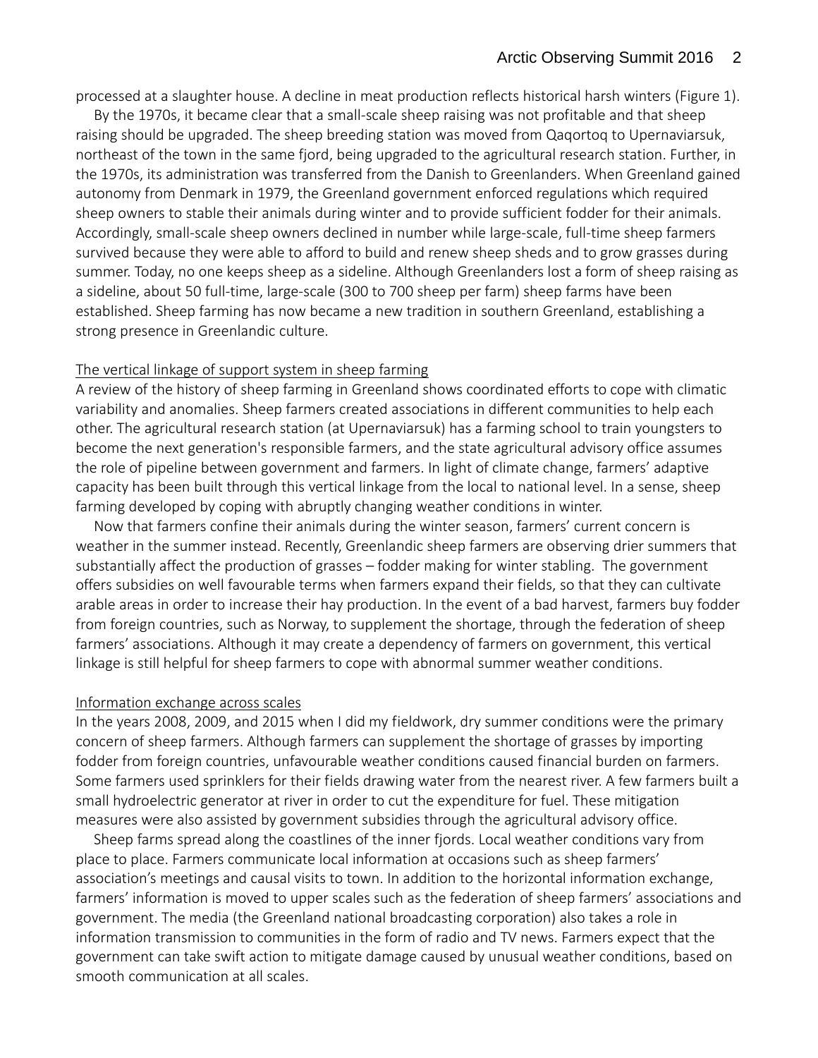processed at a slaughter house. A decline in meat production reflects historical harsh winters (Figure 1).

By the 1970s, it became clear that a small-scale sheep raising was not profitable and that sheep raising should be upgraded. The sheep breeding station was moved from Qaqortoq to Upernaviarsuk, northeast of the town in the same fjord, being upgraded to the agricultural research station. Further, in the 1970s, its administration was transferred from the Danish to Greenlanders. When Greenland gained autonomy from Denmark in 1979, the Greenland government enforced regulations which required sheep owners to stable their animals during winter and to provide sufficient fodder for their animals. Accordingly, small-scale sheep owners declined in number while large-scale, full-time sheep farmers survived because they were able to afford to build and renew sheep sheds and to grow grasses during summer. Today, no one keeps sheep as a sideline. Although Greenlanders lost a form of sheep raising as a sideline, about 50 full-time, large-scale (300 to 700 sheep per farm) sheep farms have been established. Sheep farming has now became a new tradition in southern Greenland, establishing a strong presence in Greenlandic culture.

The vertical linkage of support system in sheep farming

A review of the history of sheep farming in Greenland shows coordinated efforts to cope with climatic variability and anomalies. Sheep farmers created associations in different communities to help each other. The agricultural research station (at Upernaviarsuk) has a farming school to train youngsters to become the next generation's responsible farmers, and the state agricultural advisory office assumes the role of pipeline between government and farmers. In light of climate change, farmers' adaptive capacity has been built through this vertical linkage from the local to national level. In a sense, sheep farming developed by coping with abruptly changing weather conditions in winter.

Now that farmers confine their animals during the winter season, farmers' current concern is weather in the summer instead. Recently, Greenlandic sheep farmers are observing drier summers that substantially affect the production of grasses – fodder making for winter stabling. The government offers subsidies on well favourable terms when farmers expand their fields, so that they can cultivate arable areas in order to increase their hay production. In the event of a bad harvest, farmers buy fodder from foreign countries, such as Norway, to supplement the shortage, through the federation of sheep farmers' associations. Although it may create a dependency of farmers on government, this vertical linkage is still helpful for sheep farmers to cope with abnormal summer weather conditions.

Information exchange across scales

In the years 2008, 2009, and 2015 when I did my fieldwork, dry summer conditions were the primary concern of sheep farmers. Although farmers can supplement the shortage of grasses by importing fodder from foreign countries, unfavourable weather conditions caused financial burden on farmers. Some farmers used sprinklers for their fields drawing water from the nearest river. A few farmers built a small hydroelectric generator at river in order to cut the expenditure for fuel. These mitigation measures were also assisted by government subsidies through the agricultural advisory office.

Sheep farms spread along the coastlines of the inner fjords. Local weather conditions vary from place to place. Farmers communicate local information at occasions such as sheep farmers' association's meetings and causal visits to town. In addition to the horizontal information exchange, farmers' information is moved to upper scales such as the federation of sheep farmers' associations and government. The media (the Greenland national broadcasting corporation) also takes a role in information transmission to communities in the form of radio and TV news. Farmers expect that the government can take swift action to mitigate damage caused by unusual weather conditions, based on smooth communication at all scales.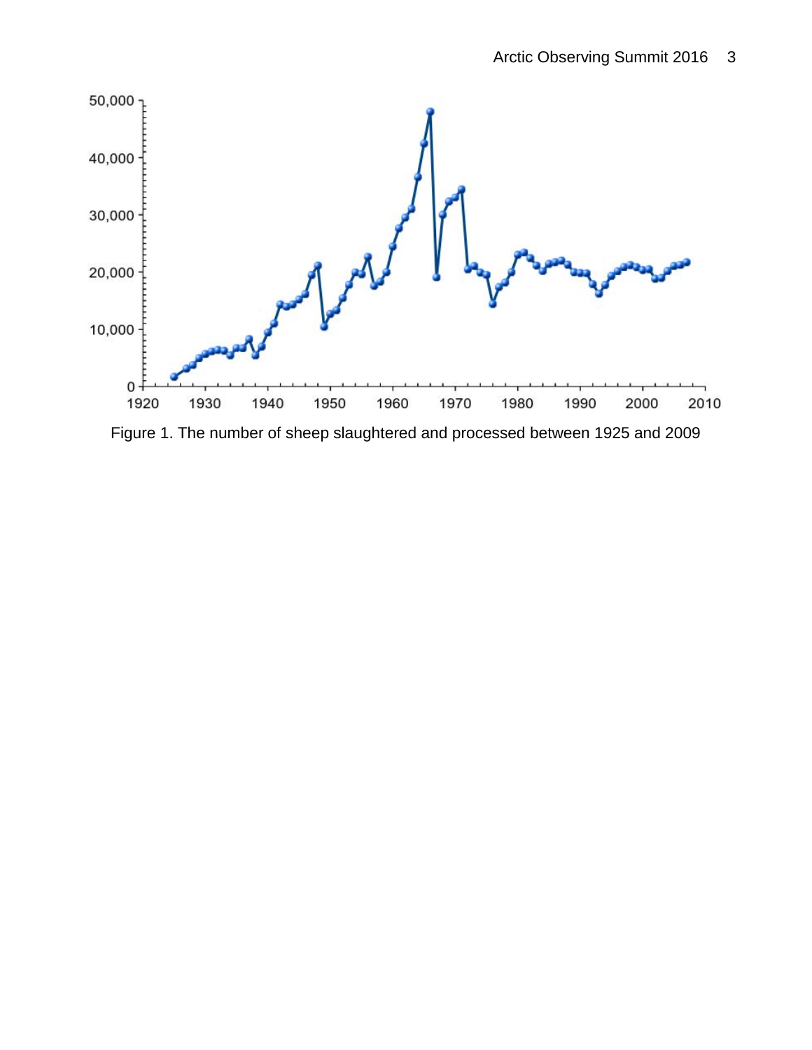50,000
40,000
30,000
20,000
10,000
0

1920 1930 1940 1950 1960 1970 1980 1990 2000 2010

Figure 1. The number of sheep slaughtered and processed between 1925 and 2009